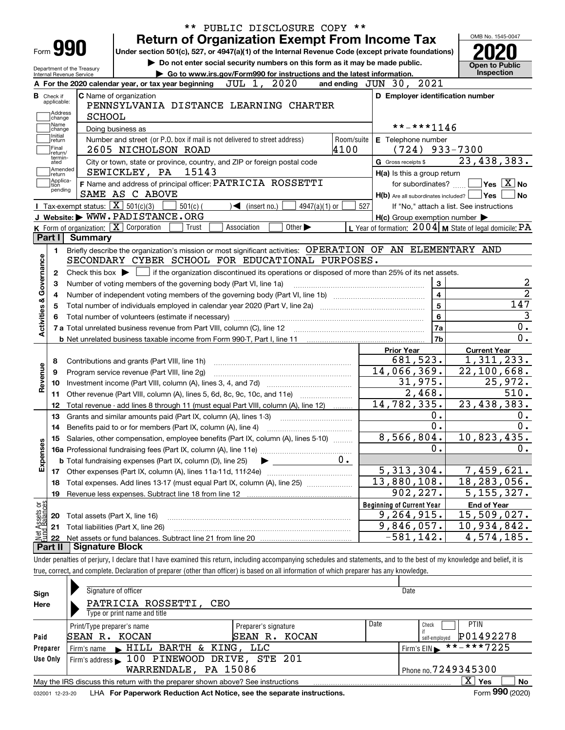\*\* PUBLIC DISCLOSURE COPY \*\*

# Form 990 — Return of Organization Exempt From Income Tax

Under section 501(c), 527, or 4947(a)(1) of the Internal Revenue Code (except private foundations)

▶ Do not enter social security numbers on this form as it may be made public.

▶ Go to www.irs.gov/Form990 for instructions and the latest information.

Department of the Treasury, Internal Revenue Service

OMB No. 1545-0047 — **2020** — Open to Public Inspection

**A** For the 2020 calendar year, or tax year beginning JUL 1, 2020 and ending JUN 30, 2021

**B** Check if applicable: Address change, Name change, Initial return, Final return/terminated, Amended return, Application pending

**C** Name of organization: PENNSYLVANIA DISTANCE LEARNING CHARTER SCHOOL

Doing business as

Number and street (or P.O. box if mail is not delivered to street address): 2605 NICHOLSON ROAD — Room/suite: 4100

City or town, state or province, country, and ZIP or foreign postal code: SEWICKLEY, PA 15143

**D** Employer identification number: \*\*-\*\*\*1146

**E** Telephone number: (724) 933-7300

**G** Gross receipts $ 23,438,383.

**F** Name and address of principal officer: PATRICIA ROSSETTI, SAME AS C ABOVE

**H(a)** Is this a group return for subordinates? Yes [ ] No [X]

**H(b)** Are all subordinates included? Yes [ ] No [ ] — If "No," attach a list. See instructions

**H(c)** Group exemption number ▶

**I** Tax-exempt status: [X] 501(c)(3) [ ] 501(c) ( ) ◀ (insert no.) [ ] 4947(a)(1) or [ ] 527

**J** Website: ▶ WWW.PADISTANCE.ORG

**K** Form of organization: [X] Corporation [ ] Trust [ ] Association [ ] Other ▶

**L** Year of formation: 2004 **M** State of legal domicile: PA

## Part I Summary

**Activities & Governance**

1. Briefly describe the organization's mission or most significant activities: OPERATION OF AN ELEMENTARY AND SECONDARY CYBER SCHOOL FOR EDUCATIONAL PURPOSES.
2. Check this box ▶ [ ] if the organization discontinued its operations or disposed of more than 25% of its net assets.

| Line | Description | | Value |
|---|---|---|---|
| 3 | Number of voting members of the governing body (Part VI, line 1a) | 3 | 2 |
| 4 | Number of independent voting members of the governing body (Part VI, line 1b) | 4 | 2 |
| 5 | Total number of individuals employed in calendar year 2020 (Part V, line 2a) | 5 | 147 |
| 6 | Total number of volunteers (estimate if necessary) | 6 | 3 |
| 7a | Total unrelated business revenue from Part VIII, column (C), line 12 | 7a | 0. |
| 7b | Net unrelated business taxable income from Form 990-T, Part I, line 11 | 7b | 0. |

**Revenue / Expenses**

| Line | Description | Prior Year | Current Year |
|---|---|---|---|
| 8 | Contributions and grants (Part VIII, line 1h) | 681,523. | 1,311,233. |
| 9 | Program service revenue (Part VIII, line 2g) | 14,066,369. | 22,100,668. |
| 10 | Investment income (Part VIII, column (A), lines 3, 4, and 7d) | 31,975. | 25,972. |
| 11 | Other revenue (Part VIII, column (A), lines 5, 6d, 8c, 9c, 10c, and 11e) | 2,468. | 510. |
| 12 | Total revenue - add lines 8 through 11 (must equal Part VIII, column (A), line 12) | 14,782,335. | 23,438,383. |
| 13 | Grants and similar amounts paid (Part IX, column (A), lines 1-3) | 0. | 0. |
| 14 | Benefits paid to or for members (Part IX, column (A), line 4) | 0. | 0. |
| 15 | Salaries, other compensation, employee benefits (Part IX, column (A), lines 5-10) | 8,566,804. | 10,823,435. |
| 16a | Professional fundraising fees (Part IX, column (A), line 11e) | 0. | 0. |
| b | Total fundraising expenses (Part IX, column (D), line 25) ▶ 0. | | |
| 17 | Other expenses (Part IX, column (A), lines 11a-11d, 11f-24e) | 5,313,304. | 7,459,621. |
| 18 | Total expenses. Add lines 13-17 (must equal Part IX, column (A), line 25) | 13,880,108. | 18,283,056. |
| 19 | Revenue less expenses. Subtract line 18 from line 12 | 902,227. | 5,155,327. |

**Net Assets or Fund Balances**

| Line | Description | Beginning of Current Year | End of Year |
|---|---|---|---|
| 20 | Total assets (Part X, line 16) | 9,264,915. | 15,509,027. |
| 21 | Total liabilities (Part X, line 26) | 9,846,057. | 10,934,842. |
| 22 | Net assets or fund balances. Subtract line 21 from line 20 | -581,142. | 4,574,185. |

## Part II Signature Block

Under penalties of perjury, I declare that I have examined this return, including accompanying schedules and statements, and to the best of my knowledge and belief, it is true, correct, and complete. Declaration of preparer (other than officer) is based on all information of which preparer has any knowledge.

**Sign Here** — Signature of officer / Date

PATRICIA ROSSETTI, CEO — Type or print name and title

**Paid Preparer Use Only**

| Print/Type preparer's name | Preparer's signature | Date | Check if self-employed | PTIN |
|---|---|---|---|---|
| SEAN R. KOCAN | SEAN R. KOCAN | | [ ] | P01492278 |

Firm's name ▶ HILL BARTH & KING, LLC — Firm's EIN ▶ \*\*-\*\*\*7225

Firm's address ▶ 100 PINEWOOD DRIVE, STE 201, WARRENDALE, PA 15086 — Phone no. 7249345300

May the IRS discuss this return with the preparer shown above? See instructions [X] Yes [ ] No

LHA For Paperwork Reduction Act Notice, see the separate instructions. Form **990** (2020)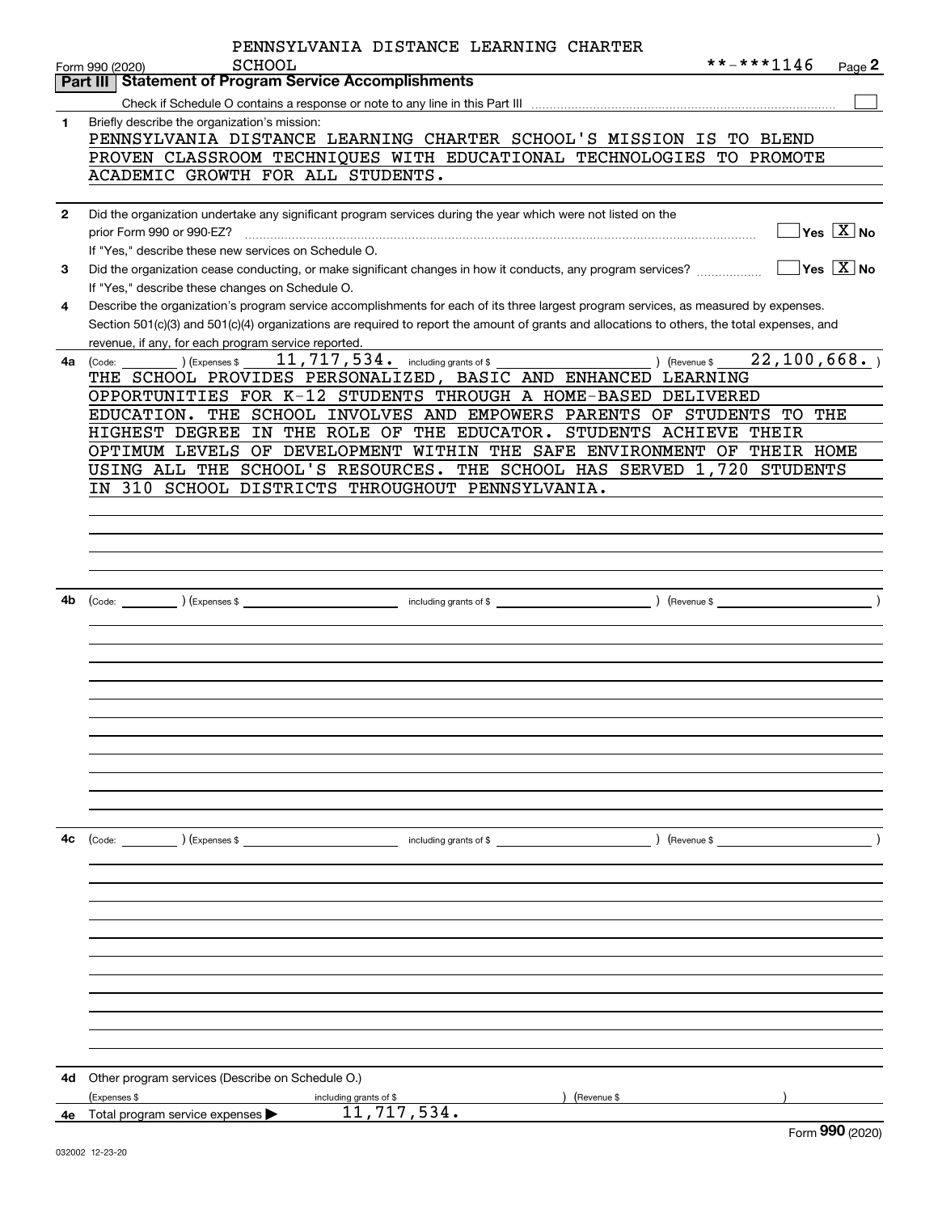PENNSYLVANIA DISTANCE LEARNING CHARTER SCHOOL **-***1146

Form 990 (2020) Page 2

## Part III Statement of Program Service Accomplishments

Check if Schedule O contains a response or note to any line in this Part III ☐

**1** Briefly describe the organization's mission:

PENNSYLVANIA DISTANCE LEARNING CHARTER SCHOOL'S MISSION IS TO BLEND PROVEN CLASSROOM TECHNIQUES WITH EDUCATIONAL TECHNOLOGIES TO PROMOTE ACADEMIC GROWTH FOR ALL STUDENTS.

**2** Did the organization undertake any significant program services during the year which were not listed on the prior Form 990 or 990-EZ? ☐ Yes ☒ No

If "Yes," describe these new services on Schedule O.

**3** Did the organization cease conducting, or make significant changes in how it conducts, any program services? ☐ Yes ☒ No

If "Yes," describe these changes on Schedule O.

**4** Describe the organization's program service accomplishments for each of its three largest program services, as measured by expenses. Section 501(c)(3) and 501(c)(4) organizations are required to report the amount of grants and allocations to others, the total expenses, and revenue, if any, for each program service reported.

**4a** (Code: ) (Expenses $ 11,717,534. including grants of $ ) (Revenue $ 22,100,668. )

THE SCHOOL PROVIDES PERSONALIZED, BASIC AND ENHANCED LEARNING OPPORTUNITIES FOR K-12 STUDENTS THROUGH A HOME-BASED DELIVERED EDUCATION. THE SCHOOL INVOLVES AND EMPOWERS PARENTS OF STUDENTS TO THE HIGHEST DEGREE IN THE ROLE OF THE EDUCATOR. STUDENTS ACHIEVE THEIR OPTIMUM LEVELS OF DEVELOPMENT WITHIN THE SAFE ENVIRONMENT OF THEIR HOME USING ALL THE SCHOOL'S RESOURCES. THE SCHOOL HAS SERVED 1,720 STUDENTS IN 310 SCHOOL DISTRICTS THROUGHOUT PENNSYLVANIA.

**4b** (Code: ) (Expenses $ including grants of $ ) (Revenue $ )

**4c** (Code: ) (Expenses $ including grants of $ ) (Revenue $ )

**4d** Other program services (Describe on Schedule O.)

(Expenses $ including grants of $ ) (Revenue $ )

**4e** Total program service expenses ▶ 11,717,534.

Form **990** (2020)

032002 12-23-20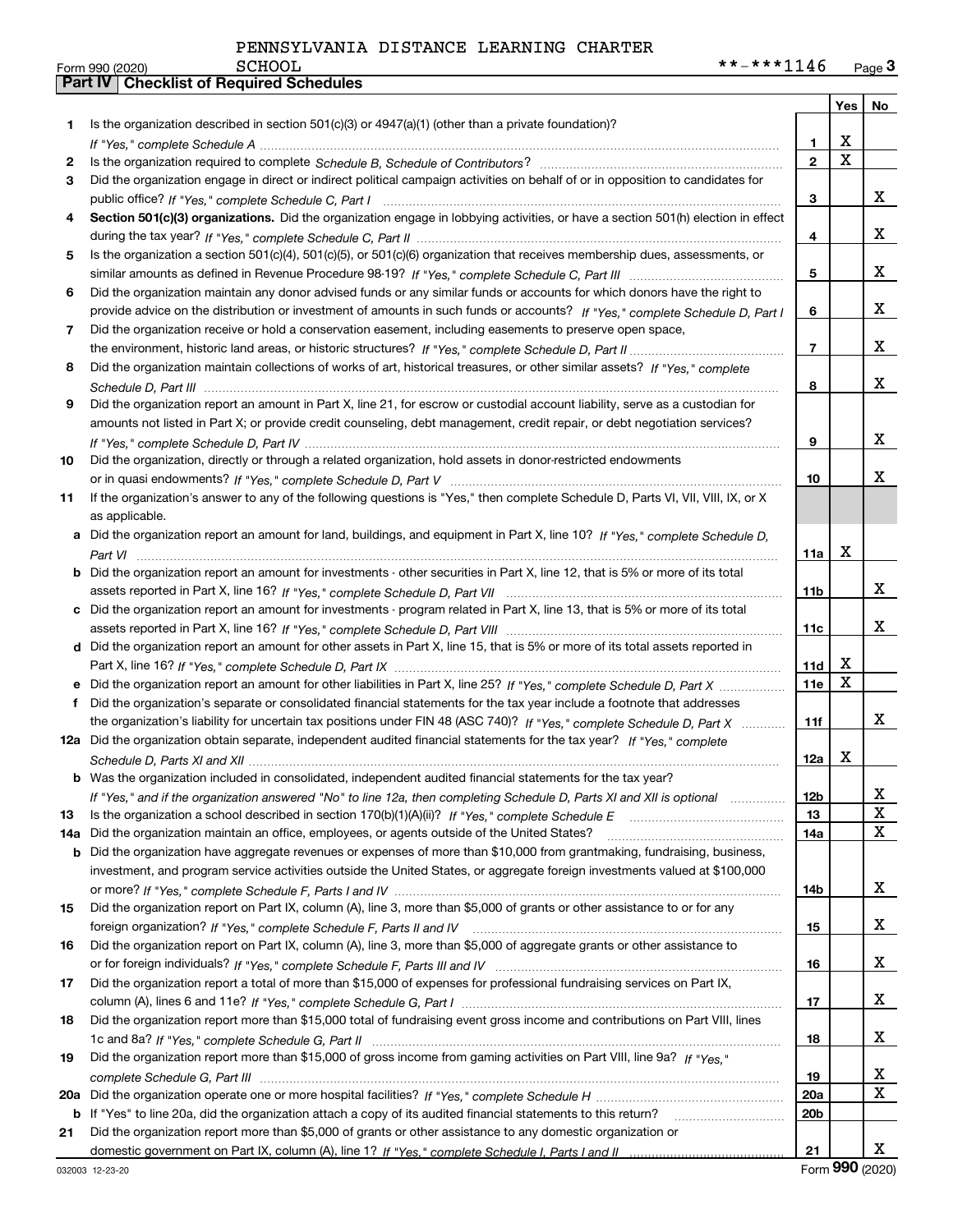PENNSYLVANIA DISTANCE LEARNING CHARTER SCHOOL **-***1146

Form 990 (2020)

## Part IV | Checklist of Required Schedules

| | | | Yes | No |
|---|---|---|---|---|
| 1 | Is the organization described in section 501(c)(3) or 4947(a)(1) (other than a private foundation)? *If "Yes," complete Schedule A* | 1 | X | |
| 2 | Is the organization required to complete *Schedule B, Schedule of Contributors*? | 2 | X | |
| 3 | Did the organization engage in direct or indirect political campaign activities on behalf of or in opposition to candidates for public office? *If "Yes," complete Schedule C, Part I* | 3 | | X |
| 4 | **Section 501(c)(3) organizations.** Did the organization engage in lobbying activities, or have a section 501(h) election in effect during the tax year? *If "Yes," complete Schedule C, Part II* | 4 | | X |
| 5 | Is the organization a section 501(c)(4), 501(c)(5), or 501(c)(6) organization that receives membership dues, assessments, or similar amounts as defined in Revenue Procedure 98-19? *If "Yes," complete Schedule C, Part III* | 5 | | X |
| 6 | Did the organization maintain any donor advised funds or any similar funds or accounts for which donors have the right to provide advice on the distribution or investment of amounts in such funds or accounts? *If "Yes," complete Schedule D, Part I* | 6 | | X |
| 7 | Did the organization receive or hold a conservation easement, including easements to preserve open space, the environment, historic land areas, or historic structures? *If "Yes," complete Schedule D, Part II* | 7 | | X |
| 8 | Did the organization maintain collections of works of art, historical treasures, or other similar assets? *If "Yes," complete Schedule D, Part III* | 8 | | X |
| 9 | Did the organization report an amount in Part X, line 21, for escrow or custodial account liability, serve as a custodian for amounts not listed in Part X; or provide credit counseling, debt management, credit repair, or debt negotiation services? *If "Yes," complete Schedule D, Part IV* | 9 | | X |
| 10 | Did the organization, directly or through a related organization, hold assets in donor-restricted endowments or in quasi endowments? *If "Yes," complete Schedule D, Part V* | 10 | | X |
| 11 | If the organization's answer to any of the following questions is "Yes," then complete Schedule D, Parts VI, VII, VIII, IX, or X as applicable. | | | |
| a | Did the organization report an amount for land, buildings, and equipment in Part X, line 10? *If "Yes," complete Schedule D, Part VI* | 11a | X | |
| b | Did the organization report an amount for investments - other securities in Part X, line 12, that is 5% or more of its total assets reported in Part X, line 16? *If "Yes," complete Schedule D, Part VII* | 11b | | X |
| c | Did the organization report an amount for investments - program related in Part X, line 13, that is 5% or more of its total assets reported in Part X, line 16? *If "Yes," complete Schedule D, Part VIII* | 11c | | X |
| d | Did the organization report an amount for other assets in Part X, line 15, that is 5% or more of its total assets reported in Part X, line 16? *If "Yes," complete Schedule D, Part IX* | 11d | X | |
| e | Did the organization report an amount for other liabilities in Part X, line 25? *If "Yes," complete Schedule D, Part X* | 11e | X | |
| f | Did the organization's separate or consolidated financial statements for the tax year include a footnote that addresses the organization's liability for uncertain tax positions under FIN 48 (ASC 740)? *If "Yes," complete Schedule D, Part X* | 11f | | X |
| 12a | Did the organization obtain separate, independent audited financial statements for the tax year? *If "Yes," complete Schedule D, Parts XI and XII* | 12a | X | |
| b | Was the organization included in consolidated, independent audited financial statements for the tax year? *If "Yes," and if the organization answered "No" to line 12a, then completing Schedule D, Parts XI and XII is optional* | 12b | | X |
| 13 | Is the organization a school described in section 170(b)(1)(A)(ii)? *If "Yes," complete Schedule E* | 13 | | X |
| 14a | Did the organization maintain an office, employees, or agents outside of the United States? | 14a | | X |
| b | Did the organization have aggregate revenues or expenses of more than $10,000 from grantmaking, fundraising, business, investment, and program service activities outside the United States, or aggregate foreign investments valued at $100,000 or more? *If "Yes," complete Schedule F, Parts I and IV* | 14b | | X |
| 15 | Did the organization report on Part IX, column (A), line 3, more than $5,000 of grants or other assistance to or for any foreign organization? *If "Yes," complete Schedule F, Parts II and IV* | 15 | | X |
| 16 | Did the organization report on Part IX, column (A), line 3, more than $5,000 of aggregate grants or other assistance to or for foreign individuals? *If "Yes," complete Schedule F, Parts III and IV* | 16 | | X |
| 17 | Did the organization report a total of more than $15,000 of expenses for professional fundraising services on Part IX, column (A), lines 6 and 11e? *If "Yes," complete Schedule G, Part I* | 17 | | X |
| 18 | Did the organization report more than $15,000 total of fundraising event gross income and contributions on Part VIII, lines 1c and 8a? *If "Yes," complete Schedule G, Part II* | 18 | | X |
| 19 | Did the organization report more than $15,000 of gross income from gaming activities on Part VIII, line 9a? *If "Yes," complete Schedule G, Part III* | 19 | | X |
| 20a | Did the organization operate one or more hospital facilities? *If "Yes," complete Schedule H* | 20a | | X |
| b | If "Yes" to line 20a, did the organization attach a copy of its audited financial statements to this return? | 20b | | |
| 21 | Did the organization report more than $5,000 of grants or other assistance to any domestic organization or domestic government on Part IX, column (A), line 1? *If "Yes," complete Schedule I, Parts I and II* | 21 | | X |

032003 12-23-20 Form **990** (2020)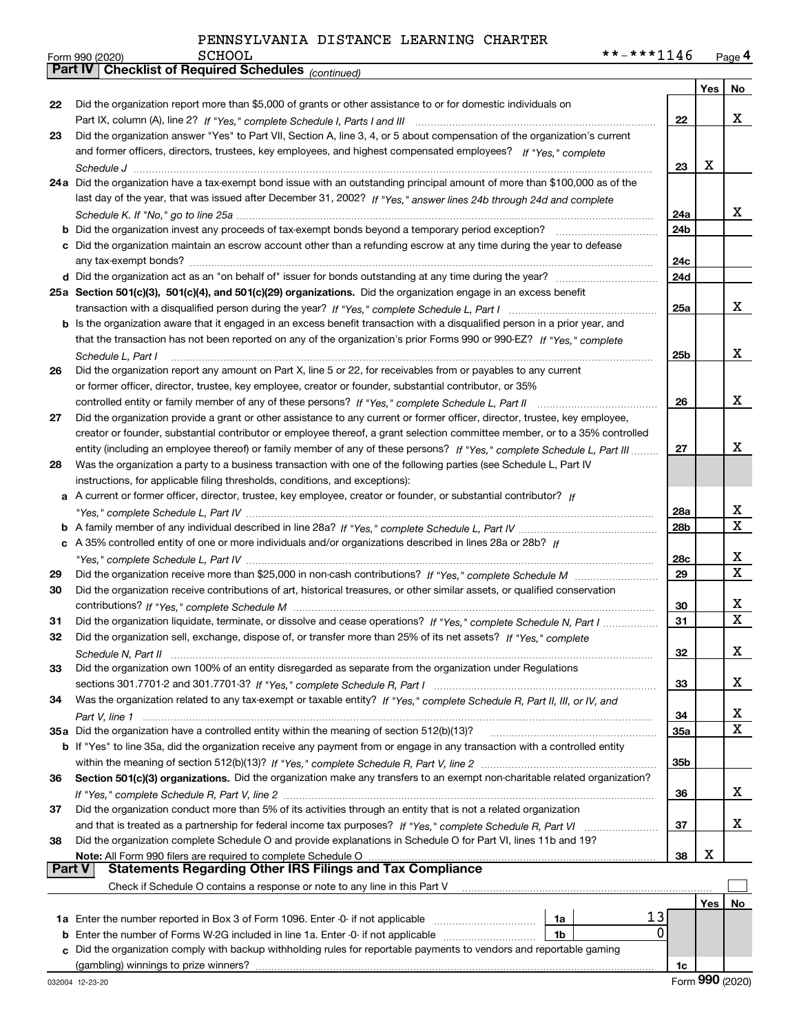PENNSYLVANIA DISTANCE LEARNING CHARTER SCHOOL

Form 990 (2020) **-***1146 Page 4

## Part IV Checklist of Required Schedules *(continued)*

| | | | Yes | No |
|---|---|---|---|---|
| 22 | Did the organization report more than $5,000 of grants or other assistance to or for domestic individuals on Part IX, column (A), line 2? *If "Yes," complete Schedule I, Parts I and III* | 22 | | X |
| 23 | Did the organization answer "Yes" to Part VII, Section A, line 3, 4, or 5 about compensation of the organization's current and former officers, directors, trustees, key employees, and highest compensated employees? *If "Yes," complete Schedule J* | 23 | X | |
| 24a | Did the organization have a tax-exempt bond issue with an outstanding principal amount of more than $100,000 as of the last day of the year, that was issued after December 31, 2002? *If "Yes," answer lines 24b through 24d and complete Schedule K. If "No," go to line 25a* | 24a | | X |
| b | Did the organization invest any proceeds of tax-exempt bonds beyond a temporary period exception? | 24b | | |
| c | Did the organization maintain an escrow account other than a refunding escrow at any time during the year to defease any tax-exempt bonds? | 24c | | |
| d | Did the organization act as an "on behalf of" issuer for bonds outstanding at any time during the year? | 24d | | |
| 25a | **Section 501(c)(3), 501(c)(4), and 501(c)(29) organizations.** Did the organization engage in an excess benefit transaction with a disqualified person during the year? *If "Yes," complete Schedule L, Part I* | 25a | | X |
| b | Is the organization aware that it engaged in an excess benefit transaction with a disqualified person in a prior year, and that the transaction has not been reported on any of the organization's prior Forms 990 or 990-EZ? *If "Yes," complete Schedule L, Part I* | 25b | | X |
| 26 | Did the organization report any amount on Part X, line 5 or 22, for receivables from or payables to any current or former officer, director, trustee, key employee, creator or founder, substantial contributor, or 35% controlled entity or family member of any of these persons? *If "Yes," complete Schedule L, Part II* | 26 | | X |
| 27 | Did the organization provide a grant or other assistance to any current or former officer, director, trustee, key employee, creator or founder, substantial contributor or employee thereof, a grant selection committee member, or to a 35% controlled entity (including an employee thereof) or family member of any of these persons? *If "Yes," complete Schedule L, Part III* | 27 | | X |
| 28 | Was the organization a party to a business transaction with one of the following parties (see Schedule L, Part IV instructions, for applicable filing thresholds, conditions, and exceptions): | | | |
| a | A current or former officer, director, trustee, key employee, creator or founder, or substantial contributor? *If "Yes," complete Schedule L, Part IV* | 28a | | X |
| b | A family member of any individual described in line 28a? *If "Yes," complete Schedule L, Part IV* | 28b | | X |
| c | A 35% controlled entity of one or more individuals and/or organizations described in lines 28a or 28b? *If "Yes," complete Schedule L, Part IV* | 28c | | X |
| 29 | Did the organization receive more than $25,000 in non-cash contributions? *If "Yes," complete Schedule M* | 29 | | X |
| 30 | Did the organization receive contributions of art, historical treasures, or other similar assets, or qualified conservation contributions? *If "Yes," complete Schedule M* | 30 | | X |
| 31 | Did the organization liquidate, terminate, or dissolve and cease operations? *If "Yes," complete Schedule N, Part I* | 31 | | X |
| 32 | Did the organization sell, exchange, dispose of, or transfer more than 25% of its net assets? *If "Yes," complete Schedule N, Part II* | 32 | | X |
| 33 | Did the organization own 100% of an entity disregarded as separate from the organization under Regulations sections 301.7701-2 and 301.7701-3? *If "Yes," complete Schedule R, Part I* | 33 | | X |
| 34 | Was the organization related to any tax-exempt or taxable entity? *If "Yes," complete Schedule R, Part II, III, or IV, and Part V, line 1* | 34 | | X |
| 35a | Did the organization have a controlled entity within the meaning of section 512(b)(13)? | 35a | | X |
| b | If "Yes" to line 35a, did the organization receive any payment from or engage in any transaction with a controlled entity within the meaning of section 512(b)(13)? *If "Yes," complete Schedule R, Part V, line 2* | 35b | | |
| 36 | **Section 501(c)(3) organizations.** Did the organization make any transfers to an exempt non-charitable related organization? *If "Yes," complete Schedule R, Part V, line 2* | 36 | | X |
| 37 | Did the organization conduct more than 5% of its activities through an entity that is not a related organization and that is treated as a partnership for federal income tax purposes? *If "Yes," complete Schedule R, Part VI* | 37 | | X |
| 38 | Did the organization complete Schedule O and provide explanations in Schedule O for Part VI, lines 11b and 19? **Note:** All Form 990 filers are required to complete Schedule O | 38 | X | |

## Part V Statements Regarding Other IRS Filings and Tax Compliance

Check if Schedule O contains a response or note to any line in this Part V ☐

| | | | | | Yes | No |
|---|---|---|---|---|---|---|
| 1a | Enter the number reported in Box 3 of Form 1096. Enter -0- if not applicable | 1a | 13 | | | |
| b | Enter the number of Forms W-2G included in line 1a. Enter -0- if not applicable | 1b | 0 | | | |
| c | Did the organization comply with backup withholding rules for reportable payments to vendors and reportable gaming (gambling) winnings to prize winners? | | | 1c | | |

032004 12-23-20 Form 990 (2020)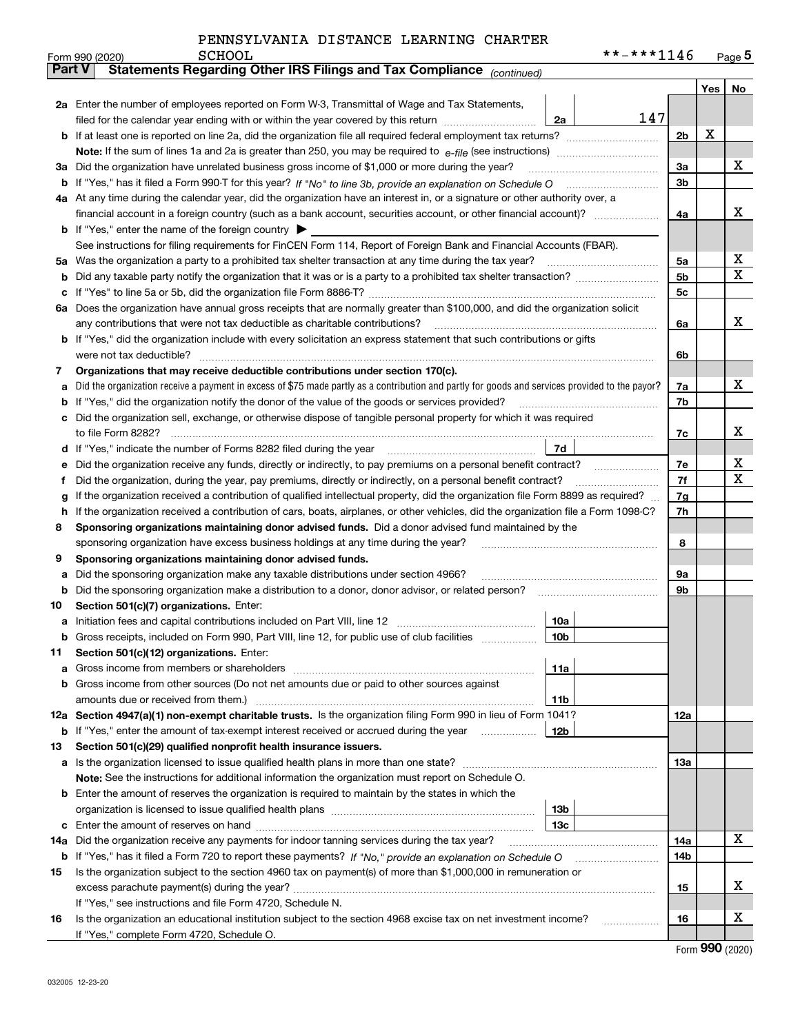PENNSYLVANIA DISTANCE LEARNING CHARTER SCHOOL

Form 990 (2020) **-***1146 Page 5

**Part V Statements Regarding Other IRS Filings and Tax Compliance** *(continued)*

| | | | | | Yes | No |
|---|---|---|---|---|---|---|
| **2a** | Enter the number of employees reported on Form W-3, Transmittal of Wage and Tax Statements, filed for the calendar year ending with or within the year covered by this return | 2a | 147 | | | |
| **b** | If at least one is reported on line 2a, did the organization file all required federal employment tax returns? | | | 2b | X | |
| | **Note:** If the sum of lines 1a and 2a is greater than 250, you may be required to *e-file* (see instructions) | | | | | |
| **3a** | Did the organization have unrelated business gross income of $1,000 or more during the year? | | | 3a | | X |
| **b** | If "Yes," has it filed a Form 990-T for this year? *If "No" to line 3b, provide an explanation on Schedule O* | | | 3b | | |
| **4a** | At any time during the calendar year, did the organization have an interest in, or a signature or other authority over, a financial account in a foreign country (such as a bank account, securities account, or other financial account)? | | | 4a | | X |
| **b** | If "Yes," enter the name of the foreign country ▶ | | | | | |
| | See instructions for filing requirements for FinCEN Form 114, Report of Foreign Bank and Financial Accounts (FBAR). | | | | | |
| **5a** | Was the organization a party to a prohibited tax shelter transaction at any time during the tax year? | | | 5a | | X |
| **b** | Did any taxable party notify the organization that it was or is a party to a prohibited tax shelter transaction? | | | 5b | | X |
| **c** | If "Yes" to line 5a or 5b, did the organization file Form 8886-T? | | | 5c | | |
| **6a** | Does the organization have annual gross receipts that are normally greater than $100,000, and did the organization solicit any contributions that were not tax deductible as charitable contributions? | | | 6a | | X |
| **b** | If "Yes," did the organization include with every solicitation an express statement that such contributions or gifts were not tax deductible? | | | 6b | | |
| **7** | **Organizations that may receive deductible contributions under section 170(c).** | | | | | |
| **a** | Did the organization receive a payment in excess of $75 made partly as a contribution and partly for goods and services provided to the payor? | | | 7a | | X |
| **b** | If "Yes," did the organization notify the donor of the value of the goods or services provided? | | | 7b | | |
| **c** | Did the organization sell, exchange, or otherwise dispose of tangible personal property for which it was required to file Form 8282? | | | 7c | | X |
| **d** | If "Yes," indicate the number of Forms 8282 filed during the year | 7d | | | | |
| **e** | Did the organization receive any funds, directly or indirectly, to pay premiums on a personal benefit contract? | | | 7e | | X |
| **f** | Did the organization, during the year, pay premiums, directly or indirectly, on a personal benefit contract? | | | 7f | | X |
| **g** | If the organization received a contribution of qualified intellectual property, did the organization file Form 8899 as required? | | | 7g | | |
| **h** | If the organization received a contribution of cars, boats, airplanes, or other vehicles, did the organization file a Form 1098-C? | | | 7h | | |
| **8** | **Sponsoring organizations maintaining donor advised funds.** Did a donor advised fund maintained by the sponsoring organization have excess business holdings at any time during the year? | | | 8 | | |
| **9** | **Sponsoring organizations maintaining donor advised funds.** | | | | | |
| **a** | Did the sponsoring organization make any taxable distributions under section 4966? | | | 9a | | |
| **b** | Did the sponsoring organization make a distribution to a donor, donor advisor, or related person? | | | 9b | | |
| **10** | **Section 501(c)(7) organizations.** Enter: | | | | | |
| **a** | Initiation fees and capital contributions included on Part VIII, line 12 | 10a | | | | |
| **b** | Gross receipts, included on Form 990, Part VIII, line 12, for public use of club facilities | 10b | | | | |
| **11** | **Section 501(c)(12) organizations.** Enter: | | | | | |
| **a** | Gross income from members or shareholders | 11a | | | | |
| **b** | Gross income from other sources (Do not net amounts due or paid to other sources against amounts due or received from them.) | 11b | | | | |
| **12a** | **Section 4947(a)(1) non-exempt charitable trusts.** Is the organization filing Form 990 in lieu of Form 1041? | | | 12a | | |
| **b** | If "Yes," enter the amount of tax-exempt interest received or accrued during the year | 12b | | | | |
| **13** | **Section 501(c)(29) qualified nonprofit health insurance issuers.** | | | | | |
| **a** | Is the organization licensed to issue qualified health plans in more than one state? | | | 13a | | |
| | **Note:** See the instructions for additional information the organization must report on Schedule O. | | | | | |
| **b** | Enter the amount of reserves the organization is required to maintain by the states in which the organization is licensed to issue qualified health plans | 13b | | | | |
| **c** | Enter the amount of reserves on hand | 13c | | | | |
| **14a** | Did the organization receive any payments for indoor tanning services during the tax year? | | | 14a | | X |
| **b** | If "Yes," has it filed a Form 720 to report these payments? *If "No," provide an explanation on Schedule O* | | | 14b | | |
| **15** | Is the organization subject to the section 4960 tax on payment(s) of more than $1,000,000 in remuneration or excess parachute payment(s) during the year? | | | 15 | | X |
| | If "Yes," see instructions and file Form 4720, Schedule N. | | | | | |
| **16** | Is the organization an educational institution subject to the section 4968 excise tax on net investment income? | | | 16 | | X |
| | If "Yes," complete Form 4720, Schedule O. | | | | | |

Form **990** (2020)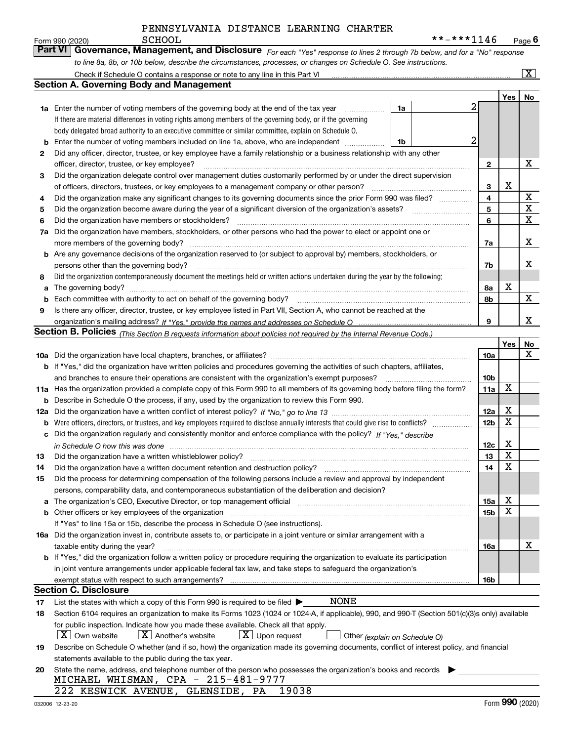PENNSYLVANIA DISTANCE LEARNING CHARTER SCHOOL **-***1146

Form 990 (2020) Page 6

## Part VI Governance, Management, and Disclosure

*For each "Yes" response to lines 2 through 7b below, and for a "No" response to line 8a, 8b, or 10b below, describe the circumstances, processes, or changes on Schedule O. See instructions.*

Check if Schedule O contains a response or note to any line in this Part VI [X]

### Section A. Governing Body and Management

| | | | | Yes | No |
|---|---|---|---|---|---|
| **1a** | Enter the number of voting members of the governing body at the end of the tax year (1a) | 2 | | | |
| | If there are material differences in voting rights among members of the governing body, or if the governing body delegated broad authority to an executive committee or similar committee, explain on Schedule O. | | | | |
| **b** | Enter the number of voting members included on line 1a, above, who are independent (1b) | 2 | | | |
| **2** | Did any officer, director, trustee, or key employee have a family relationship or a business relationship with any other officer, director, trustee, or key employee? | | 2 | | X |
| **3** | Did the organization delegate control over management duties customarily performed by or under the direct supervision of officers, directors, trustees, or key employees to a management company or other person? | | 3 | X | |
| **4** | Did the organization make any significant changes to its governing documents since the prior Form 990 was filed? | | 4 | | X |
| **5** | Did the organization become aware during the year of a significant diversion of the organization's assets? | | 5 | | X |
| **6** | Did the organization have members or stockholders? | | 6 | | X |
| **7a** | Did the organization have members, stockholders, or other persons who had the power to elect or appoint one or more members of the governing body? | | 7a | | X |
| **b** | Are any governance decisions of the organization reserved to (or subject to approval by) members, stockholders, or persons other than the governing body? | | 7b | | X |
| **8** | Did the organization contemporaneously document the meetings held or written actions undertaken during the year by the following: | | | | |
| **a** | The governing body? | | 8a | X | |
| **b** | Each committee with authority to act on behalf of the governing body? | | 8b | | X |
| **9** | Is there any officer, director, trustee, or key employee listed in Part VII, Section A, who cannot be reached at the organization's mailing address? *If "Yes," provide the names and addresses on Schedule O* | | 9 | | X |

### Section B. Policies *(This Section B requests information about policies not required by the Internal Revenue Code.)*

| | | | Yes | No |
|---|---|---|---|---|
| **10a** | Did the organization have local chapters, branches, or affiliates? | 10a | | X |
| **b** | If "Yes," did the organization have written policies and procedures governing the activities of such chapters, affiliates, and branches to ensure their operations are consistent with the organization's exempt purposes? | 10b | | |
| **11a** | Has the organization provided a complete copy of this Form 990 to all members of its governing body before filing the form? | 11a | X | |
| **b** | Describe in Schedule O the process, if any, used by the organization to review this Form 990. | | | |
| **12a** | Did the organization have a written conflict of interest policy? *If "No," go to line 13* | 12a | X | |
| **b** | Were officers, directors, or trustees, and key employees required to disclose annually interests that could give rise to conflicts? | 12b | X | |
| **c** | Did the organization regularly and consistently monitor and enforce compliance with the policy? *If "Yes," describe in Schedule O how this was done* | 12c | X | |
| **13** | Did the organization have a written whistleblower policy? | 13 | X | |
| **14** | Did the organization have a written document retention and destruction policy? | 14 | X | |
| **15** | Did the process for determining compensation of the following persons include a review and approval by independent persons, comparability data, and contemporaneous substantiation of the deliberation and decision? | | | |
| **a** | The organization's CEO, Executive Director, or top management official | 15a | X | |
| **b** | Other officers or key employees of the organization | 15b | X | |
| | If "Yes" to line 15a or 15b, describe the process in Schedule O (see instructions). | | | |
| **16a** | Did the organization invest in, contribute assets to, or participate in a joint venture or similar arrangement with a taxable entity during the year? | 16a | | X |
| **b** | If "Yes," did the organization follow a written policy or procedure requiring the organization to evaluate its participation in joint venture arrangements under applicable federal tax law, and take steps to safeguard the organization's exempt status with respect to such arrangements? | 16b | | |

### Section C. Disclosure

**17** List the states with which a copy of this Form 990 is required to be filed ▶ NONE

**18** Section 6104 requires an organization to make its Forms 1023 (1024 or 1024-A, if applicable), 990, and 990-T (Section 501(c)(3)s only) available for public inspection. Indicate how you made these available. Check all that apply.

[X] Own website [X] Another's website [X] Upon request [ ] Other *(explain on Schedule O)*

**19** Describe on Schedule O whether (and if so, how) the organization made its governing documents, conflict of interest policy, and financial statements available to the public during the tax year.

**20** State the name, address, and telephone number of the person who possesses the organization's books and records ▶

MICHAEL WHISMAN, CPA - 215-481-9777
222 KESWICK AVENUE, GLENSIDE, PA 19038

032006 12-23-20 Form 990 (2020)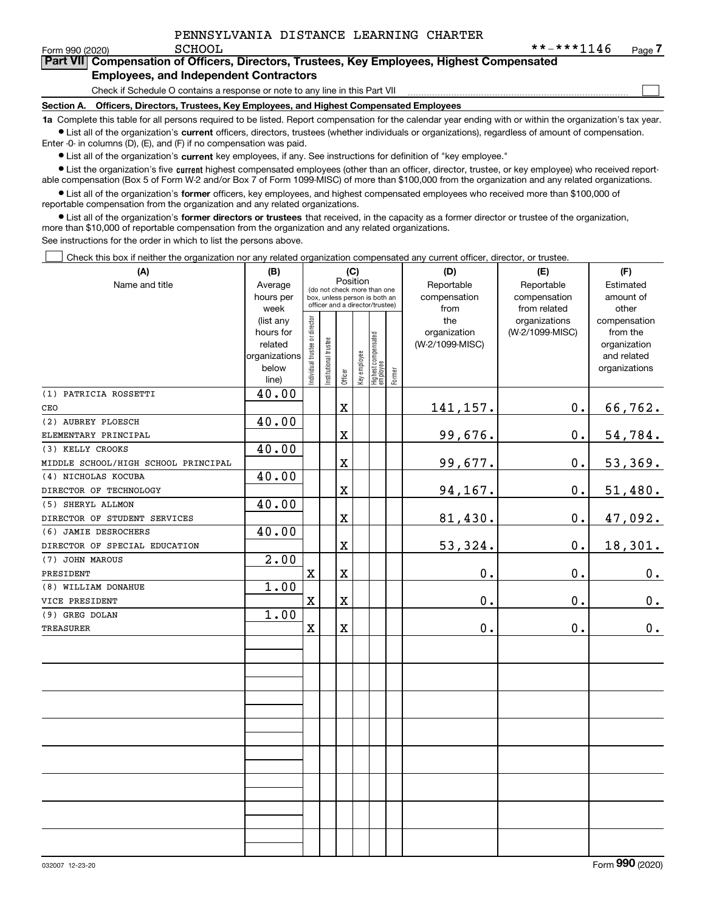PENNSYLVANIA DISTANCE LEARNING CHARTER SCHOOL

**-***1146

Form 990 (2020)

**Part VII Compensation of Officers, Directors, Trustees, Key Employees, Highest Compensated Employees, and Independent Contractors**

Check if Schedule O contains a response or note to any line in this Part VII

**Section A. Officers, Directors, Trustees, Key Employees, and Highest Compensated Employees**

**1a** Complete this table for all persons required to be listed. Report compensation for the calendar year ending with or within the organization's tax year.

- List all of the organization's **current** officers, directors, trustees (whether individuals or organizations), regardless of amount of compensation. Enter -0- in columns (D), (E), and (F) if no compensation was paid.
- List all of the organization's **current** key employees, if any. See instructions for definition of "key employee."
- List the organization's five **current** highest compensated employees (other than an officer, director, trustee, or key employee) who received reportable compensation (Box 5 of Form W-2 and/or Box 7 of Form 1099-MISC) of more than $100,000 from the organization and any related organizations.
- List all of the organization's **former** officers, key employees, and highest compensated employees who received more than $100,000 of reportable compensation from the organization and any related organizations.
- List all of the organization's **former directors or trustees** that received, in the capacity as a former director or trustee of the organization, more than $10,000 of reportable compensation from the organization and any related organizations.

See instructions for the order in which to list the persons above.

Check this box if neither the organization nor any related organization compensated any current officer, director, or trustee.

| (A) Name and title | (B) Average hours per week (list any hours for related organizations below line) | (C) Position: Individual trustee or director | Institutional trustee | Officer | Key employee | Highest compensated employee | Former | (D) Reportable compensation from the organization (W-2/1099-MISC) | (E) Reportable compensation from related organizations (W-2/1099-MISC) | (F) Estimated amount of other compensation from the organization and related organizations |
|---|---|---|---|---|---|---|---|---|---|---|
| (1) PATRICIA ROSSETTI<br>CEO | 40.00 | | | X | | | | 141,157. | 0. | 66,762. |
| (2) AUBREY PLOESCH<br>ELEMENTARY PRINCIPAL | 40.00 | | | X | | | | 99,676. | 0. | 54,784. |
| (3) KELLY CROOKS<br>MIDDLE SCHOOL/HIGH SCHOOL PRINCIPAL | 40.00 | | | X | | | | 99,677. | 0. | 53,369. |
| (4) NICHOLAS KOCUBA<br>DIRECTOR OF TECHNOLOGY | 40.00 | | | X | | | | 94,167. | 0. | 51,480. |
| (5) SHERYL ALLMON<br>DIRECTOR OF STUDENT SERVICES | 40.00 | | | X | | | | 81,430. | 0. | 47,092. |
| (6) JAMIE DESROCHERS<br>DIRECTOR OF SPECIAL EDUCATION | 40.00 | | | X | | | | 53,324. | 0. | 18,301. |
| (7) JOHN MAROUS<br>PRESIDENT | 2.00 | X | | X | | | | 0. | 0. | 0. |
| (8) WILLIAM DONAHUE<br>VICE PRESIDENT | 1.00 | X | | X | | | | 0. | 0. | 0. |
| (9) GREG DOLAN<br>TREASURER | 1.00 | X | | X | | | | 0. | 0. | 0. |

032007 12-23-20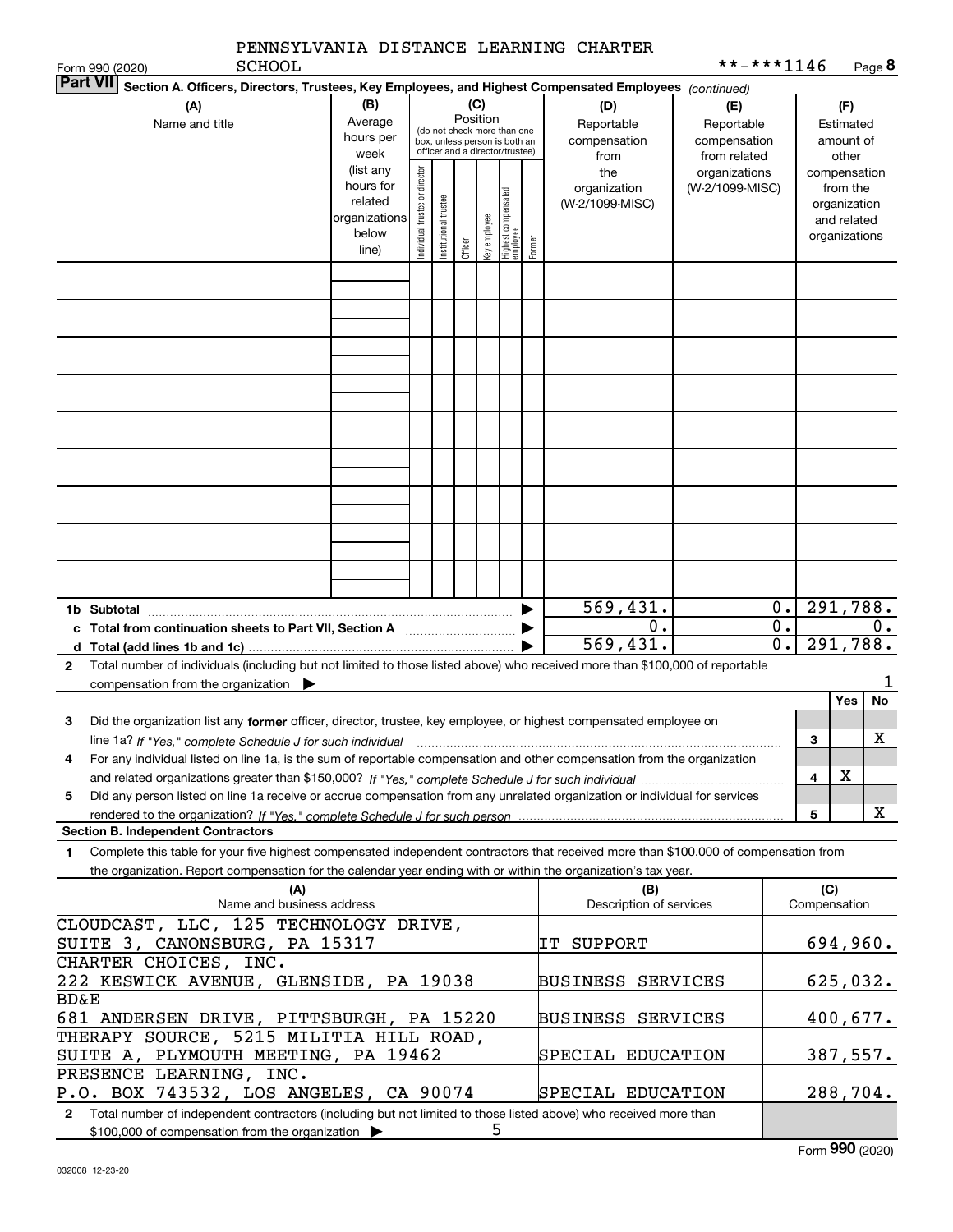PENNSYLVANIA DISTANCE LEARNING CHARTER SCHOOL

**-***1146

Form 990 (2020)

## Part VII Section A. Officers, Directors, Trustees, Key Employees, and Highest Compensated Employees *(continued)*

| (A) Name and title | (B) Average hours per week (list any hours for related organizations below line) | (C) Position (do not check more than one box, unless person is both an officer and a director/trustee): Individual trustee or director | Institutional trustee | Officer | Key employee | Highest compensated employee | Former | (D) Reportable compensation from the organization (W-2/1099-MISC) | (E) Reportable compensation from related organizations (W-2/1099-MISC) | (F) Estimated amount of other compensation from the organization and related organizations |
|---|---|---|---|---|---|---|---|---|---|---|
| | | | | | | | | | | |
| | | | | | | | | | | |
| | | | | | | | | | | |
| | | | | | | | | | | |
| | | | | | | | | | | |
| | | | | | | | | | | |
| | | | | | | | | | | |
| | | | | | | | | | | |
| | | | | | | | | | | |
| **1b Subtotal** | | | | | | | ▶ | 569,431. | 0. | 291,788. |
| **c Total from continuation sheets to Part VII, Section A** | | | | | | | ▶ | 0. | 0. | 0. |
| **d Total (add lines 1b and 1c)** | | | | | | | ▶ | 569,431. | 0. | 291,788. |

**2** Total number of individuals (including but not limited to those listed above) who received more than $100,000 of reportable compensation from the organization ▶ 1

| | | | Yes | No |
|---|---|---|---|---|
| **3** | Did the organization list any **former** officer, director, trustee, key employee, or highest compensated employee on line 1a? *If "Yes," complete Schedule J for such individual* | 3 | | X |
| **4** | For any individual listed on line 1a, is the sum of reportable compensation and other compensation from the organization and related organizations greater than $150,000? *If "Yes," complete Schedule J for such individual* | 4 | X | |
| **5** | Did any person listed on line 1a receive or accrue compensation from any unrelated organization or individual for services rendered to the organization? *If "Yes," complete Schedule J for such person* | 5 | | X |

### Section B. Independent Contractors

**1** Complete this table for your five highest compensated independent contractors that received more than $100,000 of compensation from the organization. Report compensation for the calendar year ending with or within the organization's tax year.

| (A) Name and business address | (B) Description of services | (C) Compensation |
|---|---|---|
| CLOUDCAST, LLC, 125 TECHNOLOGY DRIVE, SUITE 3, CANONSBURG, PA 15317 | IT SUPPORT | 694,960. |
| CHARTER CHOICES, INC. 222 KESWICK AVENUE, GLENSIDE, PA 19038 | BUSINESS SERVICES | 625,032. |
| BD&E 681 ANDERSEN DRIVE, PITTSBURGH, PA 15220 | BUSINESS SERVICES | 400,677. |
| THERAPY SOURCE, 5215 MILITIA HILL ROAD, SUITE A, PLYMOUTH MEETING, PA 19462 | SPECIAL EDUCATION | 387,557. |
| PRESENCE LEARNING, INC. P.O. BOX 743532, LOS ANGELES, CA 90074 | SPECIAL EDUCATION | 288,704. |

**2** Total number of independent contractors (including but not limited to those listed above) who received more than $100,000 of compensation from the organization ▶ 5

Form **990** (2020)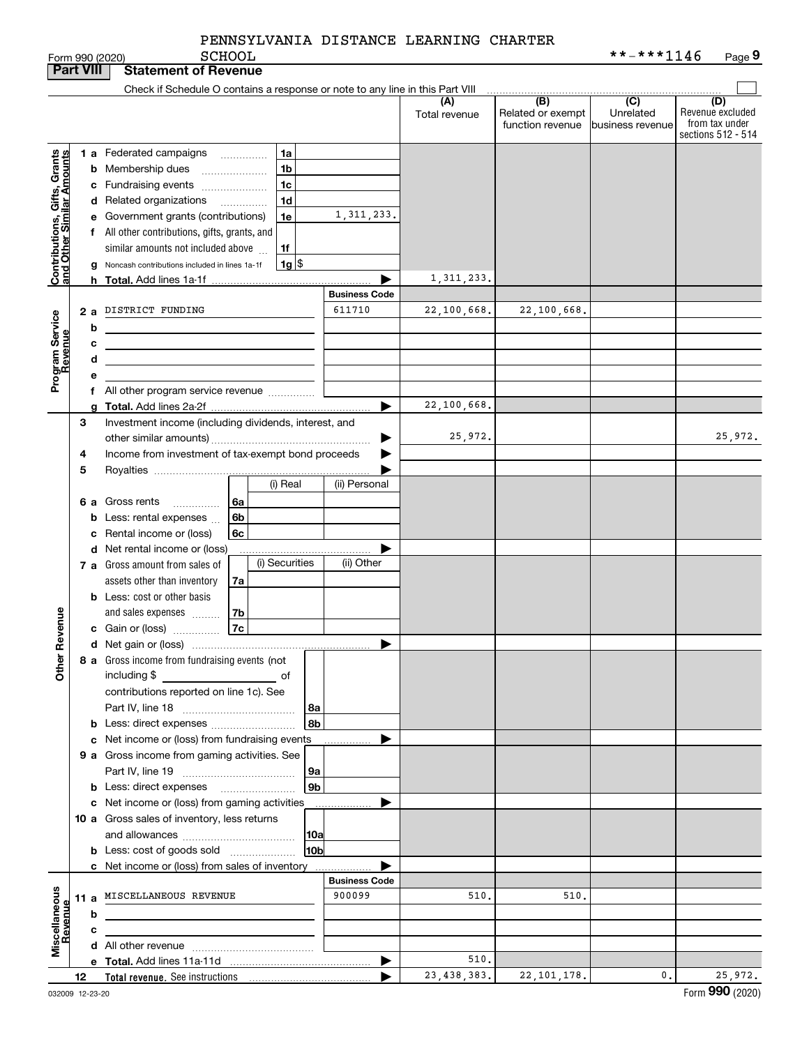PENNSYLVANIA DISTANCE LEARNING CHARTER SCHOOL

Form 990 (2020) **-***1146

## Part VIII Statement of Revenue

Check if Schedule O contains a response or note to any line in this Part VIII

| | | | (A) Total revenue | (B) Related or exempt function revenue | (C) Unrelated business revenue | (D) Revenue excluded from tax under sections 512 - 514 |
|---|---|---|---|---|---|---|
| **Contributions, Gifts, Grants and Other Similar Amounts** | 1a Federated campaigns | 1a | | | | |
| | b Membership dues | 1b | | | | |
| | c Fundraising events | 1c | | | | |
| | d Related organizations | 1d | | | | |
| | e Government grants (contributions) | 1e 1,311,233. | | | | |
| | f All other contributions, gifts, grants, and similar amounts not included above | 1f | | | | |
| | g Noncash contributions included in lines 1a-1f | 1g $ | | | | |
| | h **Total.** Add lines 1a-1f | | 1,311,233. | | | |
| **Program Service Revenue** | | **Business Code** | | | | |
| | 2a DISTRICT FUNDING | 611710 | 22,100,668. | 22,100,668. | | |
| | b | | | | | |
| | c | | | | | |
| | d | | | | | |
| | e | | | | | |
| | f All other program service revenue | | | | | |
| | g **Total.** Add lines 2a-2f | | 22,100,668. | | | |
| **Other Revenue** | 3 Investment income (including dividends, interest, and other similar amounts) | | 25,972. | | | 25,972. |
| | 4 Income from investment of tax-exempt bond proceeds | | | | | |
| | 5 Royalties | | | | | |
| | 6a Gross rents — 6a (i) Real / (ii) Personal | | | | | |
| | b Less: rental expenses — 6b | | | | | |
| | c Rental income or (loss) — 6c | | | | | |
| | d Net rental income or (loss) | | | | | |
| | 7a Gross amount from sales of assets other than inventory — 7a (i) Securities / (ii) Other | | | | | |
| | b Less: cost or other basis and sales expenses — 7b | | | | | |
| | c Gain or (loss) — 7c | | | | | |
| | d Net gain or (loss) | | | | | |
| | 8a Gross income from fundraising events (not including $ of contributions reported on line 1c). See Part IV, line 18 | 8a | | | | |
| | b Less: direct expenses | 8b | | | | |
| | c Net income or (loss) from fundraising events | | | | | |
| | 9a Gross income from gaming activities. See Part IV, line 19 | 9a | | | | |
| | b Less: direct expenses | 9b | | | | |
| | c Net income or (loss) from gaming activities | | | | | |
| | 10a Gross sales of inventory, less returns and allowances | 10a | | | | |
| | b Less: cost of goods sold | 10b | | | | |
| | c Net income or (loss) from sales of inventory | | | | | |
| **Miscellaneous Revenue** | | **Business Code** | | | | |
| | 11a MISCELLANEOUS REVENUE | 900099 | 510. | 510. | | |
| | b | | | | | |
| | c | | | | | |
| | d All other revenue | | | | | |
| | e **Total.** Add lines 11a-11d | | 510. | | | |
| | 12 **Total revenue.** See instructions | | 23,438,383. | 22,101,178. | 0. | 25,972. |

032009 12-23-20 Form **990** (2020)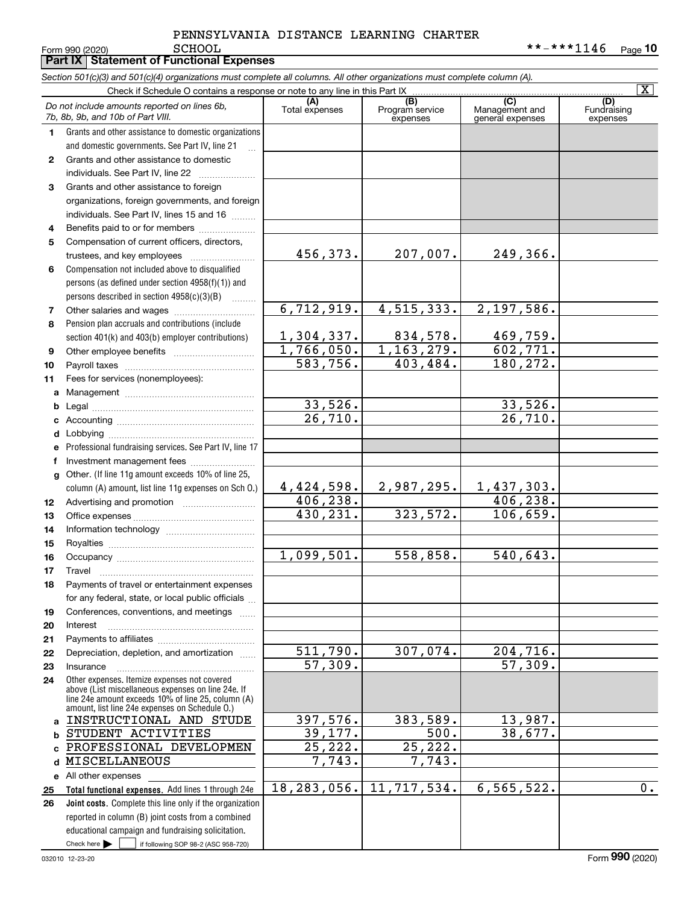PENNSYLVANIA DISTANCE LEARNING CHARTER SCHOOL

Form 990 (2020) **-***1146

## Part IX Statement of Functional Expenses

*Section 501(c)(3) and 501(c)(4) organizations must complete all columns. All other organizations must complete column (A).*

Check if Schedule O contains a response or note to any line in this Part IX [X]

| *Do not include amounts reported on lines 6b, 7b, 8b, 9b, and 10b of Part VIII.* | (A) Total expenses | (B) Program service expenses | (C) Management and general expenses | (D) Fundraising expenses |
|---|---|---|---|---|
| 1 Grants and other assistance to domestic organizations and domestic governments. See Part IV, line 21 | | | | |
| 2 Grants and other assistance to domestic individuals. See Part IV, line 22 | | | | |
| 3 Grants and other assistance to foreign organizations, foreign governments, and foreign individuals. See Part IV, lines 15 and 16 | | | | |
| 4 Benefits paid to or for members | | | | |
| 5 Compensation of current officers, directors, trustees, and key employees | 456,373. | 207,007. | 249,366. | |
| 6 Compensation not included above to disqualified persons (as defined under section 4958(f)(1)) and persons described in section 4958(c)(3)(B) | | | | |
| 7 Other salaries and wages | 6,712,919. | 4,515,333. | 2,197,586. | |
| 8 Pension plan accruals and contributions (include section 401(k) and 403(b) employer contributions) | 1,304,337. | 834,578. | 469,759. | |
| 9 Other employee benefits | 1,766,050. | 1,163,279. | 602,771. | |
| 10 Payroll taxes | 583,756. | 403,484. | 180,272. | |
| 11 Fees for services (nonemployees): | | | | |
| a Management | | | | |
| b Legal | 33,526. | | 33,526. | |
| c Accounting | 26,710. | | 26,710. | |
| d Lobbying | | | | |
| e Professional fundraising services. See Part IV, line 17 | | | | |
| f Investment management fees | | | | |
| g Other. (If line 11g amount exceeds 10% of line 25, column (A) amount, list line 11g expenses on Sch O.) | 4,424,598. | 2,987,295. | 1,437,303. | |
| 12 Advertising and promotion | 406,238. | | 406,238. | |
| 13 Office expenses | 430,231. | 323,572. | 106,659. | |
| 14 Information technology | | | | |
| 15 Royalties | | | | |
| 16 Occupancy | 1,099,501. | 558,858. | 540,643. | |
| 17 Travel | | | | |
| 18 Payments of travel or entertainment expenses for any federal, state, or local public officials | | | | |
| 19 Conferences, conventions, and meetings | | | | |
| 20 Interest | | | | |
| 21 Payments to affiliates | | | | |
| 22 Depreciation, depletion, and amortization | 511,790. | 307,074. | 204,716. | |
| 23 Insurance | 57,309. | | 57,309. | |
| 24 Other expenses. Itemize expenses not covered above (List miscellaneous expenses on line 24e. If line 24e amount exceeds 10% of line 25, column (A) amount, list line 24e expenses on Schedule O.) | | | | |
| a INSTRUCTIONAL AND STUDE | 397,576. | 383,589. | 13,987. | |
| b STUDENT ACTIVITIES | 39,177. | 500. | 38,677. | |
| c PROFESSIONAL DEVELOPMEN | 25,222. | 25,222. | | |
| d MISCELLANEOUS | 7,743. | 7,743. | | |
| e All other expenses | | | | |
| 25 **Total functional expenses.** Add lines 1 through 24e | 18,283,056. | 11,717,534. | 6,565,522. | 0. |
| 26 **Joint costs.** Complete this line only if the organization reported in column (B) joint costs from a combined educational campaign and fundraising solicitation. Check here [ ] if following SOP 98-2 (ASC 958-720) | | | | |

032010 12-23-20 Form **990** (2020)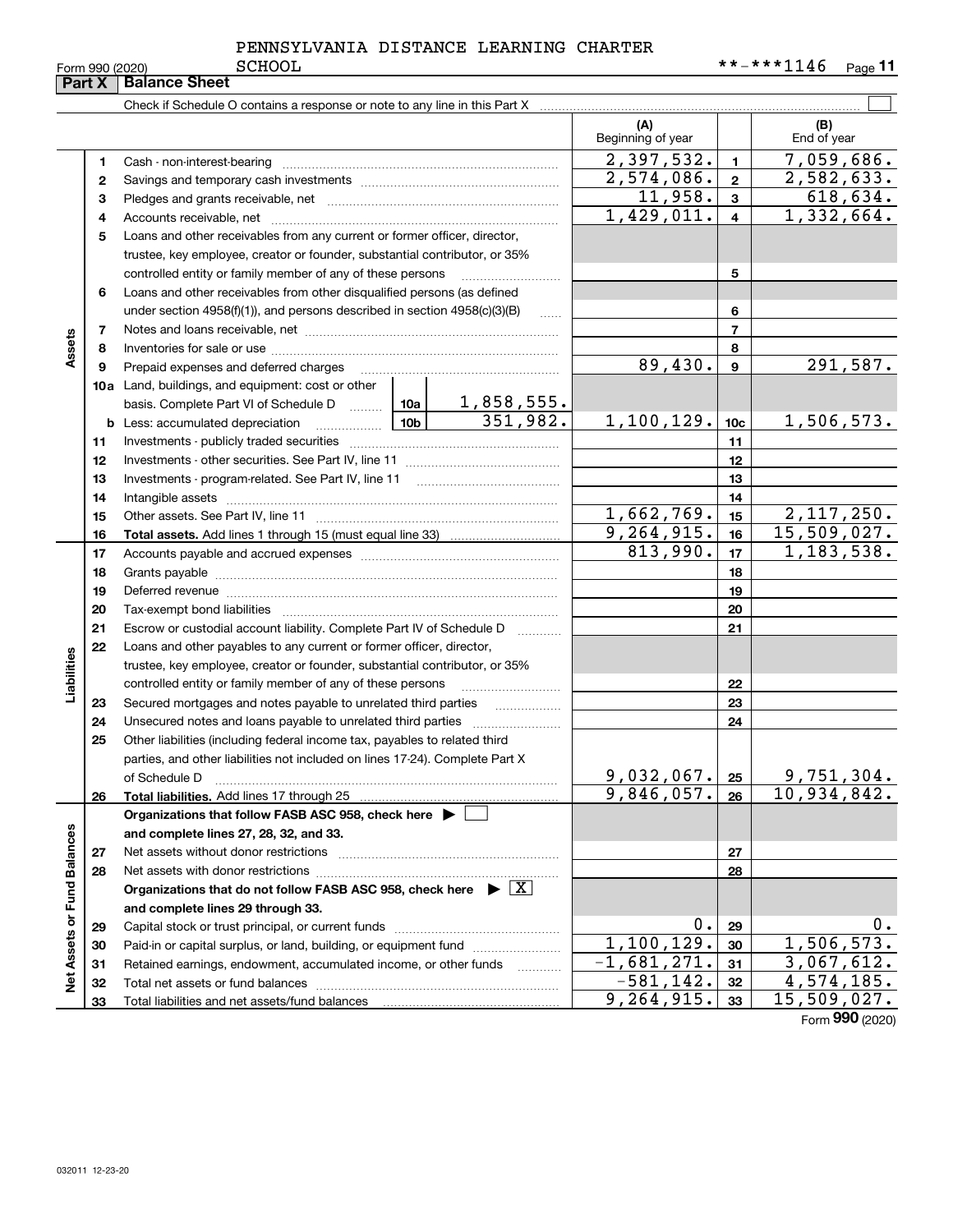PENNSYLVANIA DISTANCE LEARNING CHARTER SCHOOL

Form 990 (2020) **-***1146

## Part X Balance Sheet

Check if Schedule O contains a response or note to any line in this Part X

| | | | | | (A) Beginning of year | | (B) End of year |
|---|---|---|---|---|---|---|---|
| Assets | 1 | Cash - non-interest-bearing | | | 2,397,532. | 1 | 7,059,686. |
| | 2 | Savings and temporary cash investments | | | 2,574,086. | 2 | 2,582,633. |
| | 3 | Pledges and grants receivable, net | | | 11,958. | 3 | 618,634. |
| | 4 | Accounts receivable, net | | | 1,429,011. | 4 | 1,332,664. |
| | 5 | Loans and other receivables from any current or former officer, director, trustee, key employee, creator or founder, substantial contributor, or 35% controlled entity or family member of any of these persons | | | | 5 | |
| | 6 | Loans and other receivables from other disqualified persons (as defined under section 4958(f)(1)), and persons described in section 4958(c)(3)(B) | | | | 6 | |
| | 7 | Notes and loans receivable, net | | | | 7 | |
| | 8 | Inventories for sale or use | | | | 8 | |
| | 9 | Prepaid expenses and deferred charges | | | 89,430. | 9 | 291,587. |
| | 10a | Land, buildings, and equipment: cost or other basis. Complete Part VI of Schedule D | 10a | 1,858,555. | | | |
| | b | Less: accumulated depreciation | 10b | 351,982. | 1,100,129. | 10c | 1,506,573. |
| | 11 | Investments - publicly traded securities | | | | 11 | |
| | 12 | Investments - other securities. See Part IV, line 11 | | | | 12 | |
| | 13 | Investments - program-related. See Part IV, line 11 | | | | 13 | |
| | 14 | Intangible assets | | | | 14 | |
| | 15 | Other assets. See Part IV, line 11 | | | 1,662,769. | 15 | 2,117,250. |
| | 16 | **Total assets.** Add lines 1 through 15 (must equal line 33) | | | 9,264,915. | 16 | 15,509,027. |
| Liabilities | 17 | Accounts payable and accrued expenses | | | 813,990. | 17 | 1,183,538. |
| | 18 | Grants payable | | | | 18 | |
| | 19 | Deferred revenue | | | | 19 | |
| | 20 | Tax-exempt bond liabilities | | | | 20 | |
| | 21 | Escrow or custodial account liability. Complete Part IV of Schedule D | | | | 21 | |
| | 22 | Loans and other payables to any current or former officer, director, trustee, key employee, creator or founder, substantial contributor, or 35% controlled entity or family member of any of these persons | | | | 22 | |
| | 23 | Secured mortgages and notes payable to unrelated third parties | | | | 23 | |
| | 24 | Unsecured notes and loans payable to unrelated third parties | | | | 24 | |
| | 25 | Other liabilities (including federal income tax, payables to related third parties, and other liabilities not included on lines 17-24). Complete Part X of Schedule D | | | 9,032,067. | 25 | 9,751,304. |
| | 26 | **Total liabilities.** Add lines 17 through 25 | | | 9,846,057. | 26 | 10,934,842. |
| Net Assets or Fund Balances | | **Organizations that follow FASB ASC 958, check here ▶ ☐ and complete lines 27, 28, 32, and 33.** | | | | | |
| | 27 | Net assets without donor restrictions | | | | 27 | |
| | 28 | Net assets with donor restrictions | | | | 28 | |
| | | **Organizations that do not follow FASB ASC 958, check here ▶ ☒ and complete lines 29 through 33.** | | | | | |
| | 29 | Capital stock or trust principal, or current funds | | | 0. | 29 | 0. |
| | 30 | Paid-in or capital surplus, or land, building, or equipment fund | | | 1,100,129. | 30 | 1,506,573. |
| | 31 | Retained earnings, endowment, accumulated income, or other funds | | | -1,681,271. | 31 | 3,067,612. |
| | 32 | Total net assets or fund balances | | | -581,142. | 32 | 4,574,185. |
| | 33 | Total liabilities and net assets/fund balances | | | 9,264,915. | 33 | 15,509,027. |

Form **990** (2020)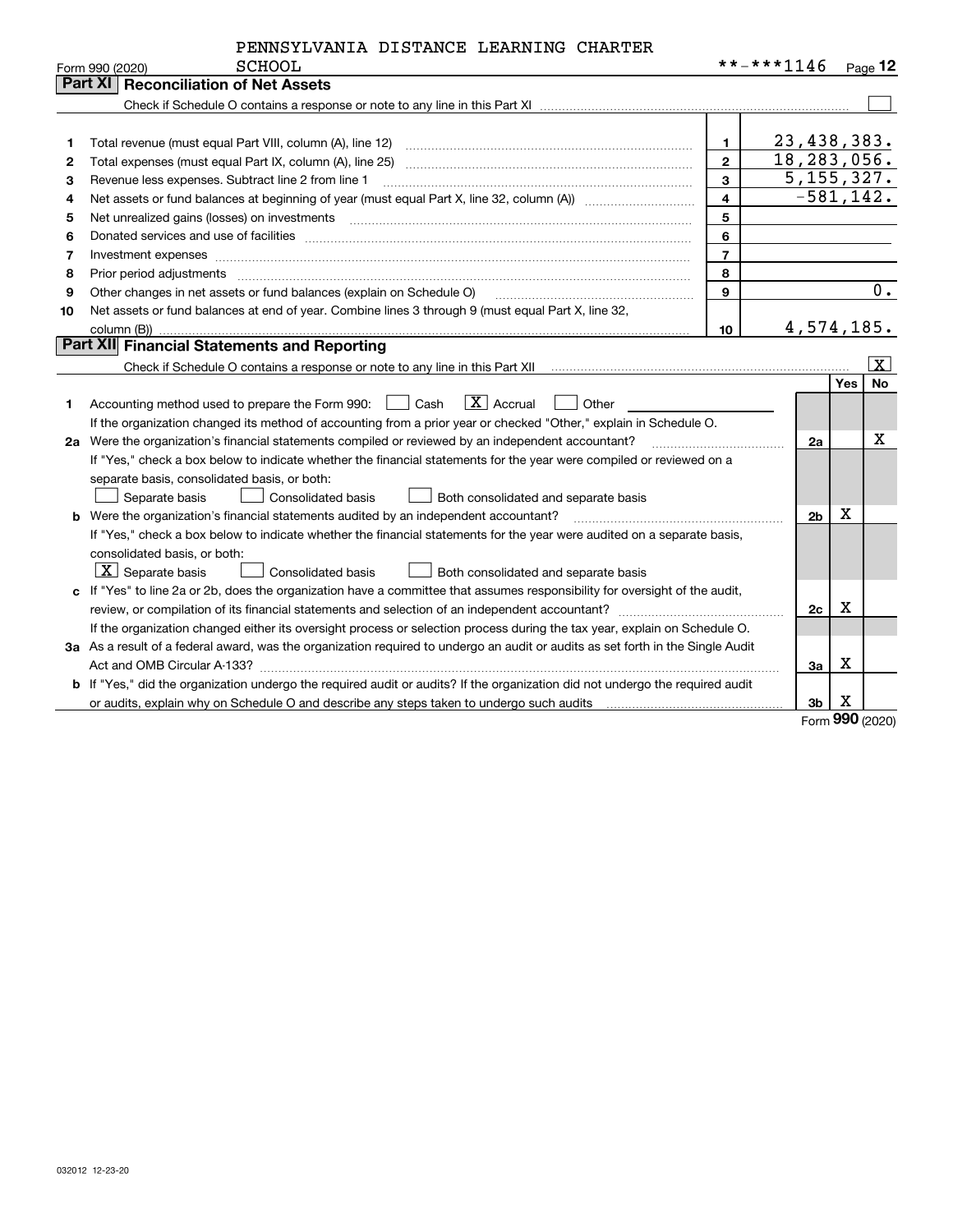PENNSYLVANIA DISTANCE LEARNING CHARTER SCHOOL

Form 990 (2020) **-***1146 Page 12

## Part XI Reconciliation of Net Assets

Check if Schedule O contains a response or note to any line in this Part XI ☐

| | | | |
|---|---|---|---|
| 1 | Total revenue (must equal Part VIII, column (A), line 12) | 1 | 23,438,383. |
| 2 | Total expenses (must equal Part IX, column (A), line 25) | 2 | 18,283,056. |
| 3 | Revenue less expenses. Subtract line 2 from line 1 | 3 | 5,155,327. |
| 4 | Net assets or fund balances at beginning of year (must equal Part X, line 32, column (A)) | 4 | -581,142. |
| 5 | Net unrealized gains (losses) on investments | 5 | |
| 6 | Donated services and use of facilities | 6 | |
| 7 | Investment expenses | 7 | |
| 8 | Prior period adjustments | 8 | |
| 9 | Other changes in net assets or fund balances (explain on Schedule O) | 9 | 0. |
| 10 | Net assets or fund balances at end of year. Combine lines 3 through 9 (must equal Part X, line 32, column (B)) | 10 | 4,574,185. |

## Part XII Financial Statements and Reporting

Check if Schedule O contains a response or note to any line in this Part XII ☒

| | | | Yes | No |
|---|---|---|---|---|
| 1 | Accounting method used to prepare the Form 990: ☐ Cash ☒ Accrual ☐ Other<br>If the organization changed its method of accounting from a prior year or checked "Other," explain in Schedule O. | | | |
| 2a | Were the organization's financial statements compiled or reviewed by an independent accountant?<br>If "Yes," check a box below to indicate whether the financial statements for the year were compiled or reviewed on a separate basis, consolidated basis, or both:<br>☐ Separate basis ☐ Consolidated basis ☐ Both consolidated and separate basis | 2a | | X |
| b | Were the organization's financial statements audited by an independent accountant?<br>If "Yes," check a box below to indicate whether the financial statements for the year were audited on a separate basis, consolidated basis, or both:<br>☒ Separate basis ☐ Consolidated basis ☐ Both consolidated and separate basis | 2b | X | |
| c | If "Yes" to line 2a or 2b, does the organization have a committee that assumes responsibility for oversight of the audit, review, or compilation of its financial statements and selection of an independent accountant?<br>If the organization changed either its oversight process or selection process during the tax year, explain on Schedule O. | 2c | X | |
| 3a | As a result of a federal award, was the organization required to undergo an audit or audits as set forth in the Single Audit Act and OMB Circular A-133? | 3a | X | |
| b | If "Yes," did the organization undergo the required audit or audits? If the organization did not undergo the required audit or audits, explain why on Schedule O and describe any steps taken to undergo such audits | 3b | X | |

Form 990 (2020)

032012 12-23-20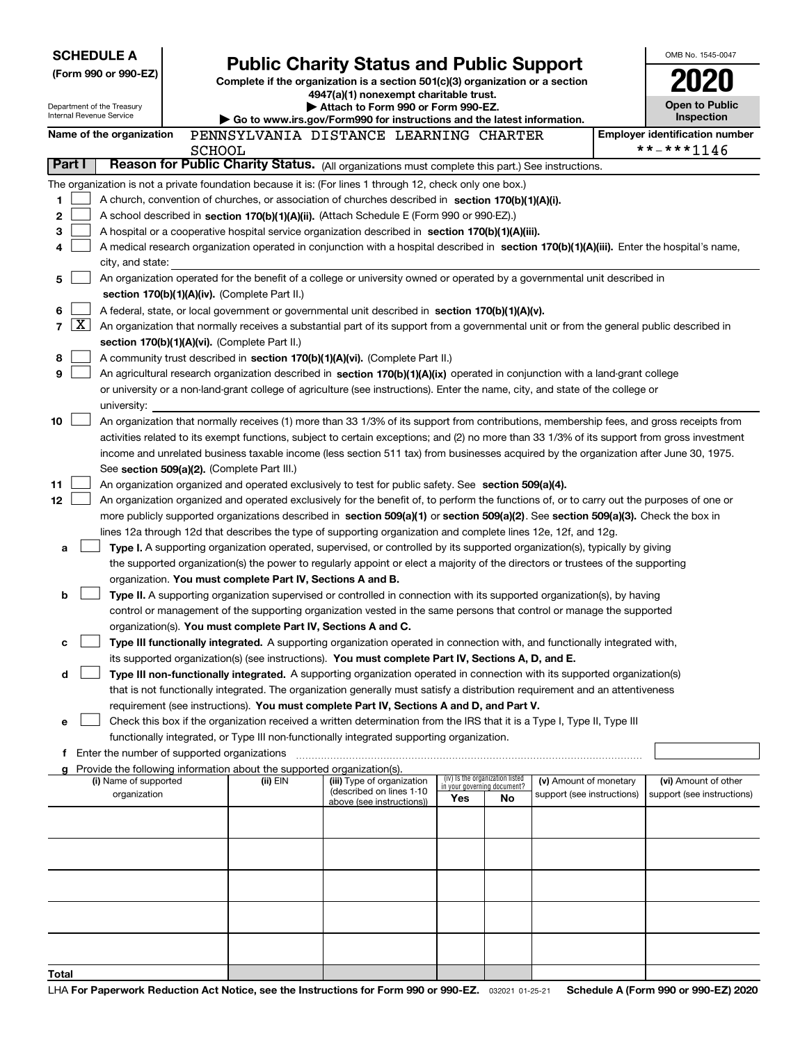**SCHEDULE A**
**(Form 990 or 990-EZ)**

Department of the Treasury
Internal Revenue Service

# Public Charity Status and Public Support

**Complete if the organization is a section 501(c)(3) organization or a section 4947(a)(1) nonexempt charitable trust.**
**▶ Attach to Form 990 or Form 990-EZ.**
**▶ Go to www.irs.gov/Form990 for instructions and the latest information.**

OMB No. 1545-0047

**2020**

**Open to Public Inspection**

**Name of the organization** PENNSYLVANIA DISTANCE LEARNING CHARTER SCHOOL

**Employer identification number** **-***1146

**Part I** **Reason for Public Charity Status.** (All organizations must complete this part.) See instructions.

The organization is not a private foundation because it is: (For lines 1 through 12, check only one box.)

1 [ ] A church, convention of churches, or association of churches described in **section 170(b)(1)(A)(i).**

2 [ ] A school described in **section 170(b)(1)(A)(ii).** (Attach Schedule E (Form 990 or 990-EZ).)

3 [ ] A hospital or a cooperative hospital service organization described in **section 170(b)(1)(A)(iii).**

4 [ ] A medical research organization operated in conjunction with a hospital described in **section 170(b)(1)(A)(iii).** Enter the hospital's name, city, and state:

5 [ ] An organization operated for the benefit of a college or university owned or operated by a governmental unit described in **section 170(b)(1)(A)(iv).** (Complete Part II.)

6 [ ] A federal, state, or local government or governmental unit described in **section 170(b)(1)(A)(v).**

7 [X] An organization that normally receives a substantial part of its support from a governmental unit or from the general public described in **section 170(b)(1)(A)(vi).** (Complete Part II.)

8 [ ] A community trust described in **section 170(b)(1)(A)(vi).** (Complete Part II.)

9 [ ] An agricultural research organization described in **section 170(b)(1)(A)(ix)** operated in conjunction with a land-grant college or university or a non-land-grant college of agriculture (see instructions). Enter the name, city, and state of the college or university:

10 [ ] An organization that normally receives (1) more than 33 1/3% of its support from contributions, membership fees, and gross receipts from activities related to its exempt functions, subject to certain exceptions; and (2) no more than 33 1/3% of its support from gross investment income and unrelated business taxable income (less section 511 tax) from businesses acquired by the organization after June 30, 1975. See **section 509(a)(2).** (Complete Part III.)

11 [ ] An organization organized and operated exclusively to test for public safety. See **section 509(a)(4).**

12 [ ] An organization organized and operated exclusively for the benefit of, to perform the functions of, or to carry out the purposes of one or more publicly supported organizations described in **section 509(a)(1)** or **section 509(a)(2)**. See **section 509(a)(3).** Check the box in lines 12a through 12d that describes the type of supporting organization and complete lines 12e, 12f, and 12g.

a [ ] **Type I.** A supporting organization operated, supervised, or controlled by its supported organization(s), typically by giving the supported organization(s) the power to regularly appoint or elect a majority of the directors or trustees of the supporting organization. **You must complete Part IV, Sections A and B.**

b [ ] **Type II.** A supporting organization supervised or controlled in connection with its supported organization(s), by having control or management of the supporting organization vested in the same persons that control or manage the supported organization(s). **You must complete Part IV, Sections A and C.**

c [ ] **Type III functionally integrated.** A supporting organization operated in connection with, and functionally integrated with, its supported organization(s) (see instructions). **You must complete Part IV, Sections A, D, and E.**

d [ ] **Type III non-functionally integrated.** A supporting organization operated in connection with its supported organization(s) that is not functionally integrated. The organization generally must satisfy a distribution requirement and an attentiveness requirement (see instructions). **You must complete Part IV, Sections A and D, and Part V.**

e [ ] Check this box if the organization received a written determination from the IRS that it is a Type I, Type II, Type III functionally integrated, or Type III non-functionally integrated supporting organization.

f Enter the number of supported organizations

g Provide the following information about the supported organization(s).

| (i) Name of supported organization | (ii) EIN | (iii) Type of organization (described on lines 1-10 above (see instructions)) | (iv) Is the organization listed in your governing document? Yes | No | (v) Amount of monetary support (see instructions) | (vi) Amount of other support (see instructions) |
|---|---|---|---|---|---|---|
| | | | | | | |
| | | | | | | |
| | | | | | | |
| | | | | | | |
| | | | | | | |
| **Total** | | | | | | |

LHA **For Paperwork Reduction Act Notice, see the Instructions for Form 990 or 990-EZ.** 032021 01-25-21 **Schedule A (Form 990 or 990-EZ) 2020**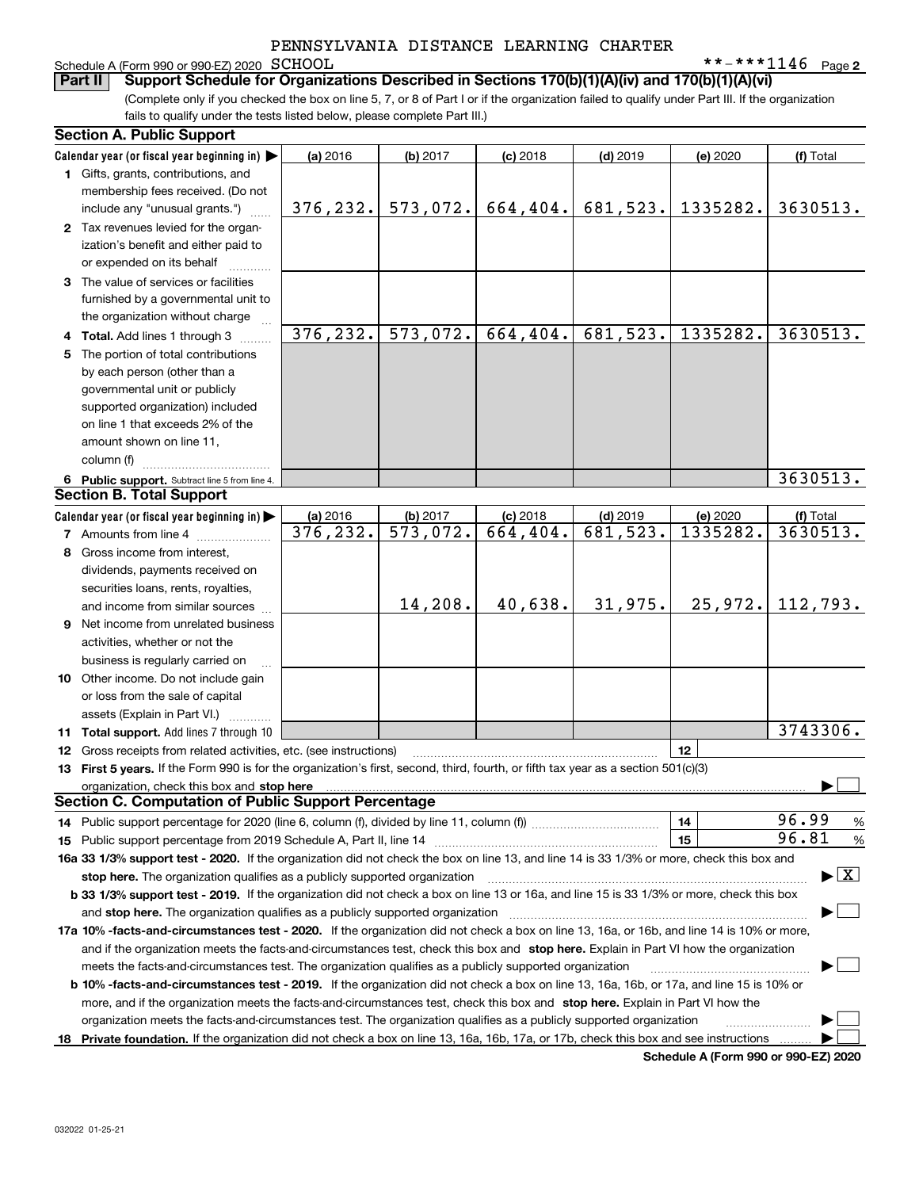PENNSYLVANIA DISTANCE LEARNING CHARTER SCHOOL

Schedule A (Form 990 or 990-EZ) 2020 **-***1146 Page 2

**Part II Support Schedule for Organizations Described in Sections 170(b)(1)(A)(iv) and 170(b)(1)(A)(vi)**

(Complete only if you checked the box on line 5, 7, or 8 of Part I or if the organization failed to qualify under Part III. If the organization fails to qualify under the tests listed below, please complete Part III.)

**Section A. Public Support**

| Calendar year (or fiscal year beginning in) | (a) 2016 | (b) 2017 | (c) 2018 | (d) 2019 | (e) 2020 | (f) Total |
|---|---|---|---|---|---|---|
| 1 Gifts, grants, contributions, and membership fees received. (Do not include any "unusual grants.") | 376,232. | 573,072. | 664,404. | 681,523. | 1335282. | 3630513. |
| 2 Tax revenues levied for the organization's benefit and either paid to or expended on its behalf | | | | | | |
| 3 The value of services or facilities furnished by a governmental unit to the organization without charge | | | | | | |
| 4 **Total.** Add lines 1 through 3 | 376,232. | 573,072. | 664,404. | 681,523. | 1335282. | 3630513. |
| 5 The portion of total contributions by each person (other than a governmental unit or publicly supported organization) included on line 1 that exceeds 2% of the amount shown on line 11, column (f) | | | | | | |
| 6 **Public support.** Subtract line 5 from line 4. | | | | | | 3630513. |

**Section B. Total Support**

| Calendar year (or fiscal year beginning in) | (a) 2016 | (b) 2017 | (c) 2018 | (d) 2019 | (e) 2020 | (f) Total |
|---|---|---|---|---|---|---|
| 7 Amounts from line 4 | 376,232. | 573,072. | 664,404. | 681,523. | 1335282. | 3630513. |
| 8 Gross income from interest, dividends, payments received on securities loans, rents, royalties, and income from similar sources | | 14,208. | 40,638. | 31,975. | 25,972. | 112,793. |
| 9 Net income from unrelated business activities, whether or not the business is regularly carried on | | | | | | |
| 10 Other income. Do not include gain or loss from the sale of capital assets (Explain in Part VI.) | | | | | | |
| 11 **Total support.** Add lines 7 through 10 | | | | | | 3743306. |

12 Gross receipts from related activities, etc. (see instructions) | 12 |

13 **First 5 years.** If the Form 990 is for the organization's first, second, third, fourth, or fifth tax year as a section 501(c)(3) organization, check this box and **stop here** ☐

**Section C. Computation of Public Support Percentage**

14 Public support percentage for 2020 (line 6, column (f), divided by line 11, column (f)) | 14 | 96.99 %

15 Public support percentage from 2019 Schedule A, Part II, line 14 | 15 | 96.81 %

**16a 33 1/3% support test - 2020.** If the organization did not check the box on line 13, and line 14 is 33 1/3% or more, check this box and **stop here.** The organization qualifies as a publicly supported organization ☒

**b 33 1/3% support test - 2019.** If the organization did not check a box on line 13 or 16a, and line 15 is 33 1/3% or more, check this box and **stop here.** The organization qualifies as a publicly supported organization ☐

**17a 10% -facts-and-circumstances test - 2020.** If the organization did not check a box on line 13, 16a, or 16b, and line 14 is 10% or more, and if the organization meets the facts-and-circumstances test, check this box and **stop here.** Explain in Part VI how the organization meets the facts-and-circumstances test. The organization qualifies as a publicly supported organization ☐

**b 10% -facts-and-circumstances test - 2019.** If the organization did not check a box on line 13, 16a, 16b, or 17a, and line 15 is 10% or more, and if the organization meets the facts-and-circumstances test, check this box and **stop here.** Explain in Part VI how the organization meets the facts-and-circumstances test. The organization qualifies as a publicly supported organization ☐

**18 Private foundation.** If the organization did not check a box on line 13, 16a, 16b, 17a, or 17b, check this box and see instructions ☐

**Schedule A (Form 990 or 990-EZ) 2020**

032022 01-25-21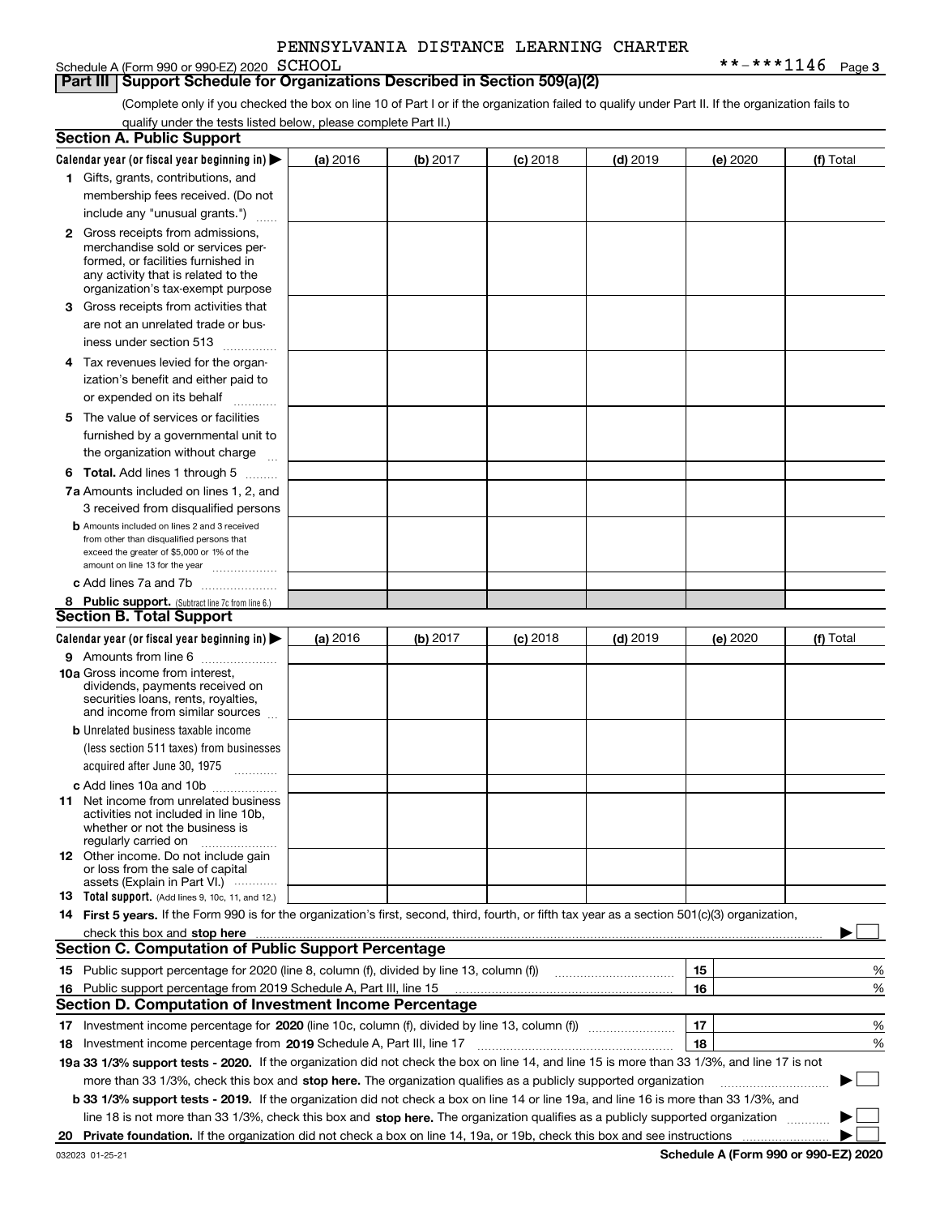PENNSYLVANIA DISTANCE LEARNING CHARTER

Schedule A (Form 990 or 990-EZ) 2020 SCHOOL **-***1146 Page 3

## Part III | Support Schedule for Organizations Described in Section 509(a)(2)

(Complete only if you checked the box on line 10 of Part I or if the organization failed to qualify under Part II. If the organization fails to qualify under the tests listed below, please complete Part II.)

### Section A. Public Support

| Calendar year (or fiscal year beginning in) ▶ | (a) 2016 | (b) 2017 | (c) 2018 | (d) 2019 | (e) 2020 | (f) Total |
|---|---|---|---|---|---|---|
| **1** Gifts, grants, contributions, and membership fees received. (Do not include any "unusual grants.") | | | | | | |
| **2** Gross receipts from admissions, merchandise sold or services performed, or facilities furnished in any activity that is related to the organization's tax-exempt purpose | | | | | | |
| **3** Gross receipts from activities that are not an unrelated trade or business under section 513 | | | | | | |
| **4** Tax revenues levied for the organization's benefit and either paid to or expended on its behalf | | | | | | |
| **5** The value of services or facilities furnished by a governmental unit to the organization without charge | | | | | | |
| **6 Total.** Add lines 1 through 5 | | | | | | |
| **7a** Amounts included on lines 1, 2, and 3 received from disqualified persons | | | | | | |
| **b** Amounts included on lines 2 and 3 received from other than disqualified persons that exceed the greater of $5,000 or 1% of the amount on line 13 for the year | | | | | | |
| **c** Add lines 7a and 7b | | | | | | |
| **8 Public support.** (Subtract line 7c from line 6.) | | | | | | |

### Section B. Total Support

| Calendar year (or fiscal year beginning in) ▶ | (a) 2016 | (b) 2017 | (c) 2018 | (d) 2019 | (e) 2020 | (f) Total |
|---|---|---|---|---|---|---|
| **9** Amounts from line 6 | | | | | | |
| **10a** Gross income from interest, dividends, payments received on securities loans, rents, royalties, and income from similar sources | | | | | | |
| **b** Unrelated business taxable income (less section 511 taxes) from businesses acquired after June 30, 1975 | | | | | | |
| **c** Add lines 10a and 10b | | | | | | |
| **11** Net income from unrelated business activities not included in line 10b, whether or not the business is regularly carried on | | | | | | |
| **12** Other income. Do not include gain or loss from the sale of capital assets (Explain in Part VI.) | | | | | | |
| **13 Total support.** (Add lines 9, 10c, 11, and 12.) | | | | | | |

**14 First 5 years.** If the Form 990 is for the organization's first, second, third, fourth, or fifth tax year as a section 501(c)(3) organization, check this box and **stop here** ▶ ☐

### Section C. Computation of Public Support Percentage

| | | | |
|---|---|---|---|
| **15** | Public support percentage for 2020 (line 8, column (f), divided by line 13, column (f)) | 15 | % |
| **16** | Public support percentage from 2019 Schedule A, Part III, line 15 | 16 | % |

### Section D. Computation of Investment Income Percentage

| | | | |
|---|---|---|---|
| **17** | Investment income percentage for **2020** (line 10c, column (f), divided by line 13, column (f)) | 17 | % |
| **18** | Investment income percentage from **2019** Schedule A, Part III, line 17 | 18 | % |

**19a 33 1/3% support tests - 2020.** If the organization did not check the box on line 14, and line 15 is more than 33 1/3%, and line 17 is not more than 33 1/3%, check this box and **stop here.** The organization qualifies as a publicly supported organization ▶ ☐

**b 33 1/3% support tests - 2019.** If the organization did not check a box on line 14 or line 19a, and line 16 is more than 33 1/3%, and line 18 is not more than 33 1/3%, check this box and **stop here.** The organization qualifies as a publicly supported organization ▶ ☐

**20 Private foundation.** If the organization did not check a box on line 14, 19a, or 19b, check this box and see instructions ▶ ☐

032023 01-25-21 **Schedule A (Form 990 or 990-EZ) 2020**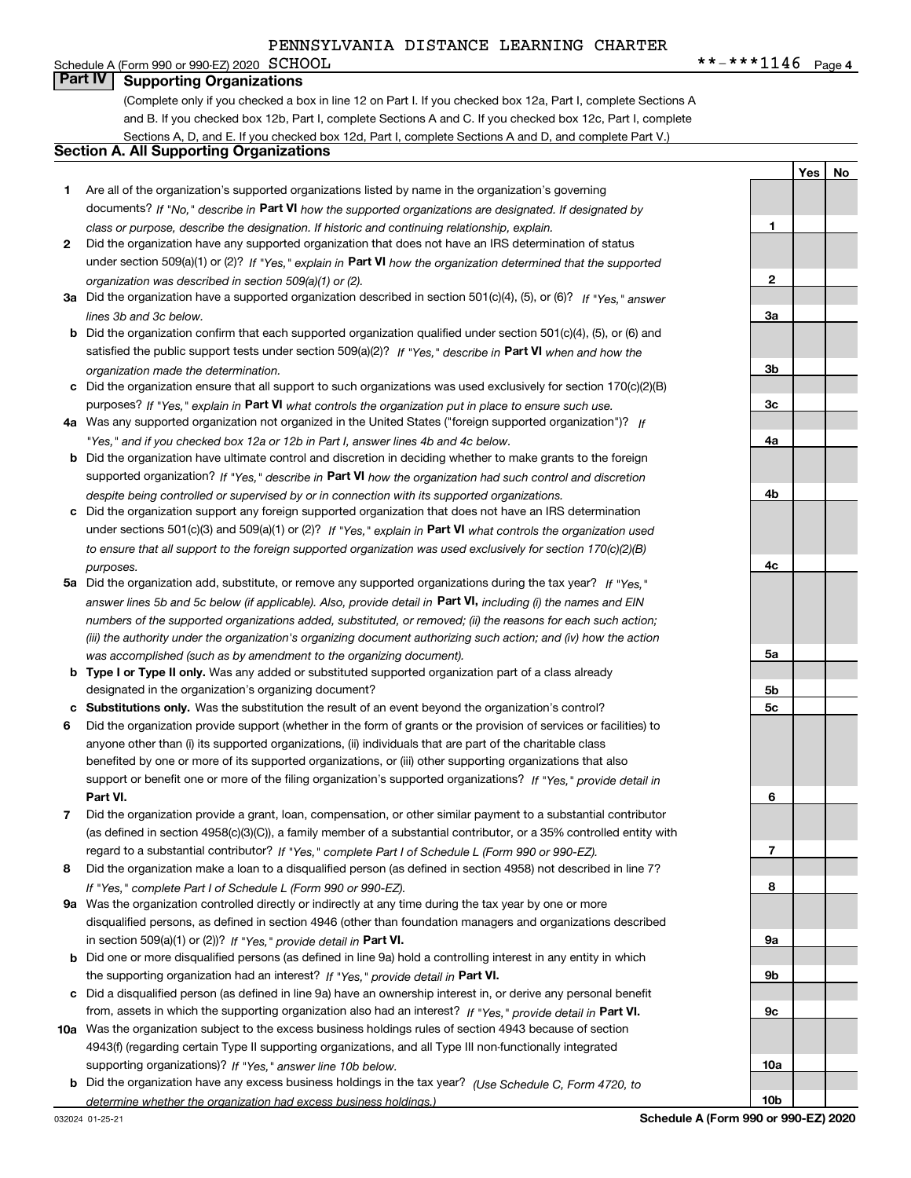PENNSYLVANIA DISTANCE LEARNING CHARTER SCHOOL

Schedule A (Form 990 or 990-EZ) 2020 **-***1146 Page 4

## Part IV Supporting Organizations

(Complete only if you checked a box in line 12 on Part I. If you checked box 12a, Part I, complete Sections A and B. If you checked box 12b, Part I, complete Sections A and C. If you checked box 12c, Part I, complete Sections A, D, and E. If you checked box 12d, Part I, complete Sections A and D, and complete Part V.)

### Section A. All Supporting Organizations

| | | | Yes | No |
|---|---|---|---|---|
| 1 | Are all of the organization's supported organizations listed by name in the organization's governing documents? *If "No," describe in* **Part VI** *how the supported organizations are designated. If designated by class or purpose, describe the designation. If historic and continuing relationship, explain.* | 1 | | |
| 2 | Did the organization have any supported organization that does not have an IRS determination of status under section 509(a)(1) or (2)? *If "Yes," explain in* **Part VI** *how the organization determined that the supported organization was described in section 509(a)(1) or (2).* | 2 | | |
| 3a | Did the organization have a supported organization described in section 501(c)(4), (5), or (6)? *If "Yes," answer lines 3b and 3c below.* | 3a | | |
| b | Did the organization confirm that each supported organization qualified under section 501(c)(4), (5), or (6) and satisfied the public support tests under section 509(a)(2)? *If "Yes," describe in* **Part VI** *when and how the organization made the determination.* | 3b | | |
| c | Did the organization ensure that all support to such organizations was used exclusively for section 170(c)(2)(B) purposes? *If "Yes," explain in* **Part VI** *what controls the organization put in place to ensure such use.* | 3c | | |
| 4a | Was any supported organization not organized in the United States ("foreign supported organization")? *If "Yes," and if you checked box 12a or 12b in Part I, answer lines 4b and 4c below.* | 4a | | |
| b | Did the organization have ultimate control and discretion in deciding whether to make grants to the foreign supported organization? *If "Yes," describe in* **Part VI** *how the organization had such control and discretion despite being controlled or supervised by or in connection with its supported organizations.* | 4b | | |
| c | Did the organization support any foreign supported organization that does not have an IRS determination under sections 501(c)(3) and 509(a)(1) or (2)? *If "Yes," explain in* **Part VI** *what controls the organization used to ensure that all support to the foreign supported organization was used exclusively for section 170(c)(2)(B) purposes.* | 4c | | |
| 5a | Did the organization add, substitute, or remove any supported organizations during the tax year? *If "Yes," answer lines 5b and 5c below (if applicable). Also, provide detail in* **Part VI,** *including (i) the names and EIN numbers of the supported organizations added, substituted, or removed; (ii) the reasons for each such action; (iii) the authority under the organization's organizing document authorizing such action; and (iv) how the action was accomplished (such as by amendment to the organizing document).* | 5a | | |
| b | **Type I or Type II only.** Was any added or substituted supported organization part of a class already designated in the organization's organizing document? | 5b | | |
| c | **Substitutions only.** Was the substitution the result of an event beyond the organization's control? | 5c | | |
| 6 | Did the organization provide support (whether in the form of grants or the provision of services or facilities) to anyone other than (i) its supported organizations, (ii) individuals that are part of the charitable class benefited by one or more of its supported organizations, or (iii) other supporting organizations that also support or benefit one or more of the filing organization's supported organizations? *If "Yes," provide detail in* **Part VI.** | 6 | | |
| 7 | Did the organization provide a grant, loan, compensation, or other similar payment to a substantial contributor (as defined in section 4958(c)(3)(C)), a family member of a substantial contributor, or a 35% controlled entity with regard to a substantial contributor? *If "Yes," complete Part I of Schedule L (Form 990 or 990-EZ).* | 7 | | |
| 8 | Did the organization make a loan to a disqualified person (as defined in section 4958) not described in line 7? *If "Yes," complete Part I of Schedule L (Form 990 or 990-EZ).* | 8 | | |
| 9a | Was the organization controlled directly or indirectly at any time during the tax year by one or more disqualified persons, as defined in section 4946 (other than foundation managers and organizations described in section 509(a)(1) or (2))? *If "Yes," provide detail in* **Part VI.** | 9a | | |
| b | Did one or more disqualified persons (as defined in line 9a) hold a controlling interest in any entity in which the supporting organization had an interest? *If "Yes," provide detail in* **Part VI.** | 9b | | |
| c | Did a disqualified person (as defined in line 9a) have an ownership interest in, or derive any personal benefit from, assets in which the supporting organization also had an interest? *If "Yes," provide detail in* **Part VI.** | 9c | | |
| 10a | Was the organization subject to the excess business holdings rules of section 4943 because of section 4943(f) (regarding certain Type II supporting organizations, and all Type III non-functionally integrated supporting organizations)? *If "Yes," answer line 10b below.* | 10a | | |
| b | Did the organization have any excess business holdings in the tax year? *(Use Schedule C, Form 4720, to determine whether the organization had excess business holdings.)* | 10b | | |

032024 01-25-21 **Schedule A (Form 990 or 990-EZ) 2020**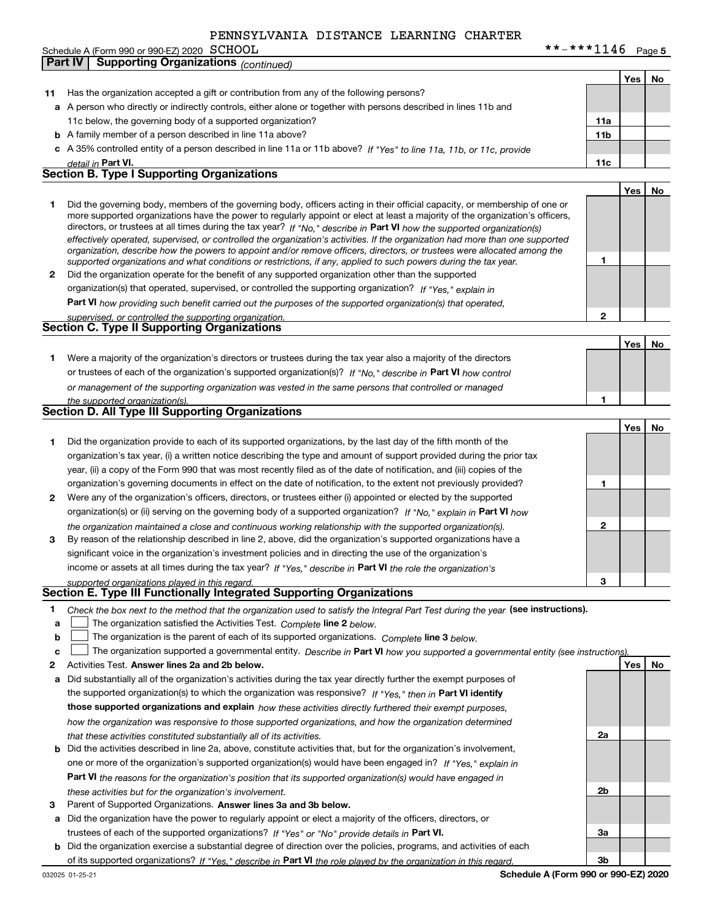PENNSYLVANIA DISTANCE LEARNING CHARTER

Schedule A (Form 990 or 990-EZ) 2020 SCHOOL **-***1146 Page 5

## Part IV Supporting Organizations *(continued)*

| | | | Yes | No |
|---|---|---|---|---|
| **11** | Has the organization accepted a gift or contribution from any of the following persons? | | | |
| **a** | A person who directly or indirectly controls, either alone or together with persons described in lines 11b and 11c below, the governing body of a supported organization? | **11a** | | |
| **b** | A family member of a person described in line 11a above? | **11b** | | |
| **c** | A 35% controlled entity of a person described in line 11a or 11b above? *If "Yes" to line 11a, 11b, or 11c, provide detail in* **Part VI.** | **11c** | | |

### Section B. Type I Supporting Organizations

| | | | Yes | No |
|---|---|---|---|---|
| **1** | Did the governing body, members of the governing body, officers acting in their official capacity, or membership of one or more supported organizations have the power to regularly appoint or elect at least a majority of the organization's officers, directors, or trustees at all times during the tax year? *If "No," describe in* **Part VI** *how the supported organization(s) effectively operated, supervised, or controlled the organization's activities. If the organization had more than one supported organization, describe how the powers to appoint and/or remove officers, directors, or trustees were allocated among the supported organizations and what conditions or restrictions, if any, applied to such powers during the tax year.* | **1** | | |
| **2** | Did the organization operate for the benefit of any supported organization other than the supported organization(s) that operated, supervised, or controlled the supporting organization? *If "Yes," explain in* **Part VI** *how providing such benefit carried out the purposes of the supported organization(s) that operated, supervised, or controlled the supporting organization.* | **2** | | |

### Section C. Type II Supporting Organizations

| | | | Yes | No |
|---|---|---|---|---|
| **1** | Were a majority of the organization's directors or trustees during the tax year also a majority of the directors or trustees of each of the organization's supported organization(s)? *If "No," describe in* **Part VI** *how control or management of the supporting organization was vested in the same persons that controlled or managed the supported organization(s).* | **1** | | |

### Section D. All Type III Supporting Organizations

| | | | Yes | No |
|---|---|---|---|---|
| **1** | Did the organization provide to each of its supported organizations, by the last day of the fifth month of the organization's tax year, (i) a written notice describing the type and amount of support provided during the prior tax year, (ii) a copy of the Form 990 that was most recently filed as of the date of notification, and (iii) copies of the organization's governing documents in effect on the date of notification, to the extent not previously provided? | **1** | | |
| **2** | Were any of the organization's officers, directors, or trustees either (i) appointed or elected by the supported organization(s) or (ii) serving on the governing body of a supported organization? *If "No," explain in* **Part VI** *how the organization maintained a close and continuous working relationship with the supported organization(s).* | **2** | | |
| **3** | By reason of the relationship described in line 2, above, did the organization's supported organizations have a significant voice in the organization's investment policies and in directing the use of the organization's income or assets at all times during the tax year? *If "Yes," describe in* **Part VI** *the role the organization's supported organizations played in this regard.* | **3** | | |

### Section E. Type III Functionally Integrated Supporting Organizations

**1** *Check the box next to the method that the organization used to satisfy the Integral Part Test during the year* **(see instructions).**

**a** ☐ The organization satisfied the Activities Test. *Complete* **line 2** *below.*

**b** ☐ The organization is the parent of each of its supported organizations. *Complete* **line 3** *below.*

**c** ☐ The organization supported a governmental entity. *Describe in* **Part VI** *how you supported a governmental entity (see instructions).*

| | | | Yes | No |
|---|---|---|---|---|
| **2** | Activities Test. **Answer lines 2a and 2b below.** | | | |
| **a** | Did substantially all of the organization's activities during the tax year directly further the exempt purposes of the supported organization(s) to which the organization was responsive? *If "Yes," then in* **Part VI identify those supported organizations and explain** *how these activities directly furthered their exempt purposes, how the organization was responsive to those supported organizations, and how the organization determined that these activities constituted substantially all of its activities.* | **2a** | | |
| **b** | Did the activities described in line 2a, above, constitute activities that, but for the organization's involvement, one or more of the organization's supported organization(s) would have been engaged in? *If "Yes," explain in* **Part VI** *the reasons for the organization's position that its supported organization(s) would have engaged in these activities but for the organization's involvement.* | **2b** | | |
| **3** | Parent of Supported Organizations. **Answer lines 3a and 3b below.** | | | |
| **a** | Did the organization have the power to regularly appoint or elect a majority of the officers, directors, or trustees of each of the supported organizations? *If "Yes" or "No" provide details in* **Part VI.** | **3a** | | |
| **b** | Did the organization exercise a substantial degree of direction over the policies, programs, and activities of each of its supported organizations? *If "Yes," describe in* **Part VI** *the role played by the organization in this regard.* | **3b** | | |

032025 01-25-21 **Schedule A (Form 990 or 990-EZ) 2020**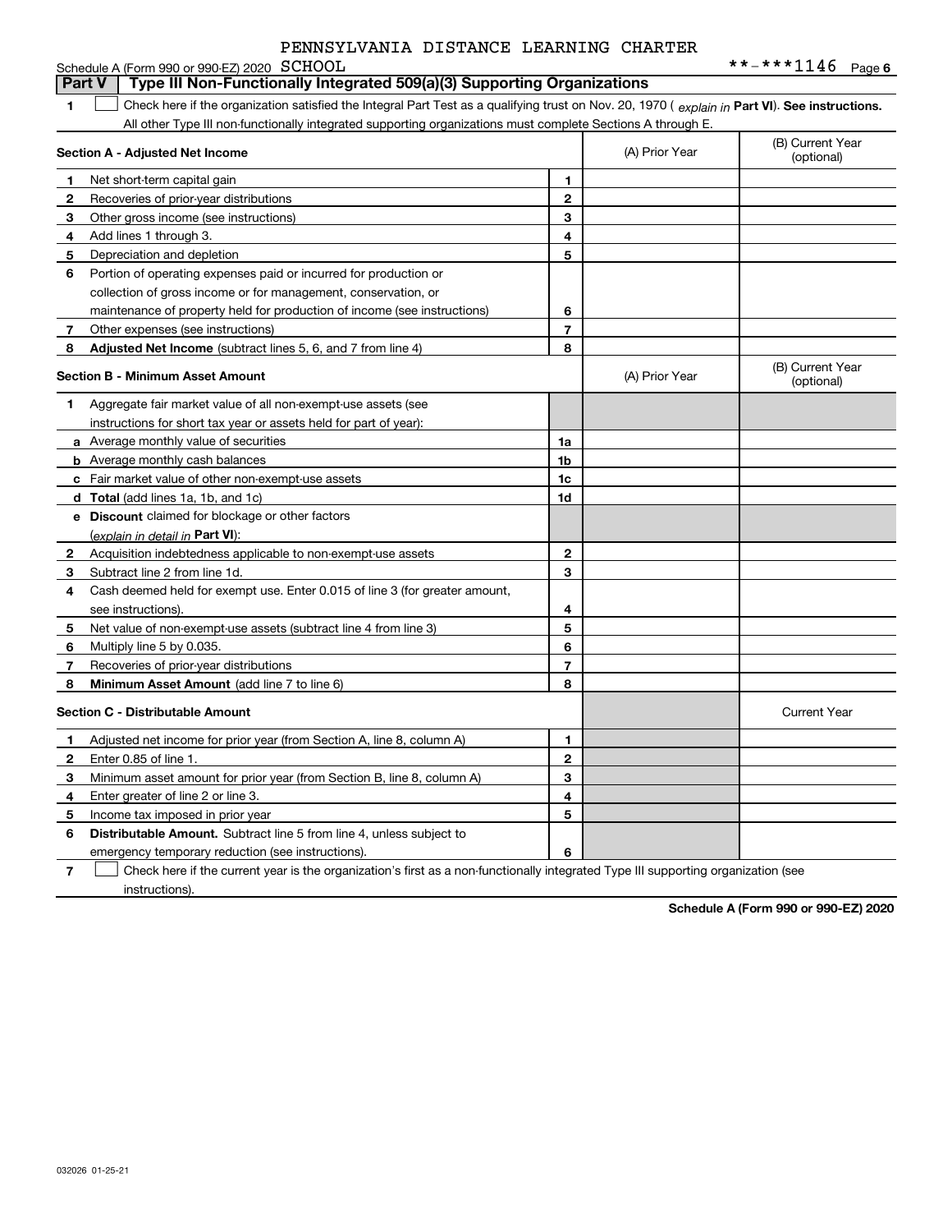PENNSYLVANIA DISTANCE LEARNING CHARTER

Schedule A (Form 990 or 990-EZ) 2020 SCHOOL **-***1146 Page 6

## Part V Type III Non-Functionally Integrated 509(a)(3) Supporting Organizations

1 ☐ Check here if the organization satisfied the Integral Part Test as a qualifying trust on Nov. 20, 1970 ( *explain in* **Part VI**). **See instructions.** All other Type III non-functionally integrated supporting organizations must complete Sections A through E.

| **Section A - Adjusted Net Income** | | (A) Prior Year | (B) Current Year (optional) |
|---|---|---|---|
| **1** Net short-term capital gain | **1** | | |
| **2** Recoveries of prior-year distributions | **2** | | |
| **3** Other gross income (see instructions) | **3** | | |
| **4** Add lines 1 through 3. | **4** | | |
| **5** Depreciation and depletion | **5** | | |
| **6** Portion of operating expenses paid or incurred for production or collection of gross income or for management, conservation, or maintenance of property held for production of income (see instructions) | **6** | | |
| **7** Other expenses (see instructions) | **7** | | |
| **8** **Adjusted Net Income** (subtract lines 5, 6, and 7 from line 4) | **8** | | |

| **Section B - Minimum Asset Amount** | | (A) Prior Year | (B) Current Year (optional) |
|---|---|---|---|
| **1** Aggregate fair market value of all non-exempt-use assets (see instructions for short tax year or assets held for part of year): | | | |
| **a** Average monthly value of securities | **1a** | | |
| **b** Average monthly cash balances | **1b** | | |
| **c** Fair market value of other non-exempt-use assets | **1c** | | |
| **d** **Total** (add lines 1a, 1b, and 1c) | **1d** | | |
| **e** **Discount** claimed for blockage or other factors (*explain in detail in* **Part VI**): | | | |
| **2** Acquisition indebtedness applicable to non-exempt-use assets | **2** | | |
| **3** Subtract line 2 from line 1d. | **3** | | |
| **4** Cash deemed held for exempt use. Enter 0.015 of line 3 (for greater amount, see instructions). | **4** | | |
| **5** Net value of non-exempt-use assets (subtract line 4 from line 3) | **5** | | |
| **6** Multiply line 5 by 0.035. | **6** | | |
| **7** Recoveries of prior-year distributions | **7** | | |
| **8** **Minimum Asset Amount** (add line 7 to line 6) | **8** | | |

| **Section C - Distributable Amount** | | | Current Year |
|---|---|---|---|
| **1** Adjusted net income for prior year (from Section A, line 8, column A) | **1** | | |
| **2** Enter 0.85 of line 1. | **2** | | |
| **3** Minimum asset amount for prior year (from Section B, line 8, column A) | **3** | | |
| **4** Enter greater of line 2 or line 3. | **4** | | |
| **5** Income tax imposed in prior year | **5** | | |
| **6** **Distributable Amount.** Subtract line 5 from line 4, unless subject to emergency temporary reduction (see instructions). | **6** | | |

7 ☐ Check here if the current year is the organization's first as a non-functionally integrated Type III supporting organization (see instructions).

**Schedule A (Form 990 or 990-EZ) 2020**

032026 01-25-21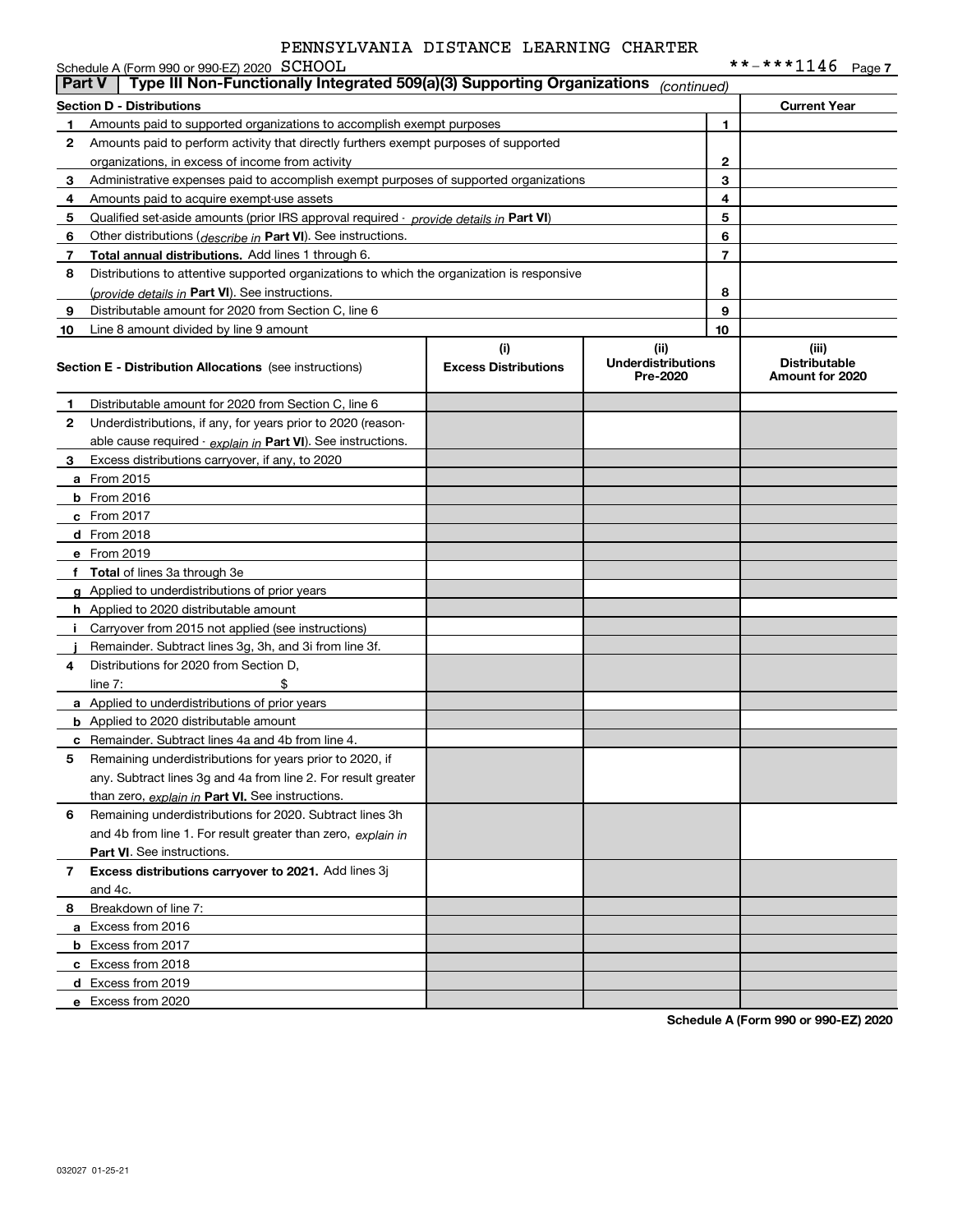PENNSYLVANIA DISTANCE LEARNING CHARTER

Schedule A (Form 990 or 990-EZ) 2020 SCHOOL **-***1146 Page 7

## Part V Type III Non-Functionally Integrated 509(a)(3) Supporting Organizations *(continued)*

| Section D - Distributions | | | Current Year |
|---|---|---|---|
| 1 | Amounts paid to supported organizations to accomplish exempt purposes | 1 | |
| 2 | Amounts paid to perform activity that directly furthers exempt purposes of supported organizations, in excess of income from activity | 2 | |
| 3 | Administrative expenses paid to accomplish exempt purposes of supported organizations | 3 | |
| 4 | Amounts paid to acquire exempt-use assets | 4 | |
| 5 | Qualified set-aside amounts (prior IRS approval required - *provide details in* **Part VI**) | 5 | |
| 6 | Other distributions (*describe in* **Part VI**). See instructions. | 6 | |
| 7 | **Total annual distributions.** Add lines 1 through 6. | 7 | |
| 8 | Distributions to attentive supported organizations to which the organization is responsive (*provide details in* **Part VI**). See instructions. | 8 | |
| 9 | Distributable amount for 2020 from Section C, line 6 | 9 | |
| 10 | Line 8 amount divided by line 9 amount | 10 | |

| Section E - Distribution Allocations (see instructions) | (i) Excess Distributions | (ii) Underdistributions Pre-2020 | (iii) Distributable Amount for 2020 |
|---|---|---|---|
| **1** Distributable amount for 2020 from Section C, line 6 | | | |
| **2** Underdistributions, if any, for years prior to 2020 (reasonable cause required - *explain in* **Part VI**). See instructions. | | | |
| **3** Excess distributions carryover, if any, to 2020 | | | |
| **a** From 2015 | | | |
| **b** From 2016 | | | |
| **c** From 2017 | | | |
| **d** From 2018 | | | |
| **e** From 2019 | | | |
| **f** **Total** of lines 3a through 3e | | | |
| **g** Applied to underdistributions of prior years | | | |
| **h** Applied to 2020 distributable amount | | | |
| **i** Carryover from 2015 not applied (see instructions) | | | |
| **j** Remainder. Subtract lines 3g, 3h, and 3i from line 3f. | | | |
| **4** Distributions for 2020 from Section D, line 7: $ | | | |
| **a** Applied to underdistributions of prior years | | | |
| **b** Applied to 2020 distributable amount | | | |
| **c** Remainder. Subtract lines 4a and 4b from line 4. | | | |
| **5** Remaining underdistributions for years prior to 2020, if any. Subtract lines 3g and 4a from line 2. For result greater than zero, *explain in* **Part VI.** See instructions. | | | |
| **6** Remaining underdistributions for 2020. Subtract lines 3h and 4b from line 1. For result greater than zero, *explain in* **Part VI**. See instructions. | | | |
| **7** **Excess distributions carryover to 2021.** Add lines 3j and 4c. | | | |
| **8** Breakdown of line 7: | | | |
| **a** Excess from 2016 | | | |
| **b** Excess from 2017 | | | |
| **c** Excess from 2018 | | | |
| **d** Excess from 2019 | | | |
| **e** Excess from 2020 | | | |

**Schedule A (Form 990 or 990-EZ) 2020**

032027 01-25-21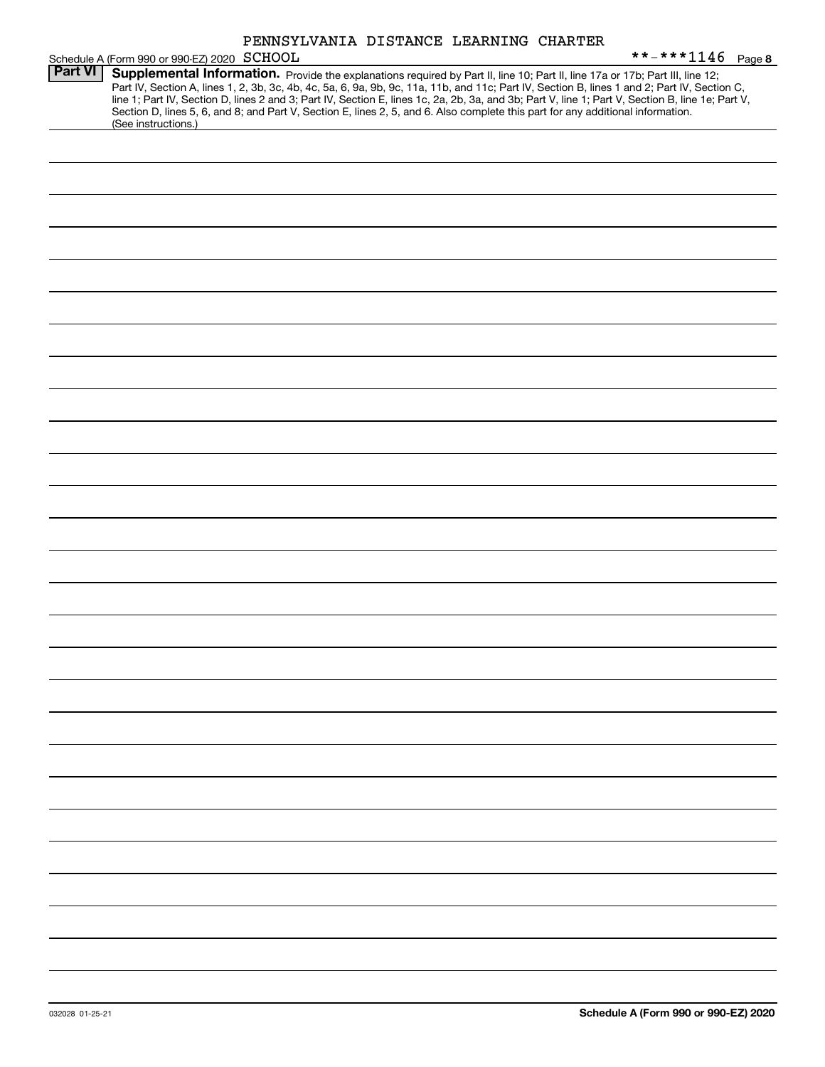PENNSYLVANIA DISTANCE LEARNING CHARTER

Schedule A (Form 990 or 990-EZ) 2020 SCHOOL **-***1146 Page **8**

**Part VI** **Supplemental Information.** Provide the explanations required by Part II, line 10; Part II, line 17a or 17b; Part III, line 12; Part IV, Section A, lines 1, 2, 3b, 3c, 4b, 4c, 5a, 6, 9a, 9b, 9c, 11a, 11b, and 11c; Part IV, Section B, lines 1 and 2; Part IV, Section C, line 1; Part IV, Section D, lines 2 and 3; Part IV, Section E, lines 1c, 2a, 2b, 3a, and 3b; Part V, line 1; Part V, Section B, line 1e; Part V, Section D, lines 5, 6, and 8; and Part V, Section E, lines 2, 5, and 6. Also complete this part for any additional information. (See instructions.)

032028 01-25-21

**Schedule A (Form 990 or 990-EZ) 2020**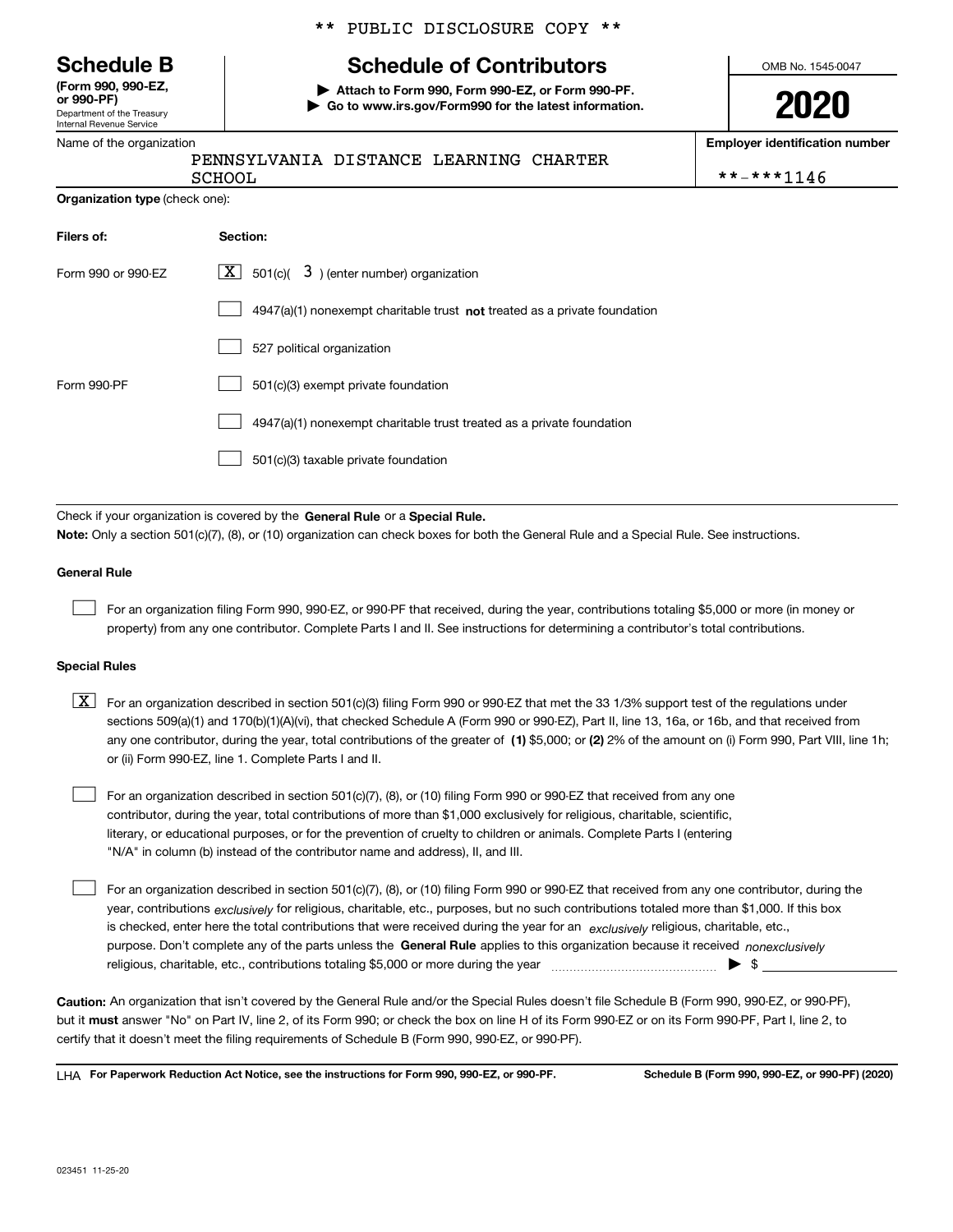\*\* PUBLIC DISCLOSURE COPY \*\*

# Schedule B

**(Form 990, 990-EZ, or 990-PF)**

Department of the Treasury
Internal Revenue Service

## Schedule of Contributors

▶ **Attach to Form 990, Form 990-EZ, or Form 990-PF.**
▶ **Go to www.irs.gov/Form990 for the latest information.**

OMB No. 1545-0047

**2020**

| Name of the organization | Employer identification number |
|---|---|
| PENNSYLVANIA DISTANCE LEARNING CHARTER SCHOOL | \*\*-\*\*\*1146 |

**Organization type** (check one):

| Filers of: | Section: |
|---|---|
| Form 990 or 990-EZ | [X] 501(c)( 3 ) (enter number) organization |
| | [ ] 4947(a)(1) nonexempt charitable trust **not** treated as a private foundation |
| | [ ] 527 political organization |
| Form 990-PF | [ ] 501(c)(3) exempt private foundation |
| | [ ] 4947(a)(1) nonexempt charitable trust treated as a private foundation |
| | [ ] 501(c)(3) taxable private foundation |

Check if your organization is covered by the **General Rule** or a **Special Rule.**

**Note:** Only a section 501(c)(7), (8), or (10) organization can check boxes for both the General Rule and a Special Rule. See instructions.

**General Rule**

[ ] For an organization filing Form 990, 990-EZ, or 990-PF that received, during the year, contributions totaling $5,000 or more (in money or property) from any one contributor. Complete Parts I and II. See instructions for determining a contributor's total contributions.

**Special Rules**

[X] For an organization described in section 501(c)(3) filing Form 990 or 990-EZ that met the 33 1/3% support test of the regulations under sections 509(a)(1) and 170(b)(1)(A)(vi), that checked Schedule A (Form 990 or 990-EZ), Part II, line 13, 16a, or 16b, and that received from any one contributor, during the year, total contributions of the greater of **(1)** $5,000; or **(2)** 2% of the amount on (i) Form 990, Part VIII, line 1h; or (ii) Form 990-EZ, line 1. Complete Parts I and II.

[ ] For an organization described in section 501(c)(7), (8), or (10) filing Form 990 or 990-EZ that received from any one contributor, during the year, total contributions of more than $1,000 exclusively for religious, charitable, scientific, literary, or educational purposes, or for the prevention of cruelty to children or animals. Complete Parts I (entering "N/A" in column (b) instead of the contributor name and address), II, and III.

[ ] For an organization described in section 501(c)(7), (8), or (10) filing Form 990 or 990-EZ that received from any one contributor, during the year, contributions *exclusively* for religious, charitable, etc., purposes, but no such contributions totaled more than $1,000. If this box is checked, enter here the total contributions that were received during the year for an *exclusively* religious, charitable, etc., purpose. Don't complete any of the parts unless the **General Rule** applies to this organization because it received *nonexclusively* religious, charitable, etc., contributions totaling $5,000 or more during the year ▶ $

**Caution:** An organization that isn't covered by the General Rule and/or the Special Rules doesn't file Schedule B (Form 990, 990-EZ, or 990-PF), but it **must** answer "No" on Part IV, line 2, of its Form 990; or check the box on line H of its Form 990-EZ or on its Form 990-PF, Part I, line 2, to certify that it doesn't meet the filing requirements of Schedule B (Form 990, 990-EZ, or 990-PF).

LHA **For Paperwork Reduction Act Notice, see the instructions for Form 990, 990-EZ, or 990-PF.** **Schedule B (Form 990, 990-EZ, or 990-PF) (2020)**

023451 11-25-20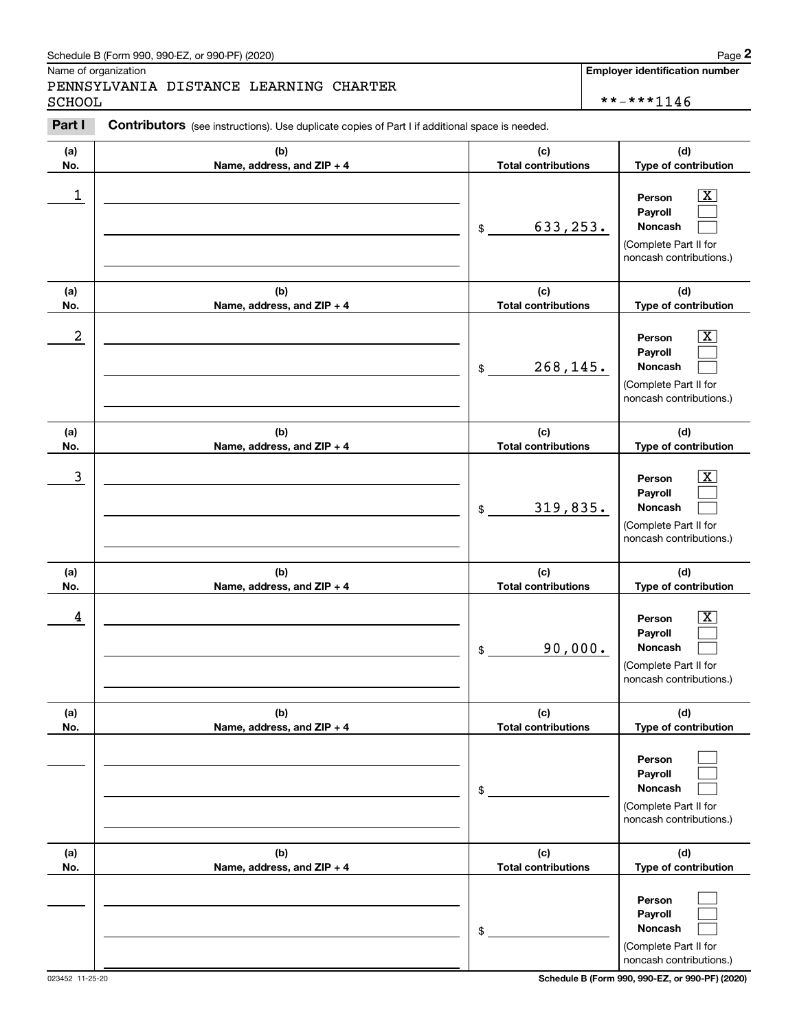Schedule B (Form 990, 990-EZ, or 990-PF) (2020)

Name of organization

PENNSYLVANIA DISTANCE LEARNING CHARTER SCHOOL

**Employer identification number**

**-***1146

**Part I** **Contributors** (see instructions). Use duplicate copies of Part I if additional space is needed.

| (a) No. | (b) Name, address, and ZIP + 4 | (c) Total contributions | (d) Type of contribution |
|---|---|---|---|
| 1 | | $ 633,253. | Person [X] Payroll [ ] Noncash [ ] (Complete Part II for noncash contributions.) |
| 2 | | $ 268,145. | Person [X] Payroll [ ] Noncash [ ] (Complete Part II for noncash contributions.) |
| 3 | | $ 319,835. | Person [X] Payroll [ ] Noncash [ ] (Complete Part II for noncash contributions.) |
| 4 | | $ 90,000. | Person [X] Payroll [ ] Noncash [ ] (Complete Part II for noncash contributions.) |
| | | $ | Person [ ] Payroll [ ] Noncash [ ] (Complete Part II for noncash contributions.) |
| | | $ | Person [ ] Payroll [ ] Noncash [ ] (Complete Part II for noncash contributions.) |

023452 11-25-20

**Schedule B (Form 990, 990-EZ, or 990-PF) (2020)**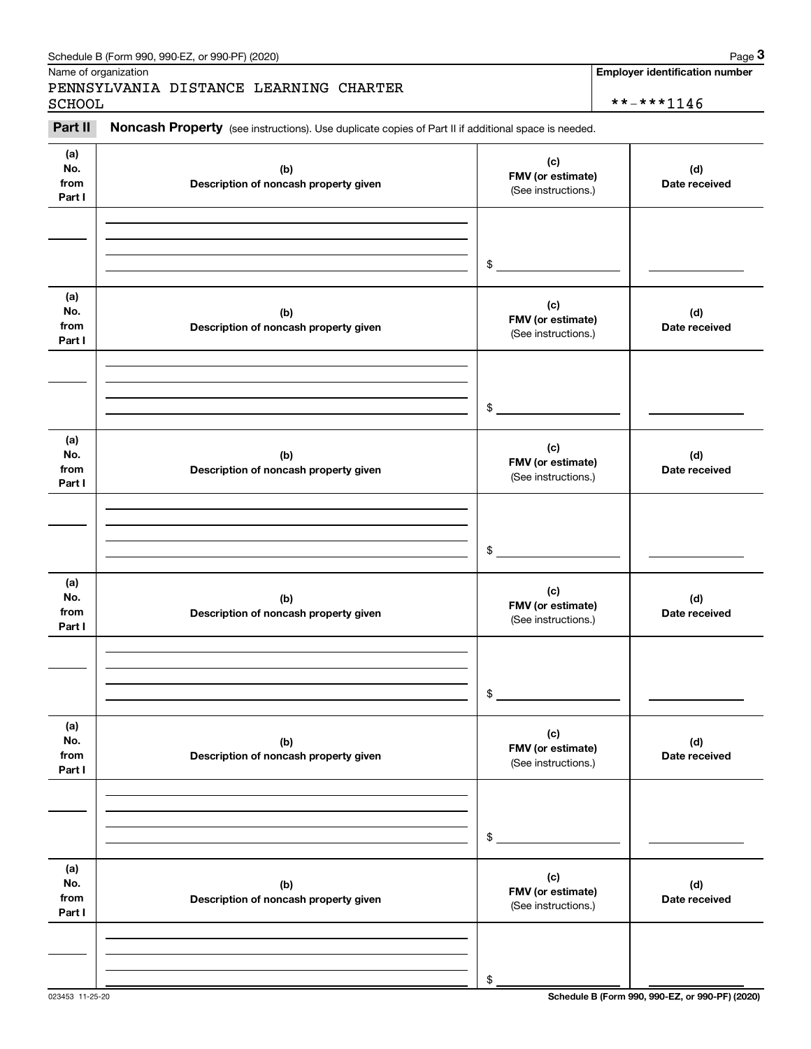Name of organization

PENNSYLVANIA DISTANCE LEARNING CHARTER SCHOOL

**Employer identification number**

**-***1146

**Part II** **Noncash Property** (see instructions). Use duplicate copies of Part II if additional space is needed.

| (a) No. from Part I | (b) Description of noncash property given | (c) FMV (or estimate) (See instructions.) | (d) Date received |
|---|---|---|---|
| | | $ | |

| (a) No. from Part I | (b) Description of noncash property given | (c) FMV (or estimate) (See instructions.) | (d) Date received |
|---|---|---|---|
| | | $ | |

| (a) No. from Part I | (b) Description of noncash property given | (c) FMV (or estimate) (See instructions.) | (d) Date received |
|---|---|---|---|
| | | $ | |

| (a) No. from Part I | (b) Description of noncash property given | (c) FMV (or estimate) (See instructions.) | (d) Date received |
|---|---|---|---|
| | | $ | |

| (a) No. from Part I | (b) Description of noncash property given | (c) FMV (or estimate) (See instructions.) | (d) Date received |
|---|---|---|---|
| | | $ | |

| (a) No. from Part I | (b) Description of noncash property given | (c) FMV (or estimate) (See instructions.) | (d) Date received |
|---|---|---|---|
| | | $ | |

023453 11-25-20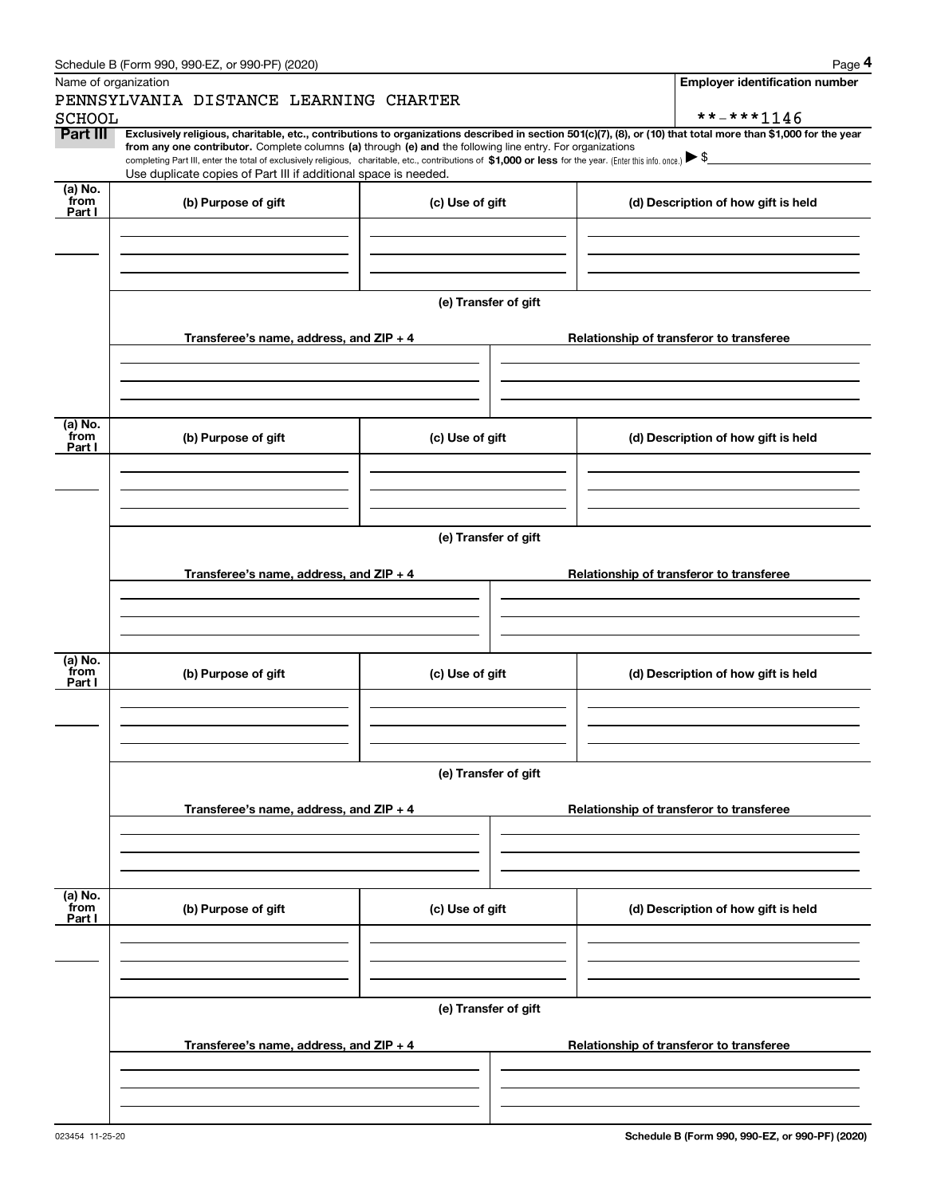Schedule B (Form 990, 990-EZ, or 990-PF) (2020)

Name of organization

PENNSYLVANIA DISTANCE LEARNING CHARTER SCHOOL

**Employer identification number**

**-***1146

**Part III** **Exclusively religious, charitable, etc., contributions to organizations described in section 501(c)(7), (8), or (10) that total more than $1,000 for the year from any one contributor.** Complete columns **(a)** through **(e) and** the following line entry. For organizations completing Part III, enter the total of exclusively religious, charitable, etc., contributions of **$1,000 or less** for the year. (Enter this info. once.) ▶ $

Use duplicate copies of Part III if additional space is needed.

| (a) No. from Part I | (b) Purpose of gift | (c) Use of gift | (d) Description of how gift is held |
|---|---|---|---|
| | | | |

(e) Transfer of gift

| Transferee's name, address, and ZIP + 4 | Relationship of transferor to transferee |
|---|---|
| | |

| (a) No. from Part I | (b) Purpose of gift | (c) Use of gift | (d) Description of how gift is held |
|---|---|---|---|
| | | | |

(e) Transfer of gift

| Transferee's name, address, and ZIP + 4 | Relationship of transferor to transferee |
|---|---|
| | |

| (a) No. from Part I | (b) Purpose of gift | (c) Use of gift | (d) Description of how gift is held |
|---|---|---|---|
| | | | |

(e) Transfer of gift

| Transferee's name, address, and ZIP + 4 | Relationship of transferor to transferee |
|---|---|
| | |

| (a) No. from Part I | (b) Purpose of gift | (c) Use of gift | (d) Description of how gift is held |
|---|---|---|---|
| | | | |

(e) Transfer of gift

| Transferee's name, address, and ZIP + 4 | Relationship of transferor to transferee |
|---|---|
| | |

023454 11-25-20

**Schedule B (Form 990, 990-EZ, or 990-PF) (2020)**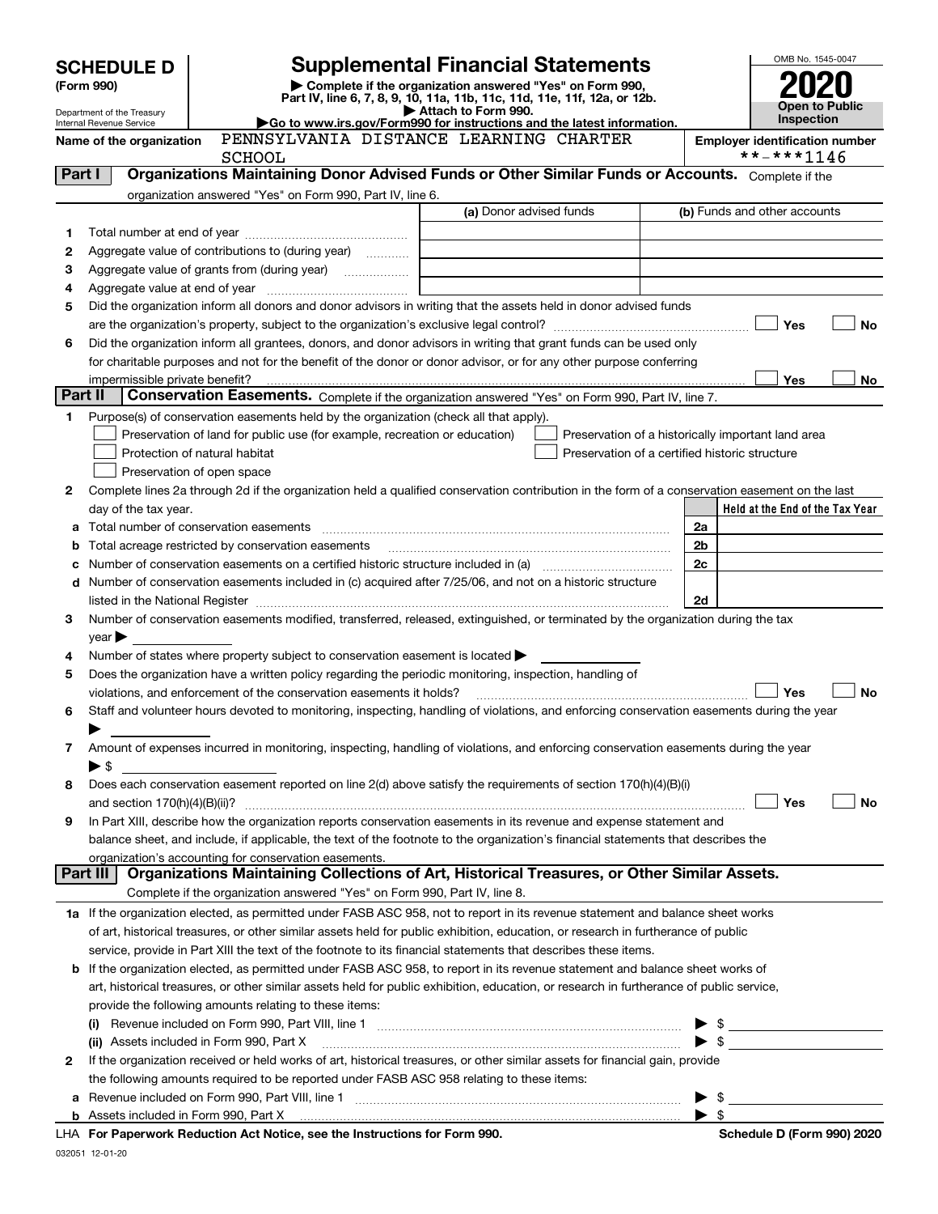# SCHEDULE D (Form 990)

Department of the Treasury
Internal Revenue Service

## Supplemental Financial Statements

▶ Complete if the organization answered "Yes" on Form 990, Part IV, line 6, 7, 8, 9, 10, 11a, 11b, 11c, 11d, 11e, 11f, 12a, or 12b.
▶ Attach to Form 990.
▶Go to www.irs.gov/Form990 for instructions and the latest information.

OMB No. 1545-0047

**2020**

**Open to Public Inspection**

Name of the organization: PENNSYLVANIA DISTANCE LEARNING CHARTER SCHOOL

Employer identification number: **-***1146

### Part I — Organizations Maintaining Donor Advised Funds or Other Similar Funds or Accounts. Complete if the organization answered "Yes" on Form 990, Part IV, line 6.

| | | (a) Donor advised funds | (b) Funds and other accounts |
|---|---|---|---|
| 1 | Total number at end of year | | |
| 2 | Aggregate value of contributions to (during year) | | |
| 3 | Aggregate value of grants from (during year) | | |
| 4 | Aggregate value at end of year | | |

5 Did the organization inform all donors and donor advisors in writing that the assets held in donor advised funds are the organization's property, subject to the organization's exclusive legal control? ☐ Yes ☐ No

6 Did the organization inform all grantees, donors, and donor advisors in writing that grant funds can be used only for charitable purposes and not for the benefit of the donor or donor advisor, or for any other purpose conferring impermissible private benefit? ☐ Yes ☐ No

### Part II — Conservation Easements. Complete if the organization answered "Yes" on Form 990, Part IV, line 7.

1 Purpose(s) of conservation easements held by the organization (check all that apply).

- ☐ Preservation of land for public use (for example, recreation or education)
- ☐ Protection of natural habitat
- ☐ Preservation of open space
- ☐ Preservation of a historically important land area
- ☐ Preservation of a certified historic structure

2 Complete lines 2a through 2d if the organization held a qualified conservation contribution in the form of a conservation easement on the last day of the tax year.

| | | | Held at the End of the Tax Year |
|---|---|---|---|
| a | Total number of conservation easements | 2a | |
| b | Total acreage restricted by conservation easements | 2b | |
| c | Number of conservation easements on a certified historic structure included in (a) | 2c | |
| d | Number of conservation easements included in (c) acquired after 7/25/06, and not on a historic structure listed in the National Register | 2d | |

3 Number of conservation easements modified, transferred, released, extinguished, or terminated by the organization during the tax year ▶

4 Number of states where property subject to conservation easement is located ▶

5 Does the organization have a written policy regarding the periodic monitoring, inspection, handling of violations, and enforcement of the conservation easements it holds? ☐ Yes ☐ No

6 Staff and volunteer hours devoted to monitoring, inspecting, handling of violations, and enforcing conservation easements during the year ▶

7 Amount of expenses incurred in monitoring, inspecting, handling of violations, and enforcing conservation easements during the year ▶ $

8 Does each conservation easement reported on line 2(d) above satisfy the requirements of section 170(h)(4)(B)(i) and section 170(h)(4)(B)(ii)? ☐ Yes ☐ No

9 In Part XIII, describe how the organization reports conservation easements in its revenue and expense statement and balance sheet, and include, if applicable, the text of the footnote to the organization's financial statements that describes the organization's accounting for conservation easements.

### Part III — Organizations Maintaining Collections of Art, Historical Treasures, or Other Similar Assets. Complete if the organization answered "Yes" on Form 990, Part IV, line 8.

1a If the organization elected, as permitted under FASB ASC 958, not to report in its revenue statement and balance sheet works of art, historical treasures, or other similar assets held for public exhibition, education, or research in furtherance of public service, provide in Part XIII the text of the footnote to its financial statements that describes these items.

b If the organization elected, as permitted under FASB ASC 958, to report in its revenue statement and balance sheet works of art, historical treasures, or other similar assets held for public exhibition, education, or research in furtherance of public service, provide the following amounts relating to these items:

(i) Revenue included on Form 990, Part VIII, line 1 ▶ $

(ii) Assets included in Form 990, Part X ▶ $

2 If the organization received or held works of art, historical treasures, or other similar assets for financial gain, provide the following amounts required to be reported under FASB ASC 958 relating to these items:

a Revenue included on Form 990, Part VIII, line 1 ▶ $

b Assets included in Form 990, Part X ▶ $

LHA For Paperwork Reduction Act Notice, see the Instructions for Form 990. Schedule D (Form 990) 2020

032051 12-01-20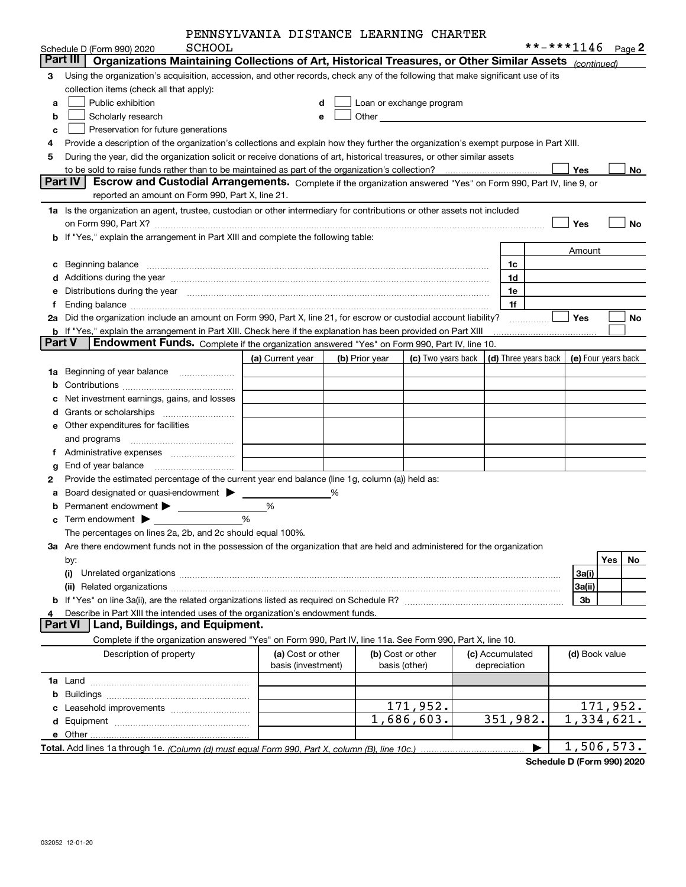PENNSYLVANIA DISTANCE LEARNING CHARTER SCHOOL

Schedule D (Form 990) 2020 **-***1146 Page 2

**Part III | Organizations Maintaining Collections of Art, Historical Treasures, or Other Similar Assets** *(continued)*

3 Using the organization's acquisition, accession, and other records, check any of the following that make significant use of its collection items (check all that apply):

a ☐ Public exhibition
b ☐ Scholarly research
c ☐ Preservation for future generations
d ☐ Loan or exchange program
e ☐ Other

4 Provide a description of the organization's collections and explain how they further the organization's exempt purpose in Part XIII.

5 During the year, did the organization solicit or receive donations of art, historical treasures, or other similar assets to be sold to raise funds rather than to be maintained as part of the organization's collection? ☐ Yes ☐ No

**Part IV | Escrow and Custodial Arrangements.** Complete if the organization answered "Yes" on Form 990, Part IV, line 9, or reported an amount on Form 990, Part X, line 21.

1a Is the organization an agent, trustee, custodian or other intermediary for contributions or other assets not included on Form 990, Part X? ☐ Yes ☐ No

b If "Yes," explain the arrangement in Part XIII and complete the following table:

| | | Amount |
|---|---|---|
| c Beginning balance | 1c | |
| d Additions during the year | 1d | |
| e Distributions during the year | 1e | |
| f Ending balance | 1f | |

2a Did the organization include an amount on Form 990, Part X, line 21, for escrow or custodial account liability? ☐ Yes ☐ No

b If "Yes," explain the arrangement in Part XIII. Check here if the explanation has been provided on Part XIII ☐

**Part V | Endowment Funds.** Complete if the organization answered "Yes" on Form 990, Part IV, line 10.

| | (a) Current year | (b) Prior year | (c) Two years back | (d) Three years back | (e) Four years back |
|---|---|---|---|---|---|
| 1a Beginning of year balance | | | | | |
| b Contributions | | | | | |
| c Net investment earnings, gains, and losses | | | | | |
| d Grants or scholarships | | | | | |
| e Other expenditures for facilities and programs | | | | | |
| f Administrative expenses | | | | | |
| g End of year balance | | | | | |

2 Provide the estimated percentage of the current year end balance (line 1g, column (a)) held as:

a Board designated or quasi-endowment ▶ %
b Permanent endowment ▶ %
c Term endowment ▶ %

The percentages on lines 2a, 2b, and 2c should equal 100%.

3a Are there endowment funds not in the possession of the organization that are held and administered for the organization by:

| | | Yes | No |
|---|---|---|---|
| (i) Unrelated organizations | 3a(i) | | |
| (ii) Related organizations | 3a(ii) | | |
| b If "Yes" on line 3a(ii), are the related organizations listed as required on Schedule R? | 3b | | |

4 Describe in Part XIII the intended uses of the organization's endowment funds.

**Part VI | Land, Buildings, and Equipment.**

Complete if the organization answered "Yes" on Form 990, Part IV, line 11a. See Form 990, Part X, line 10.

| Description of property | (a) Cost or other basis (investment) | (b) Cost or other basis (other) | (c) Accumulated depreciation | (d) Book value |
|---|---|---|---|---|
| 1a Land | | | | |
| b Buildings | | | | |
| c Leasehold improvements | | 171,952. | | 171,952. |
| d Equipment | | 1,686,603. | 351,982. | 1,334,621. |
| e Other | | | | |
| **Total.** Add lines 1a through 1e. *(Column (d) must equal Form 990, Part X, column (B), line 10c.)* ▶ | | | | 1,506,573. |

**Schedule D (Form 990) 2020**

032052 12-01-20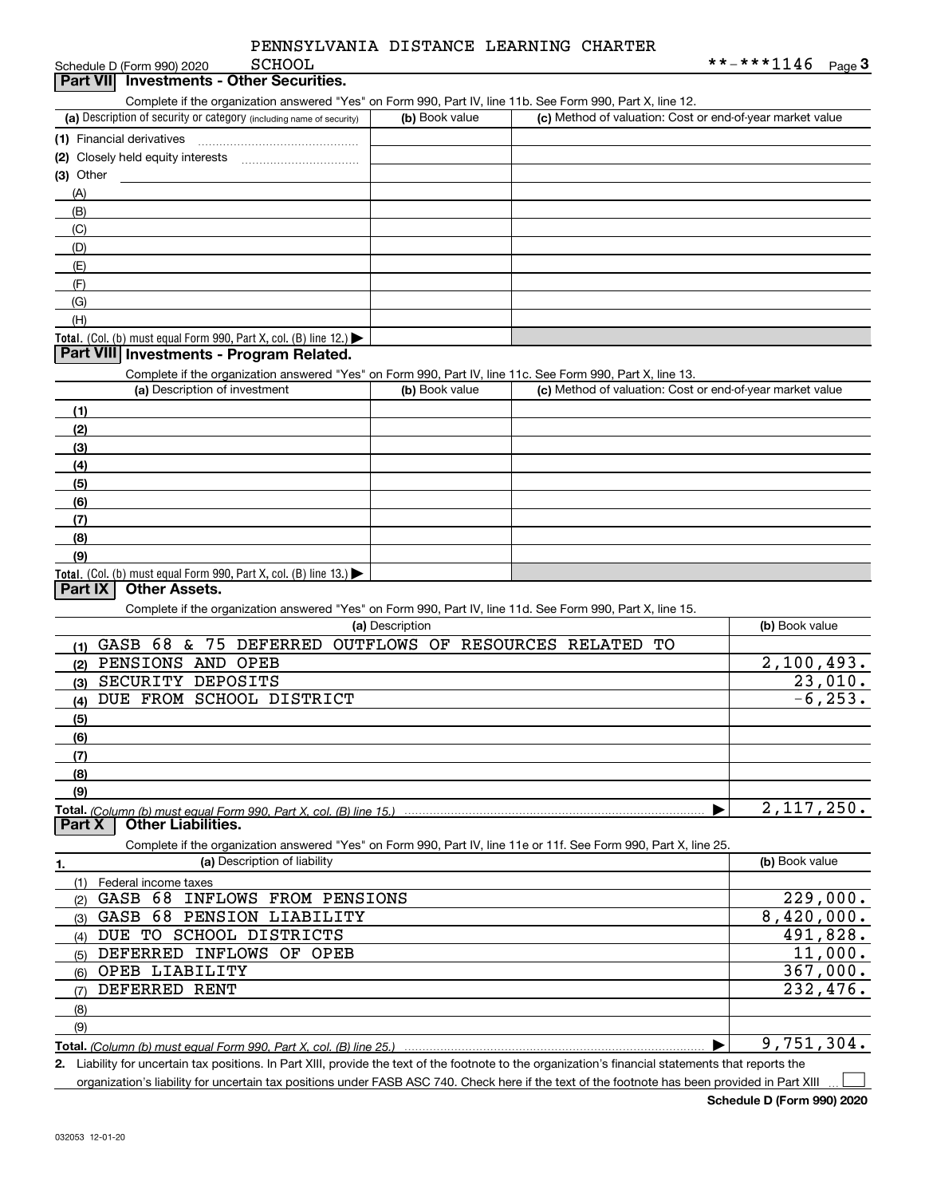PENNSYLVANIA DISTANCE LEARNING CHARTER SCHOOL

Schedule D (Form 990) 2020 **-***1146 Page 3

## Part VII Investments - Other Securities.

Complete if the organization answered "Yes" on Form 990, Part IV, line 11b. See Form 990, Part X, line 12.

| (a) Description of security or category (including name of security) | (b) Book value | (c) Method of valuation: Cost or end-of-year market value |
|---|---|---|
| (1) Financial derivatives | | |
| (2) Closely held equity interests | | |
| (3) Other | | |
| (A) | | |
| (B) | | |
| (C) | | |
| (D) | | |
| (E) | | |
| (F) | | |
| (G) | | |
| (H) | | |
| **Total.** (Col. (b) must equal Form 990, Part X, col. (B) line 12.) ▶ | | |

## Part VIII Investments - Program Related.

Complete if the organization answered "Yes" on Form 990, Part IV, line 11c. See Form 990, Part X, line 13.

| (a) Description of investment | (b) Book value | (c) Method of valuation: Cost or end-of-year market value |
|---|---|---|
| (1) | | |
| (2) | | |
| (3) | | |
| (4) | | |
| (5) | | |
| (6) | | |
| (7) | | |
| (8) | | |
| (9) | | |
| **Total.** (Col. (b) must equal Form 990, Part X, col. (B) line 13.) ▶ | | |

## Part IX Other Assets.

Complete if the organization answered "Yes" on Form 990, Part IV, line 11d. See Form 990, Part X, line 15.

| (a) Description | (b) Book value |
|---|---|
| (1) GASB 68 & 75 DEFERRED OUTFLOWS OF RESOURCES RELATED TO | |
| (2) PENSIONS AND OPEB | 2,100,493. |
| (3) SECURITY DEPOSITS | 23,010. |
| (4) DUE FROM SCHOOL DISTRICT | -6,253. |
| (5) | |
| (6) | |
| (7) | |
| (8) | |
| (9) | |
| **Total.** *(Column (b) must equal Form 990, Part X, col. (B) line 15.)* ▶ | 2,117,250. |

## Part X Other Liabilities.

Complete if the organization answered "Yes" on Form 990, Part IV, line 11e or 11f. See Form 990, Part X, line 25.

| 1. (a) Description of liability | (b) Book value |
|---|---|
| (1) Federal income taxes | |
| (2) GASB 68 INFLOWS FROM PENSIONS | 229,000. |
| (3) GASB 68 PENSION LIABILITY | 8,420,000. |
| (4) DUE TO SCHOOL DISTRICTS | 491,828. |
| (5) DEFERRED INFLOWS OF OPEB | 11,000. |
| (6) OPEB LIABILITY | 367,000. |
| (7) DEFERRED RENT | 232,476. |
| (8) | |
| (9) | |
| **Total.** *(Column (b) must equal Form 990, Part X, col. (B) line 25.)* ▶ | 9,751,304. |

2. Liability for uncertain tax positions. In Part XIII, provide the text of the footnote to the organization's financial statements that reports the organization's liability for uncertain tax positions under FASB ASC 740. Check here if the text of the footnote has been provided in Part XIII ☐

**Schedule D (Form 990) 2020**

032053 12-01-20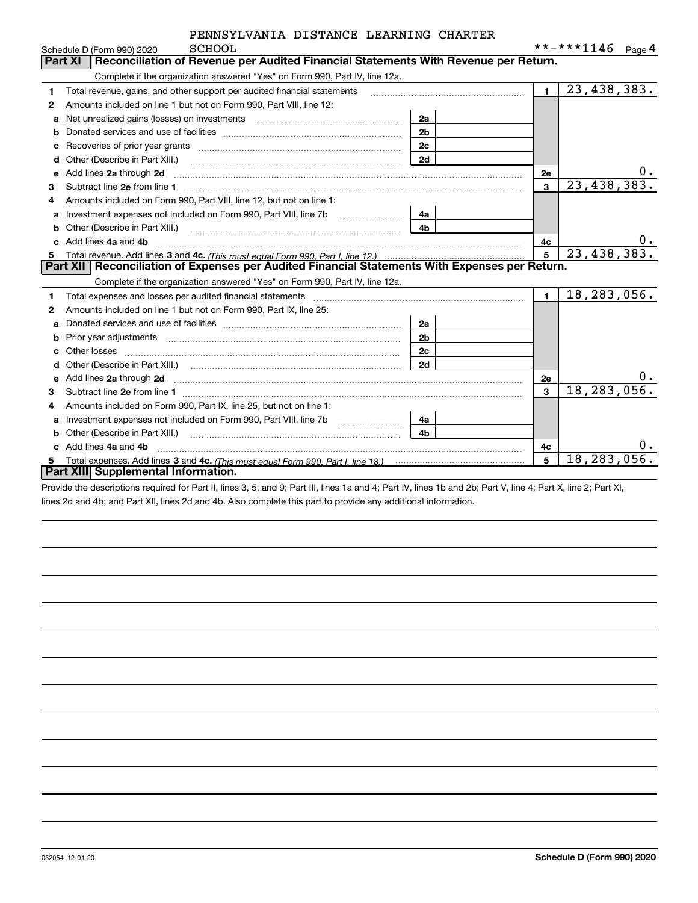PENNSYLVANIA DISTANCE LEARNING CHARTER SCHOOL

Schedule D (Form 990) 2020 **-***1146 Page 4

## Part XI Reconciliation of Revenue per Audited Financial Statements With Revenue per Return.

Complete if the organization answered "Yes" on Form 990, Part IV, line 12a.

| | | | | | |
|---|---|---|---|---|---|
| 1 | Total revenue, gains, and other support per audited financial statements | | | 1 | 23,438,383. |
| 2 | Amounts included on line 1 but not on Form 990, Part VIII, line 12: | | | | |
| a | Net unrealized gains (losses) on investments | 2a | | | |
| b | Donated services and use of facilities | 2b | | | |
| c | Recoveries of prior year grants | 2c | | | |
| d | Other (Describe in Part XIII.) | 2d | | | |
| e | Add lines 2a through 2d | | | 2e | 0. |
| 3 | Subtract line 2e from line 1 | | | 3 | 23,438,383. |
| 4 | Amounts included on Form 990, Part VIII, line 12, but not on line 1: | | | | |
| a | Investment expenses not included on Form 990, Part VIII, line 7b | 4a | | | |
| b | Other (Describe in Part XIII.) | 4b | | | |
| c | Add lines 4a and 4b | | | 4c | 0. |
| 5 | Total revenue. Add lines 3 and 4c. *(This must equal Form 990, Part I, line 12.)* | | | 5 | 23,438,383. |

## Part XII Reconciliation of Expenses per Audited Financial Statements With Expenses per Return.

Complete if the organization answered "Yes" on Form 990, Part IV, line 12a.

| | | | | | |
|---|---|---|---|---|---|
| 1 | Total expenses and losses per audited financial statements | | | 1 | 18,283,056. |
| 2 | Amounts included on line 1 but not on Form 990, Part IX, line 25: | | | | |
| a | Donated services and use of facilities | 2a | | | |
| b | Prior year adjustments | 2b | | | |
| c | Other losses | 2c | | | |
| d | Other (Describe in Part XIII.) | 2d | | | |
| e | Add lines 2a through 2d | | | 2e | 0. |
| 3 | Subtract line 2e from line 1 | | | 3 | 18,283,056. |
| 4 | Amounts included on Form 990, Part IX, line 25, but not on line 1: | | | | |
| a | Investment expenses not included on Form 990, Part VIII, line 7b | 4a | | | |
| b | Other (Describe in Part XIII.) | 4b | | | |
| c | Add lines 4a and 4b | | | 4c | 0. |
| 5 | Total expenses. Add lines 3 and 4c. *(This must equal Form 990, Part I, line 18.)* | | | 5 | 18,283,056. |

## Part XIII Supplemental Information.

Provide the descriptions required for Part II, lines 3, 5, and 9; Part III, lines 1a and 4; Part IV, lines 1b and 2b; Part V, line 4; Part X, line 2; Part XI, lines 2d and 4b; and Part XII, lines 2d and 4b. Also complete this part to provide any additional information.

032054 12-01-20 **Schedule D (Form 990) 2020**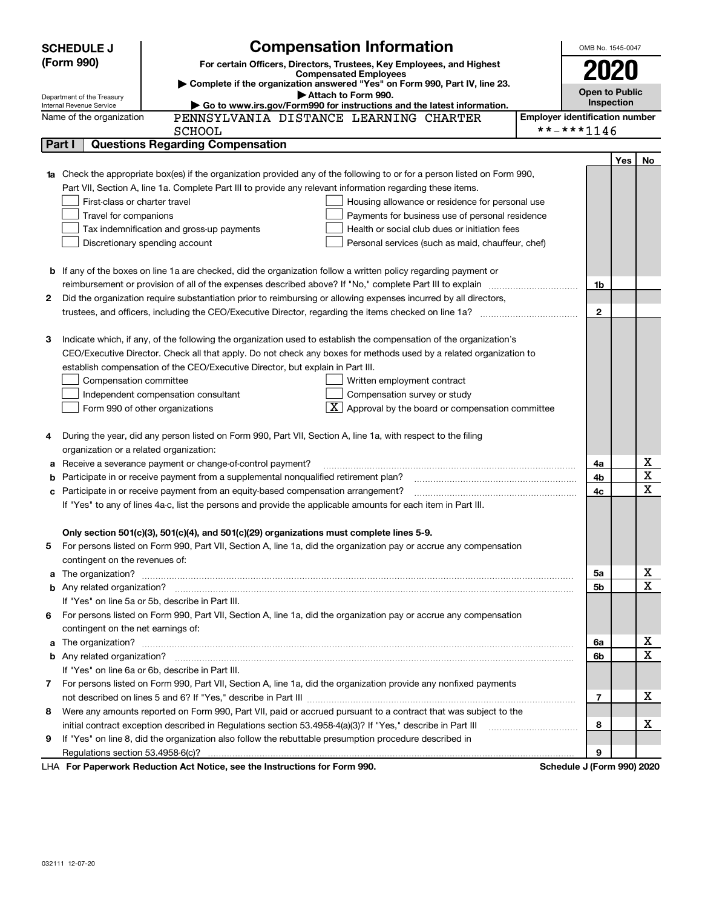**SCHEDULE J (Form 990)**

Department of the Treasury
Internal Revenue Service

# Compensation Information

**For certain Officers, Directors, Trustees, Key Employees, and Highest Compensated Employees**

▶ **Complete if the organization answered "Yes" on Form 990, Part IV, line 23.**

▶ **Attach to Form 990.**

▶ **Go to www.irs.gov/Form990 for instructions and the latest information.**

OMB No. 1545-0047

**2020**

**Open to Public Inspection**

Name of the organization: PENNSYLVANIA DISTANCE LEARNING CHARTER SCHOOL

Employer identification number: **-***1146

## Part I Questions Regarding Compensation

| | | | Yes | No |
|---|---|---|---|---|
| **1a** | Check the appropriate box(es) if the organization provided any of the following to or for a person listed on Form 990, Part VII, Section A, line 1a. Complete Part III to provide any relevant information regarding these items.<br>☐ First-class or charter travel ☐ Housing allowance or residence for personal use<br>☐ Travel for companions ☐ Payments for business use of personal residence<br>☐ Tax indemnification and gross-up payments ☐ Health or social club dues or initiation fees<br>☐ Discretionary spending account ☐ Personal services (such as maid, chauffeur, chef) | | | |
| **b** | If any of the boxes on line 1a are checked, did the organization follow a written policy regarding payment or reimbursement or provision of all of the expenses described above? If "No," complete Part III to explain | 1b | | |
| **2** | Did the organization require substantiation prior to reimbursing or allowing expenses incurred by all directors, trustees, and officers, including the CEO/Executive Director, regarding the items checked on line 1a? | 2 | | |
| **3** | Indicate which, if any, of the following the organization used to establish the compensation of the organization's CEO/Executive Director. Check all that apply. Do not check any boxes for methods used by a related organization to establish compensation of the CEO/Executive Director, but explain in Part III.<br>☐ Compensation committee ☐ Written employment contract<br>☐ Independent compensation consultant ☐ Compensation survey or study<br>☐ Form 990 of other organizations ☒ Approval by the board or compensation committee | | | |
| **4** | During the year, did any person listed on Form 990, Part VII, Section A, line 1a, with respect to the filing organization or a related organization: | | | |
| **a** | Receive a severance payment or change-of-control payment? | 4a | | X |
| **b** | Participate in or receive payment from a supplemental nonqualified retirement plan? | 4b | | X |
| **c** | Participate in or receive payment from an equity-based compensation arrangement? | 4c | | X |
| | If "Yes" to any of lines 4a-c, list the persons and provide the applicable amounts for each item in Part III. | | | |
| | **Only section 501(c)(3), 501(c)(4), and 501(c)(29) organizations must complete lines 5-9.** | | | |
| **5** | For persons listed on Form 990, Part VII, Section A, line 1a, did the organization pay or accrue any compensation contingent on the revenues of: | | | |
| **a** | The organization? | 5a | | X |
| **b** | Any related organization? | 5b | | X |
| | If "Yes" on line 5a or 5b, describe in Part III. | | | |
| **6** | For persons listed on Form 990, Part VII, Section A, line 1a, did the organization pay or accrue any compensation contingent on the net earnings of: | | | |
| **a** | The organization? | 6a | | X |
| **b** | Any related organization? | 6b | | X |
| | If "Yes" on line 6a or 6b, describe in Part III. | | | |
| **7** | For persons listed on Form 990, Part VII, Section A, line 1a, did the organization provide any nonfixed payments not described on lines 5 and 6? If "Yes," describe in Part III | 7 | | X |
| **8** | Were any amounts reported on Form 990, Part VII, paid or accrued pursuant to a contract that was subject to the initial contract exception described in Regulations section 53.4958-4(a)(3)? If "Yes," describe in Part III | 8 | | X |
| **9** | If "Yes" on line 8, did the organization also follow the rebuttable presumption procedure described in Regulations section 53.4958-6(c)? | 9 | | |

LHA **For Paperwork Reduction Act Notice, see the Instructions for Form 990.** **Schedule J (Form 990) 2020**

032111 12-07-20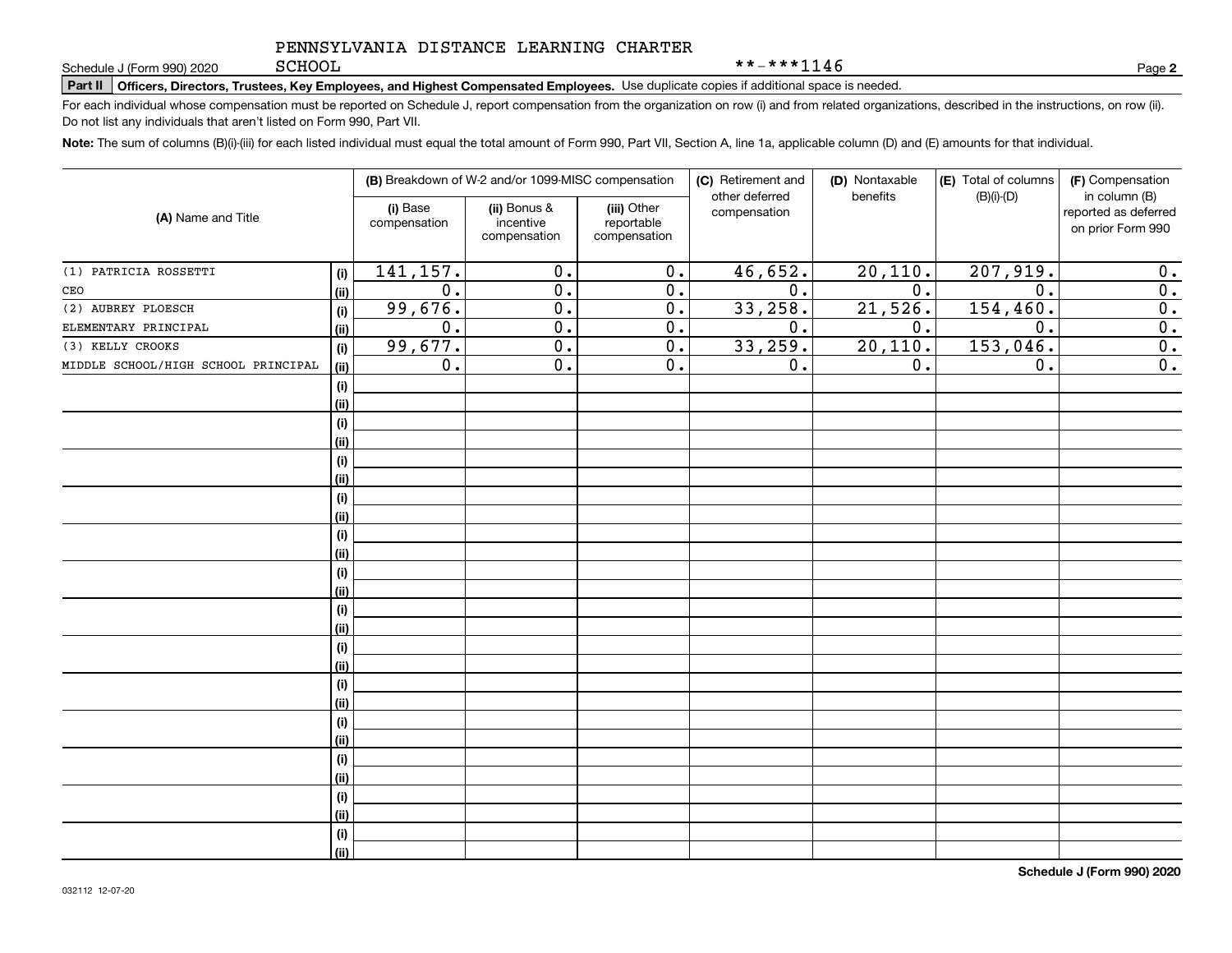PENNSYLVANIA DISTANCE LEARNING CHARTER SCHOOL **-***1146

Schedule J (Form 990) 2020

**Part II** **Officers, Directors, Trustees, Key Employees, and Highest Compensated Employees.** Use duplicate copies if additional space is needed.

For each individual whose compensation must be reported on Schedule J, report compensation from the organization on row (i) and from related organizations, described in the instructions, on row (ii). Do not list any individuals that aren't listed on Form 990, Part VII.

**Note:** The sum of columns (B)(i)-(iii) for each listed individual must equal the total amount of Form 990, Part VII, Section A, line 1a, applicable column (D) and (E) amounts for that individual.

| (A) Name and Title | | (B) Breakdown of W-2 and/or 1099-MISC compensation | | | (C) Retirement and other deferred compensation | (D) Nontaxable benefits | (E) Total of columns (B)(i)-(D) | (F) Compensation in column (B) reported as deferred on prior Form 990 |
|---|---|---|---|---|---|---|---|---|
| | | (i) Base compensation | (ii) Bonus & incentive compensation | (iii) Other reportable compensation | | | | |
| (1) PATRICIA ROSSETTI | (i) | 141,157. | 0. | 0. | 46,652. | 20,110. | 207,919. | 0. |
| CEO | (ii) | 0. | 0. | 0. | 0. | 0. | 0. | 0. |
| (2) AUBREY PLOESCH | (i) | 99,676. | 0. | 0. | 33,258. | 21,526. | 154,460. | 0. |
| ELEMENTARY PRINCIPAL | (ii) | 0. | 0. | 0. | 0. | 0. | 0. | 0. |
| (3) KELLY CROOKS | (i) | 99,677. | 0. | 0. | 33,259. | 20,110. | 153,046. | 0. |
| MIDDLE SCHOOL/HIGH SCHOOL PRINCIPAL | (ii) | 0. | 0. | 0. | 0. | 0. | 0. | 0. |

Schedule J (Form 990) 2020

032112 12-07-20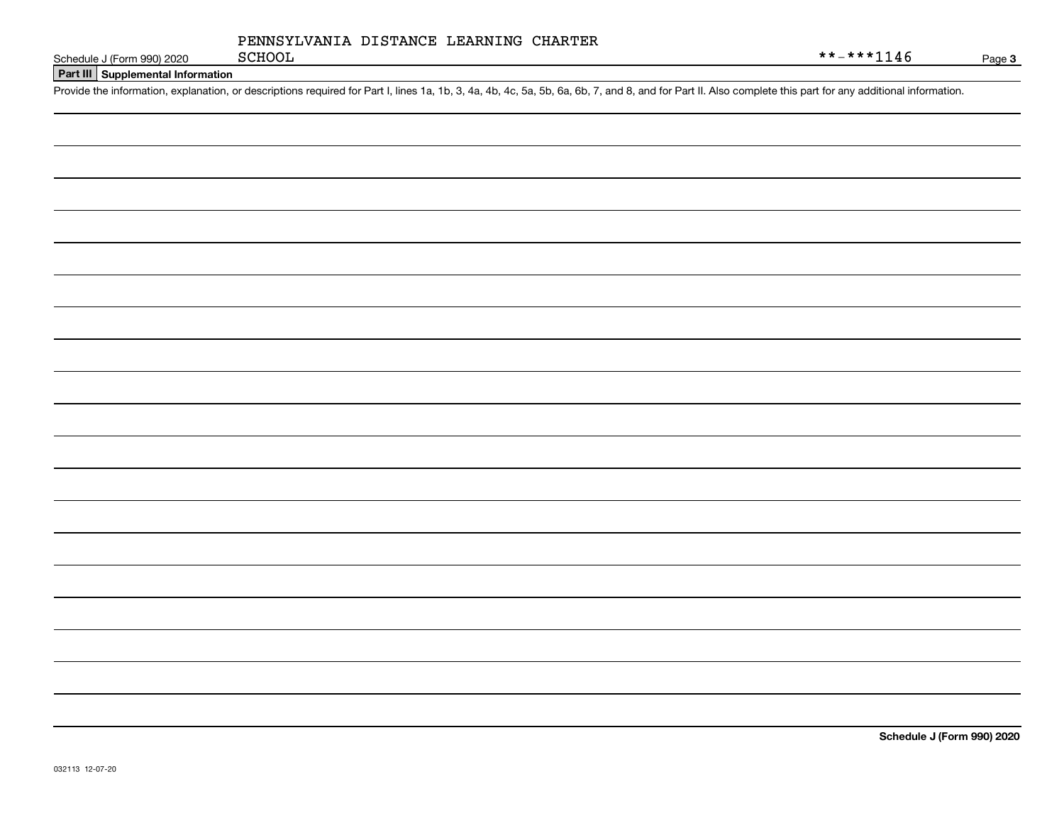PENNSYLVANIA DISTANCE LEARNING CHARTER SCHOOL

**-***1146

## Part III Supplemental Information

Provide the information, explanation, or descriptions required for Part I, lines 1a, 1b, 3, 4a, 4b, 4c, 5a, 5b, 6a, 6b, 7, and 8, and for Part II. Also complete this part for any additional information.

**Schedule J (Form 990) 2020**

032113 12-07-20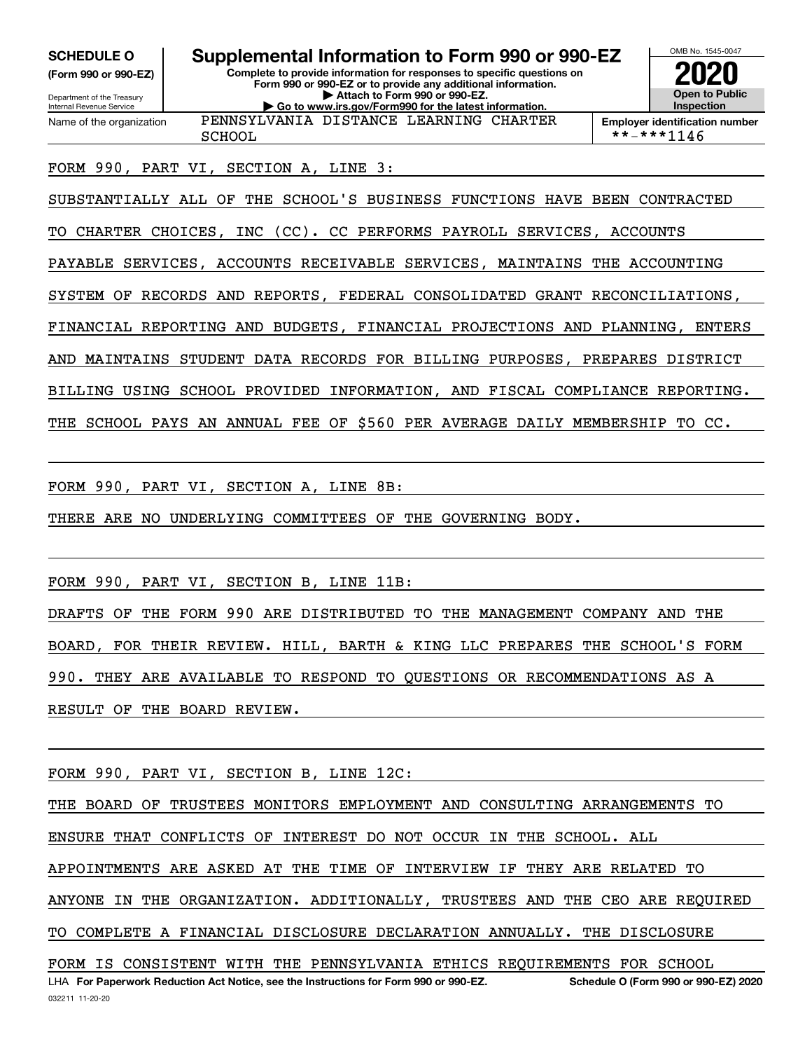**SCHEDULE O (Form 990 or 990-EZ)**

Department of the Treasury
Internal Revenue Service

# Supplemental Information to Form 990 or 990-EZ

**Complete to provide information for responses to specific questions on Form 990 or 990-EZ or to provide any additional information.**
**▶ Attach to Form 990 or 990-EZ.**
**▶ Go to www.irs.gov/Form990 for the latest information.**

OMB No. 1545-0047

**2020**

**Open to Public Inspection**

Name of the organization: PENNSYLVANIA DISTANCE LEARNING CHARTER SCHOOL

**Employer identification number**: **-***1146

FORM 990, PART VI, SECTION A, LINE 3:

SUBSTANTIALLY ALL OF THE SCHOOL'S BUSINESS FUNCTIONS HAVE BEEN CONTRACTED TO CHARTER CHOICES, INC (CC). CC PERFORMS PAYROLL SERVICES, ACCOUNTS PAYABLE SERVICES, ACCOUNTS RECEIVABLE SERVICES, MAINTAINS THE ACCOUNTING SYSTEM OF RECORDS AND REPORTS, FEDERAL CONSOLIDATED GRANT RECONCILIATIONS, FINANCIAL REPORTING AND BUDGETS, FINANCIAL PROJECTIONS AND PLANNING, ENTERS AND MAINTAINS STUDENT DATA RECORDS FOR BILLING PURPOSES, PREPARES DISTRICT BILLING USING SCHOOL PROVIDED INFORMATION, AND FISCAL COMPLIANCE REPORTING. THE SCHOOL PAYS AN ANNUAL FEE OF $560 PER AVERAGE DAILY MEMBERSHIP TO CC.

FORM 990, PART VI, SECTION A, LINE 8B:

THERE ARE NO UNDERLYING COMMITTEES OF THE GOVERNING BODY.

FORM 990, PART VI, SECTION B, LINE 11B:

DRAFTS OF THE FORM 990 ARE DISTRIBUTED TO THE MANAGEMENT COMPANY AND THE BOARD, FOR THEIR REVIEW. HILL, BARTH & KING LLC PREPARES THE SCHOOL'S FORM 990. THEY ARE AVAILABLE TO RESPOND TO QUESTIONS OR RECOMMENDATIONS AS A RESULT OF THE BOARD REVIEW.

FORM 990, PART VI, SECTION B, LINE 12C:

THE BOARD OF TRUSTEES MONITORS EMPLOYMENT AND CONSULTING ARRANGEMENTS TO ENSURE THAT CONFLICTS OF INTEREST DO NOT OCCUR IN THE SCHOOL. ALL APPOINTMENTS ARE ASKED AT THE TIME OF INTERVIEW IF THEY ARE RELATED TO ANYONE IN THE ORGANIZATION. ADDITIONALLY, TRUSTEES AND THE CEO ARE REQUIRED TO COMPLETE A FINANCIAL DISCLOSURE DECLARATION ANNUALLY. THE DISCLOSURE FORM IS CONSISTENT WITH THE PENNSYLVANIA ETHICS REQUIREMENTS FOR SCHOOL

LHA **For Paperwork Reduction Act Notice, see the Instructions for Form 990 or 990-EZ.** **Schedule O (Form 990 or 990-EZ) 2020**

032211 11-20-20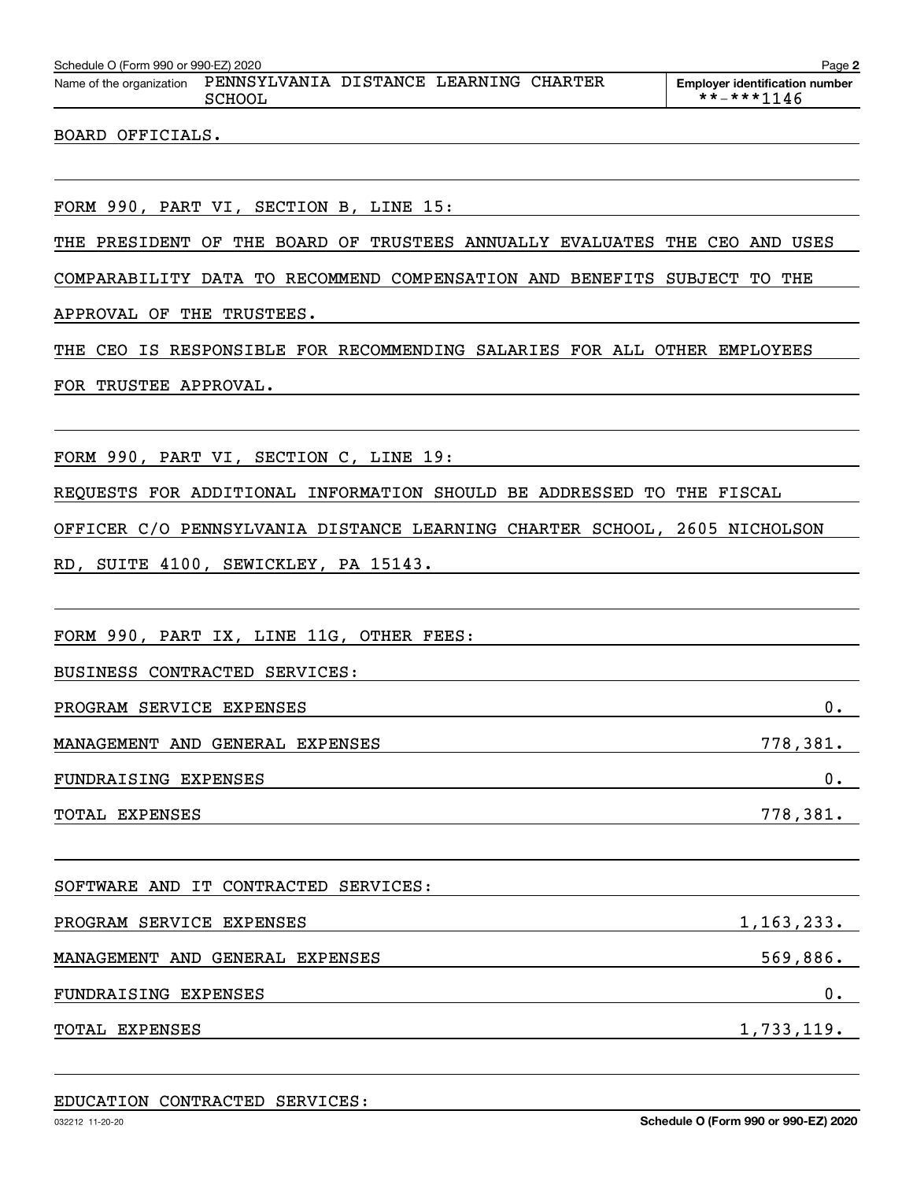Schedule O (Form 990 or 990-EZ) 2020

Name of the organization: PENNSYLVANIA DISTANCE LEARNING CHARTER SCHOOL

Employer identification number: **-***1146

BOARD OFFICIALS.

FORM 990, PART VI, SECTION B, LINE 15:

THE PRESIDENT OF THE BOARD OF TRUSTEES ANNUALLY EVALUATES THE CEO AND USES COMPARABILITY DATA TO RECOMMEND COMPENSATION AND BENEFITS SUBJECT TO THE APPROVAL OF THE TRUSTEES.

THE CEO IS RESPONSIBLE FOR RECOMMENDING SALARIES FOR ALL OTHER EMPLOYEES FOR TRUSTEE APPROVAL.

FORM 990, PART VI, SECTION C, LINE 19:

REQUESTS FOR ADDITIONAL INFORMATION SHOULD BE ADDRESSED TO THE FISCAL OFFICER C/O PENNSYLVANIA DISTANCE LEARNING CHARTER SCHOOL, 2605 NICHOLSON RD, SUITE 4100, SEWICKLEY, PA 15143.

FORM 990, PART IX, LINE 11G, OTHER FEES:

BUSINESS CONTRACTED SERVICES:

| | |
|---|---|
| PROGRAM SERVICE EXPENSES | 0. |
| MANAGEMENT AND GENERAL EXPENSES | 778,381. |
| FUNDRAISING EXPENSES | 0. |
| TOTAL EXPENSES | 778,381. |

SOFTWARE AND IT CONTRACTED SERVICES:

| | |
|---|---|
| PROGRAM SERVICE EXPENSES | 1,163,233. |
| MANAGEMENT AND GENERAL EXPENSES | 569,886. |
| FUNDRAISING EXPENSES | 0. |
| TOTAL EXPENSES | 1,733,119. |

EDUCATION CONTRACTED SERVICES: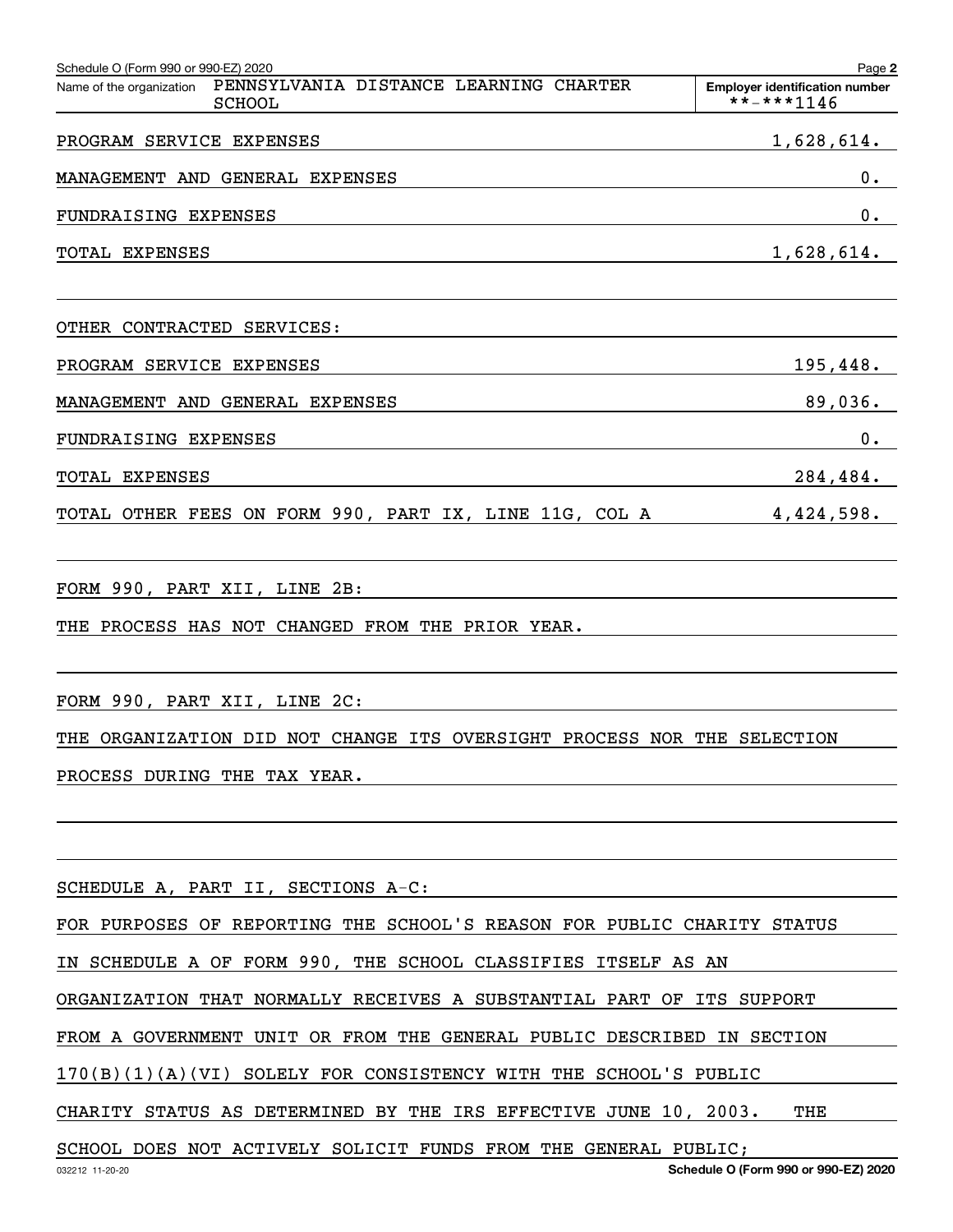Schedule O (Form 990 or 990-EZ) 2020

Name of the organization: PENNSYLVANIA DISTANCE LEARNING CHARTER SCHOOL

Employer identification number: **-***1146

| | |
|---|---|
| PROGRAM SERVICE EXPENSES | 1,628,614. |
| MANAGEMENT AND GENERAL EXPENSES | 0. |
| FUNDRAISING EXPENSES | 0. |
| TOTAL EXPENSES | 1,628,614. |

OTHER CONTRACTED SERVICES:

| | |
|---|---|
| PROGRAM SERVICE EXPENSES | 195,448. |
| MANAGEMENT AND GENERAL EXPENSES | 89,036. |
| FUNDRAISING EXPENSES | 0. |
| TOTAL EXPENSES | 284,484. |
| TOTAL OTHER FEES ON FORM 990, PART IX, LINE 11G, COL A | 4,424,598. |

FORM 990, PART XII, LINE 2B:

THE PROCESS HAS NOT CHANGED FROM THE PRIOR YEAR.

FORM 990, PART XII, LINE 2C:

THE ORGANIZATION DID NOT CHANGE ITS OVERSIGHT PROCESS NOR THE SELECTION PROCESS DURING THE TAX YEAR.

SCHEDULE A, PART II, SECTIONS A-C:

FOR PURPOSES OF REPORTING THE SCHOOL'S REASON FOR PUBLIC CHARITY STATUS IN SCHEDULE A OF FORM 990, THE SCHOOL CLASSIFIES ITSELF AS AN ORGANIZATION THAT NORMALLY RECEIVES A SUBSTANTIAL PART OF ITS SUPPORT FROM A GOVERNMENT UNIT OR FROM THE GENERAL PUBLIC DESCRIBED IN SECTION 170(B)(1)(A)(VI) SOLELY FOR CONSISTENCY WITH THE SCHOOL'S PUBLIC CHARITY STATUS AS DETERMINED BY THE IRS EFFECTIVE JUNE 10, 2003. THE SCHOOL DOES NOT ACTIVELY SOLICIT FUNDS FROM THE GENERAL PUBLIC;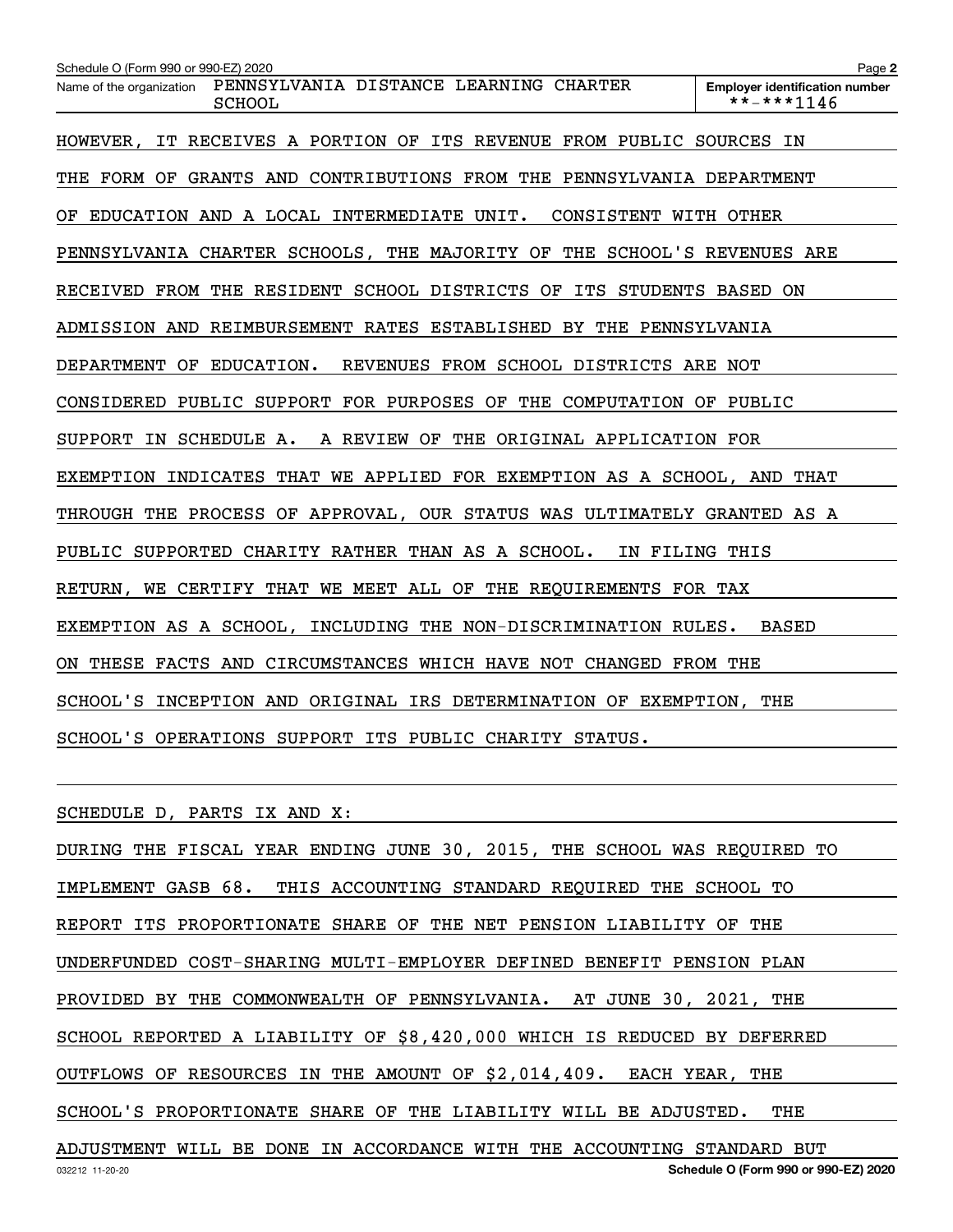Schedule O (Form 990 or 990-EZ) 2020

Name of the organization: PENNSYLVANIA DISTANCE LEARNING CHARTER SCHOOL

Employer identification number: **-***1146

HOWEVER, IT RECEIVES A PORTION OF ITS REVENUE FROM PUBLIC SOURCES IN THE FORM OF GRANTS AND CONTRIBUTIONS FROM THE PENNSYLVANIA DEPARTMENT OF EDUCATION AND A LOCAL INTERMEDIATE UNIT. CONSISTENT WITH OTHER PENNSYLVANIA CHARTER SCHOOLS, THE MAJORITY OF THE SCHOOL'S REVENUES ARE RECEIVED FROM THE RESIDENT SCHOOL DISTRICTS OF ITS STUDENTS BASED ON ADMISSION AND REIMBURSEMENT RATES ESTABLISHED BY THE PENNSYLVANIA DEPARTMENT OF EDUCATION. REVENUES FROM SCHOOL DISTRICTS ARE NOT CONSIDERED PUBLIC SUPPORT FOR PURPOSES OF THE COMPUTATION OF PUBLIC SUPPORT IN SCHEDULE A. A REVIEW OF THE ORIGINAL APPLICATION FOR EXEMPTION INDICATES THAT WE APPLIED FOR EXEMPTION AS A SCHOOL, AND THAT THROUGH THE PROCESS OF APPROVAL, OUR STATUS WAS ULTIMATELY GRANTED AS A PUBLIC SUPPORTED CHARITY RATHER THAN AS A SCHOOL. IN FILING THIS RETURN, WE CERTIFY THAT WE MEET ALL OF THE REQUIREMENTS FOR TAX EXEMPTION AS A SCHOOL, INCLUDING THE NON-DISCRIMINATION RULES. BASED ON THESE FACTS AND CIRCUMSTANCES WHICH HAVE NOT CHANGED FROM THE SCHOOL'S INCEPTION AND ORIGINAL IRS DETERMINATION OF EXEMPTION, THE SCHOOL'S OPERATIONS SUPPORT ITS PUBLIC CHARITY STATUS.

SCHEDULE D, PARTS IX AND X:

DURING THE FISCAL YEAR ENDING JUNE 30, 2015, THE SCHOOL WAS REQUIRED TO IMPLEMENT GASB 68. THIS ACCOUNTING STANDARD REQUIRED THE SCHOOL TO REPORT ITS PROPORTIONATE SHARE OF THE NET PENSION LIABILITY OF THE UNDERFUNDED COST-SHARING MULTI-EMPLOYER DEFINED BENEFIT PENSION PLAN PROVIDED BY THE COMMONWEALTH OF PENNSYLVANIA. AT JUNE 30, 2021, THE SCHOOL REPORTED A LIABILITY OF $8,420,000 WHICH IS REDUCED BY DEFERRED OUTFLOWS OF RESOURCES IN THE AMOUNT OF $2,014,409. EACH YEAR, THE SCHOOL'S PROPORTIONATE SHARE OF THE LIABILITY WILL BE ADJUSTED. THE ADJUSTMENT WILL BE DONE IN ACCORDANCE WITH THE ACCOUNTING STANDARD BUT

032212 11-20-20 Schedule O (Form 990 or 990-EZ) 2020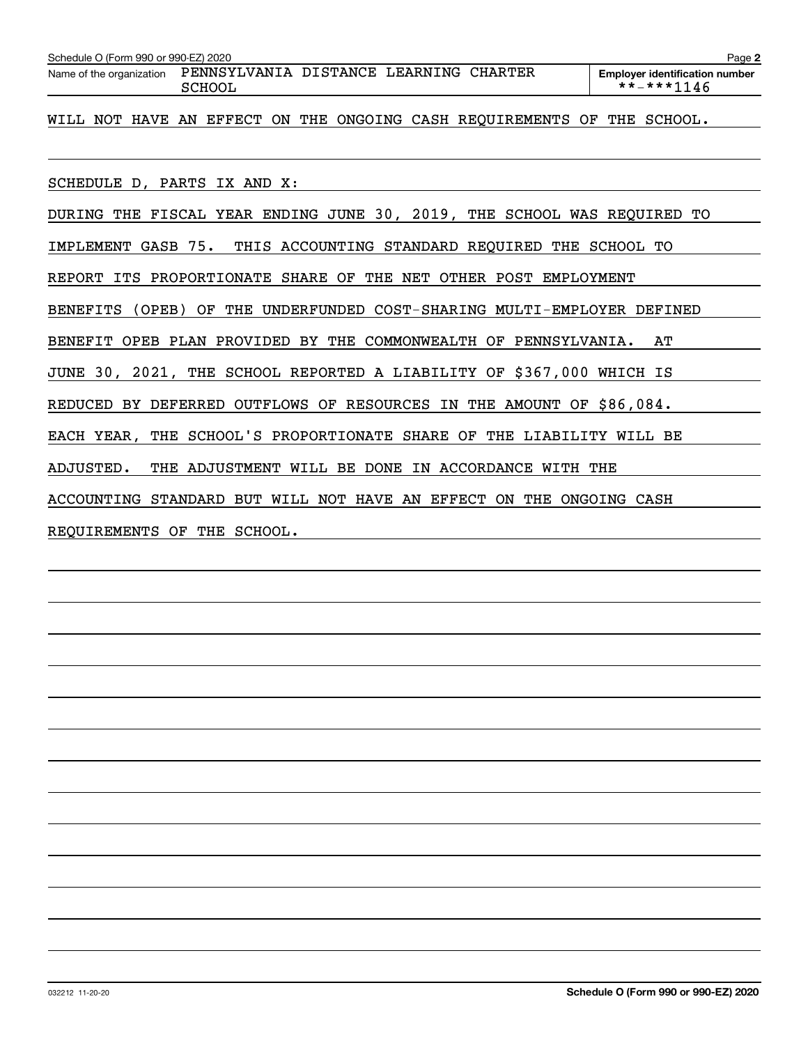Name of the organization PENNSYLVANIA DISTANCE LEARNING CHARTER SCHOOL

Employer identification number **-***1146

WILL NOT HAVE AN EFFECT ON THE ONGOING CASH REQUIREMENTS OF THE SCHOOL.

SCHEDULE D, PARTS IX AND X:

DURING THE FISCAL YEAR ENDING JUNE 30, 2019, THE SCHOOL WAS REQUIRED TO IMPLEMENT GASB 75. THIS ACCOUNTING STANDARD REQUIRED THE SCHOOL TO REPORT ITS PROPORTIONATE SHARE OF THE NET OTHER POST EMPLOYMENT BENEFITS (OPEB) OF THE UNDERFUNDED COST-SHARING MULTI-EMPLOYER DEFINED BENEFIT OPEB PLAN PROVIDED BY THE COMMONWEALTH OF PENNSYLVANIA. AT JUNE 30, 2021, THE SCHOOL REPORTED A LIABILITY OF $367,000 WHICH IS REDUCED BY DEFERRED OUTFLOWS OF RESOURCES IN THE AMOUNT OF $86,084. EACH YEAR, THE SCHOOL'S PROPORTIONATE SHARE OF THE LIABILITY WILL BE ADJUSTED. THE ADJUSTMENT WILL BE DONE IN ACCORDANCE WITH THE ACCOUNTING STANDARD BUT WILL NOT HAVE AN EFFECT ON THE ONGOING CASH REQUIREMENTS OF THE SCHOOL.